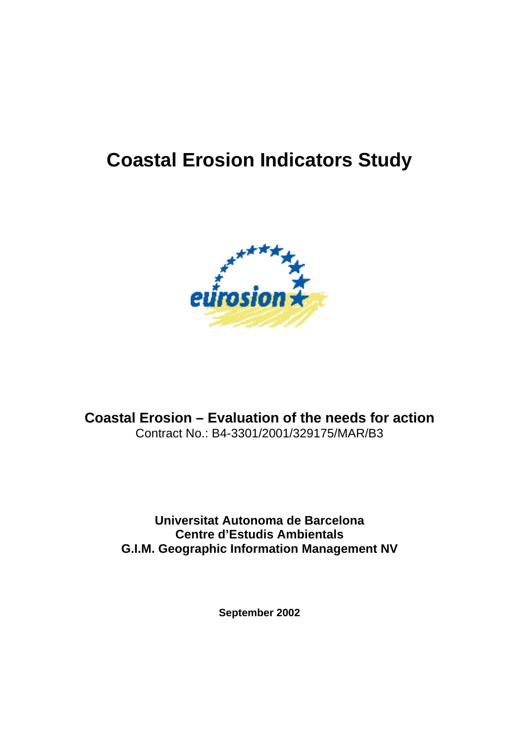# Coastal Erosion Indicators Study

**Coastal Erosion – Evaluation of the needs for action**
Contract No.: B4-3301/2001/329175/MAR/B3

**Universitat Autonoma de Barcelona**
**Centre d'Estudis Ambientals**
**G.I.M. Geographic Information Management NV**

**September 2002**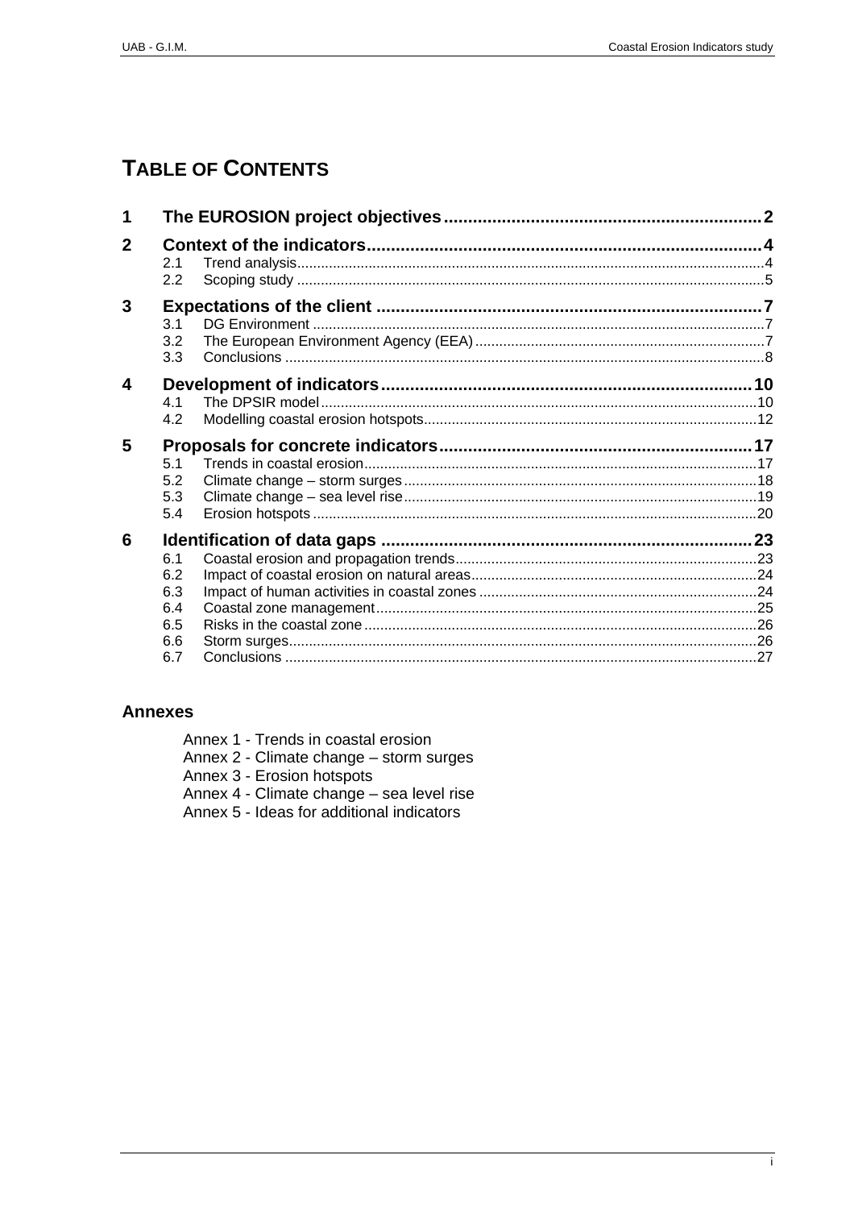# TABLE OF CONTENTS

| | | | |
|---|---|---|---|
| **1** | **The EUROSION project objectives** | | **2** |
| **2** | **Context of the indicators** | | **4** |
| | 2.1 | Trend analysis | 4 |
| | 2.2 | Scoping study | 5 |
| **3** | **Expectations of the client** | | **7** |
| | 3.1 | DG Environment | 7 |
| | 3.2 | The European Environment Agency (EEA) | 7 |
| | 3.3 | Conclusions | 8 |
| **4** | **Development of indicators** | | **10** |
| | 4.1 | The DPSIR model | 10 |
| | 4.2 | Modelling coastal erosion hotspots | 12 |
| **5** | **Proposals for concrete indicators** | | **17** |
| | 5.1 | Trends in coastal erosion | 17 |
| | 5.2 | Climate change – storm surges | 18 |
| | 5.3 | Climate change – sea level rise | 19 |
| | 5.4 | Erosion hotspots | 20 |
| **6** | **Identification of data gaps** | | **23** |
| | 6.1 | Coastal erosion and propagation trends | 23 |
| | 6.2 | Impact of coastal erosion on natural areas | 24 |
| | 6.3 | Impact of human activities in coastal zones | 24 |
| | 6.4 | Coastal zone management | 25 |
| | 6.5 | Risks in the coastal zone | 26 |
| | 6.6 | Storm surges | 26 |
| | 6.7 | Conclusions | 27 |

## Annexes

Annex 1 - Trends in coastal erosion
Annex 2 - Climate change – storm surges
Annex 3 - Erosion hotspots
Annex 4 - Climate change – sea level rise
Annex 5 - Ideas for additional indicators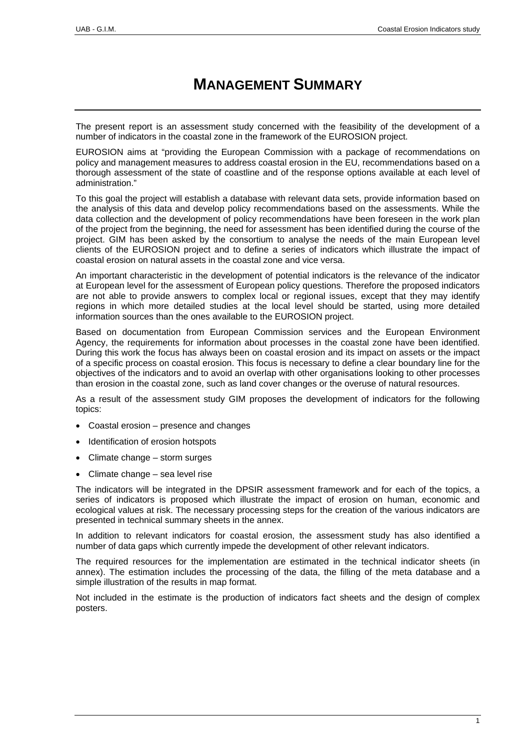# MANAGEMENT SUMMARY

The present report is an assessment study concerned with the feasibility of the development of a number of indicators in the coastal zone in the framework of the EUROSION project.

EUROSION aims at "providing the European Commission with a package of recommendations on policy and management measures to address coastal erosion in the EU, recommendations based on a thorough assessment of the state of coastline and of the response options available at each level of administration."

To this goal the project will establish a database with relevant data sets, provide information based on the analysis of this data and develop policy recommendations based on the assessments. While the data collection and the development of policy recommendations have been foreseen in the work plan of the project from the beginning, the need for assessment has been identified during the course of the project. GIM has been asked by the consortium to analyse the needs of the main European level clients of the EUROSION project and to define a series of indicators which illustrate the impact of coastal erosion on natural assets in the coastal zone and vice versa.

An important characteristic in the development of potential indicators is the relevance of the indicator at European level for the assessment of European policy questions. Therefore the proposed indicators are not able to provide answers to complex local or regional issues, except that they may identify regions in which more detailed studies at the local level should be started, using more detailed information sources than the ones available to the EUROSION project.

Based on documentation from European Commission services and the European Environment Agency, the requirements for information about processes in the coastal zone have been identified. During this work the focus has always been on coastal erosion and its impact on assets or the impact of a specific process on coastal erosion. This focus is necessary to define a clear boundary line for the objectives of the indicators and to avoid an overlap with other organisations looking to other processes than erosion in the coastal zone, such as land cover changes or the overuse of natural resources.

As a result of the assessment study GIM proposes the development of indicators for the following topics:

- Coastal erosion – presence and changes
- Identification of erosion hotspots
- Climate change – storm surges
- Climate change – sea level rise

The indicators will be integrated in the DPSIR assessment framework and for each of the topics, a series of indicators is proposed which illustrate the impact of erosion on human, economic and ecological values at risk. The necessary processing steps for the creation of the various indicators are presented in technical summary sheets in the annex.

In addition to relevant indicators for coastal erosion, the assessment study has also identified a number of data gaps which currently impede the development of other relevant indicators.

The required resources for the implementation are estimated in the technical indicator sheets (in annex). The estimation includes the processing of the data, the filling of the meta database and a simple illustration of the results in map format.

Not included in the estimate is the production of indicators fact sheets and the design of complex posters.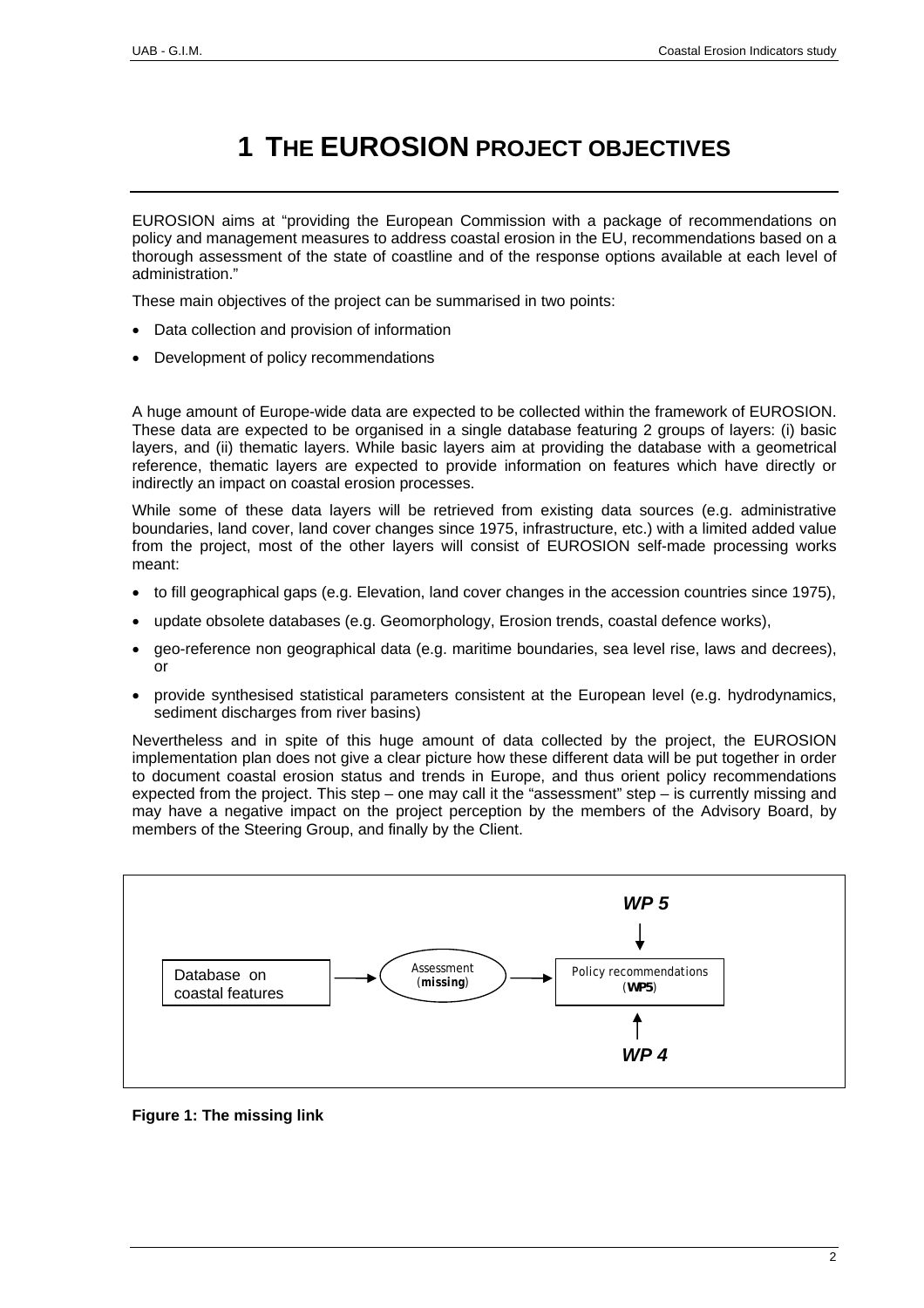# 1 THE EUROSION PROJECT OBJECTIVES

EUROSION aims at "providing the European Commission with a package of recommendations on policy and management measures to address coastal erosion in the EU, recommendations based on a thorough assessment of the state of coastline and of the response options available at each level of administration."

These main objectives of the project can be summarised in two points:

- Data collection and provision of information
- Development of policy recommendations

A huge amount of Europe-wide data are expected to be collected within the framework of EUROSION. These data are expected to be organised in a single database featuring 2 groups of layers: (i) basic layers, and (ii) thematic layers. While basic layers aim at providing the database with a geometrical reference, thematic layers are expected to provide information on features which have directly or indirectly an impact on coastal erosion processes.

While some of these data layers will be retrieved from existing data sources (e.g. administrative boundaries, land cover, land cover changes since 1975, infrastructure, etc.) with a limited added value from the project, most of the other layers will consist of EUROSION self-made processing works meant:

- to fill geographical gaps (e.g. Elevation, land cover changes in the accession countries since 1975),
- update obsolete databases (e.g. Geomorphology, Erosion trends, coastal defence works),
- geo-reference non geographical data (e.g. maritime boundaries, sea level rise, laws and decrees), or
- provide synthesised statistical parameters consistent at the European level (e.g. hydrodynamics, sediment discharges from river basins)

Nevertheless and in spite of this huge amount of data collected by the project, the EUROSION implementation plan does not give a clear picture how these different data will be put together in order to document coastal erosion status and trends in Europe, and thus orient policy recommendations expected from the project. This step – one may call it the "assessment" step – is currently missing and may have a negative impact on the project perception by the members of the Advisory Board, by members of the Steering Group, and finally by the Client.

Database on coastal features → Assessment (**missing**) → Policy recommendations (**WP5**) ← ***WP 5*** ; ***WP 4***

**Figure 1: The missing link**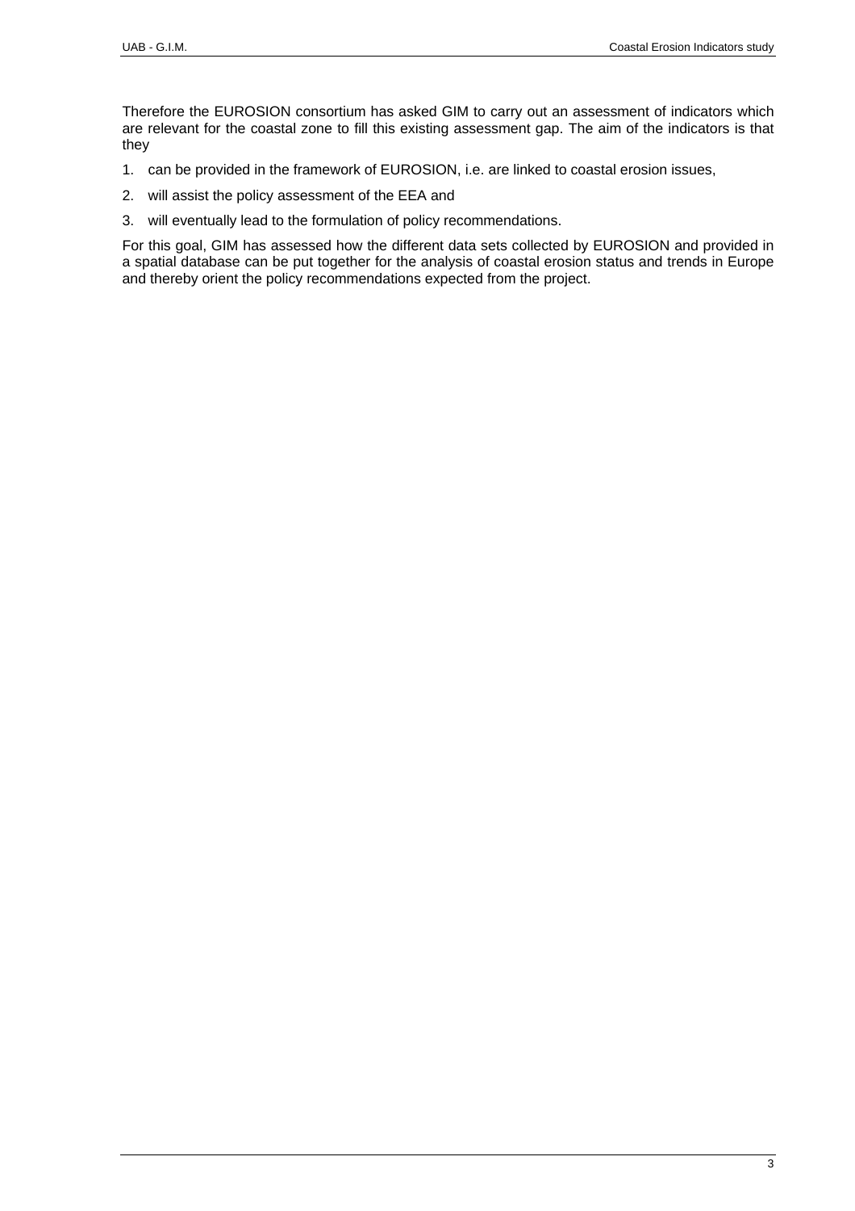Therefore the EUROSION consortium has asked GIM to carry out an assessment of indicators which are relevant for the coastal zone to fill this existing assessment gap. The aim of the indicators is that they

1. can be provided in the framework of EUROSION, i.e. are linked to coastal erosion issues,
2. will assist the policy assessment of the EEA and
3. will eventually lead to the formulation of policy recommendations.

For this goal, GIM has assessed how the different data sets collected by EUROSION and provided in a spatial database can be put together for the analysis of coastal erosion status and trends in Europe and thereby orient the policy recommendations expected from the project.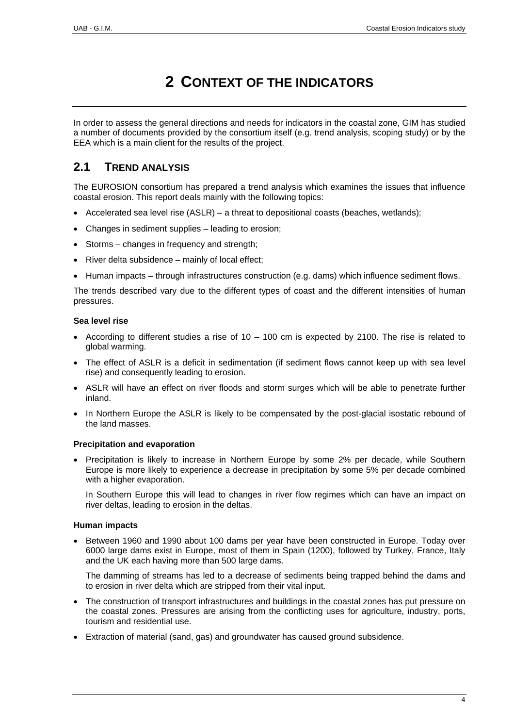# 2 CONTEXT OF THE INDICATORS

In order to assess the general directions and needs for indicators in the coastal zone, GIM has studied a number of documents provided by the consortium itself (e.g. trend analysis, scoping study) or by the EEA which is a main client for the results of the project.

## 2.1 TREND ANALYSIS

The EUROSION consortium has prepared a trend analysis which examines the issues that influence coastal erosion. This report deals mainly with the following topics:

- Accelerated sea level rise (ASLR) – a threat to depositional coasts (beaches, wetlands);
- Changes in sediment supplies – leading to erosion;
- Storms – changes in frequency and strength;
- River delta subsidence – mainly of local effect;
- Human impacts – through infrastructures construction (e.g. dams) which influence sediment flows.

The trends described vary due to the different types of coast and the different intensities of human pressures.

**Sea level rise**

- According to different studies a rise of 10 – 100 cm is expected by 2100. The rise is related to global warming.
- The effect of ASLR is a deficit in sedimentation (if sediment flows cannot keep up with sea level rise) and consequently leading to erosion.
- ASLR will have an effect on river floods and storm surges which will be able to penetrate further inland.
- In Northern Europe the ASLR is likely to be compensated by the post-glacial isostatic rebound of the land masses.

**Precipitation and evaporation**

- Precipitation is likely to increase in Northern Europe by some 2% per decade, while Southern Europe is more likely to experience a decrease in precipitation by some 5% per decade combined with a higher evaporation.

  In Southern Europe this will lead to changes in river flow regimes which can have an impact on river deltas, leading to erosion in the deltas.

**Human impacts**

- Between 1960 and 1990 about 100 dams per year have been constructed in Europe. Today over 6000 large dams exist in Europe, most of them in Spain (1200), followed by Turkey, France, Italy and the UK each having more than 500 large dams.

  The damming of streams has led to a decrease of sediments being trapped behind the dams and to erosion in river delta which are stripped from their vital input.

- The construction of transport infrastructures and buildings in the coastal zones has put pressure on the coastal zones. Pressures are arising from the conflicting uses for agriculture, industry, ports, tourism and residential use.
- Extraction of material (sand, gas) and groundwater has caused ground subsidence.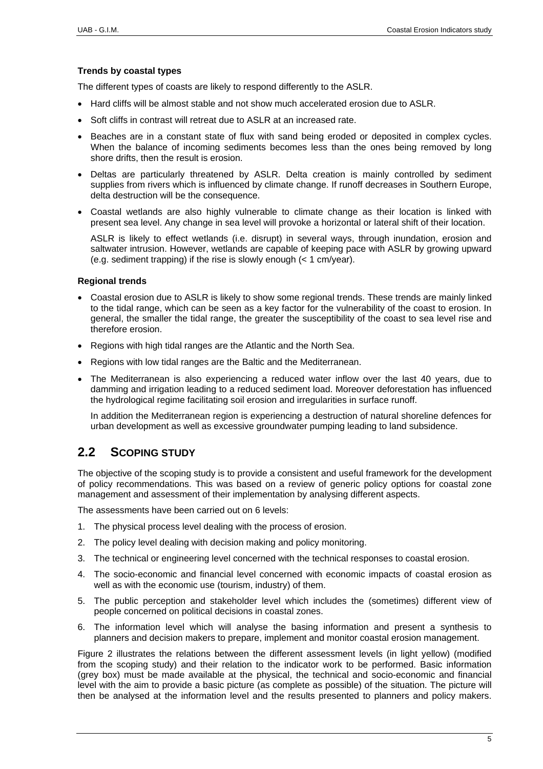**Trends by coastal types**

The different types of coasts are likely to respond differently to the ASLR.

- Hard cliffs will be almost stable and not show much accelerated erosion due to ASLR.
- Soft cliffs in contrast will retreat due to ASLR at an increased rate.
- Beaches are in a constant state of flux with sand being eroded or deposited in complex cycles. When the balance of incoming sediments becomes less than the ones being removed by long shore drifts, then the result is erosion.
- Deltas are particularly threatened by ASLR. Delta creation is mainly controlled by sediment supplies from rivers which is influenced by climate change. If runoff decreases in Southern Europe, delta destruction will be the consequence.
- Coastal wetlands are also highly vulnerable to climate change as their location is linked with present sea level. Any change in sea level will provoke a horizontal or lateral shift of their location.

  ASLR is likely to effect wetlands (i.e. disrupt) in several ways, through inundation, erosion and saltwater intrusion. However, wetlands are capable of keeping pace with ASLR by growing upward (e.g. sediment trapping) if the rise is slowly enough (< 1 cm/year).

**Regional trends**

- Coastal erosion due to ASLR is likely to show some regional trends. These trends are mainly linked to the tidal range, which can be seen as a key factor for the vulnerability of the coast to erosion. In general, the smaller the tidal range, the greater the susceptibility of the coast to sea level rise and therefore erosion.
- Regions with high tidal ranges are the Atlantic and the North Sea.
- Regions with low tidal ranges are the Baltic and the Mediterranean.
- The Mediterranean is also experiencing a reduced water inflow over the last 40 years, due to damming and irrigation leading to a reduced sediment load. Moreover deforestation has influenced the hydrological regime facilitating soil erosion and irregularities in surface runoff.

  In addition the Mediterranean region is experiencing a destruction of natural shoreline defences for urban development as well as excessive groundwater pumping leading to land subsidence.

## 2.2 SCOPING STUDY

The objective of the scoping study is to provide a consistent and useful framework for the development of policy recommendations. This was based on a review of generic policy options for coastal zone management and assessment of their implementation by analysing different aspects.

The assessments have been carried out on 6 levels:

1. The physical process level dealing with the process of erosion.
2. The policy level dealing with decision making and policy monitoring.
3. The technical or engineering level concerned with the technical responses to coastal erosion.
4. The socio-economic and financial level concerned with economic impacts of coastal erosion as well as with the economic use (tourism, industry) of them.
5. The public perception and stakeholder level which includes the (sometimes) different view of people concerned on political decisions in coastal zones.
6. The information level which will analyse the basing information and present a synthesis to planners and decision makers to prepare, implement and monitor coastal erosion management.

Figure 2 illustrates the relations between the different assessment levels (in light yellow) (modified from the scoping study) and their relation to the indicator work to be performed. Basic information (grey box) must be made available at the physical, the technical and socio-economic and financial level with the aim to provide a basic picture (as complete as possible) of the situation. The picture will then be analysed at the information level and the results presented to planners and policy makers.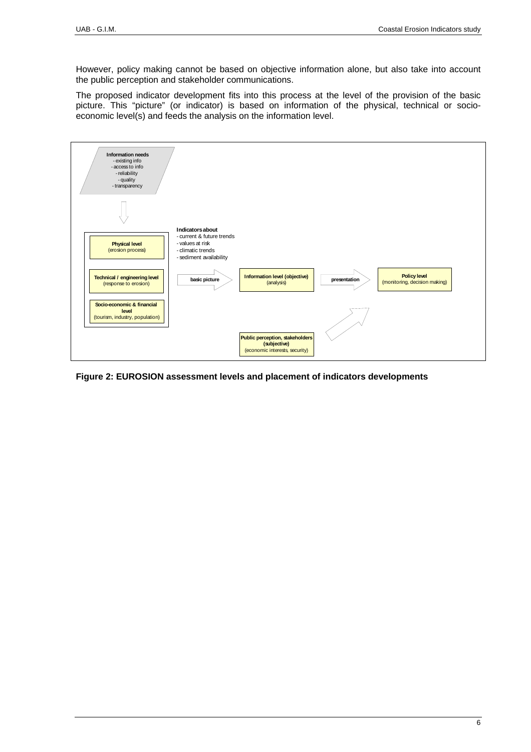However, policy making cannot be based on objective information alone, but also take into account the public perception and stakeholder communications.

The proposed indicator development fits into this process at the level of the provision of the basic picture. This "picture" (or indicator) is based on information of the physical, technical or socio-economic level(s) and feeds the analysis on the information level.

**Information needs**
- existing info
- access to info
- reliability
- quality
- transparency

**Physical level** (erosion process)

**Technical / engineering level** (response to erosion)

**Socio-economic & financial level** (tourism, industry, population)

**Indicators about**
- current & future trends
- values at risk
- climatic trends
- sediment availability

**basic picture**

**Information level (objective)** (analysis)

**presentation**

**Policy level** (monitoring, decision making)

**Public perception, stakeholders (subjective)** (economic interests, security)

**Figure 2: EUROSION assessment levels and placement of indicators developments**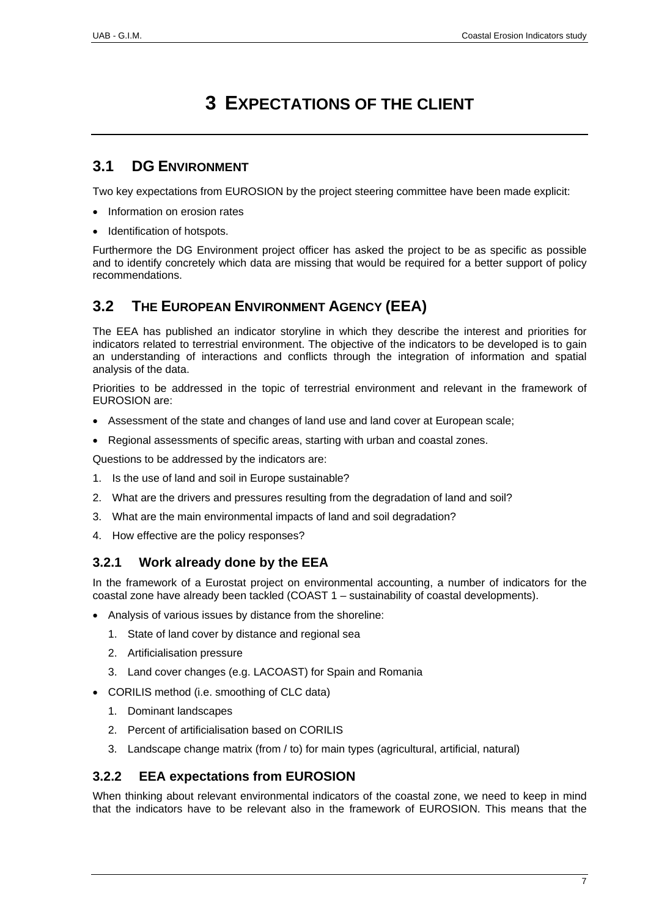# 3 EXPECTATIONS OF THE CLIENT

## 3.1 DG ENVIRONMENT

Two key expectations from EUROSION by the project steering committee have been made explicit:

- Information on erosion rates
- Identification of hotspots.

Furthermore the DG Environment project officer has asked the project to be as specific as possible and to identify concretely which data are missing that would be required for a better support of policy recommendations.

## 3.2 THE EUROPEAN ENVIRONMENT AGENCY (EEA)

The EEA has published an indicator storyline in which they describe the interest and priorities for indicators related to terrestrial environment. The objective of the indicators to be developed is to gain an understanding of interactions and conflicts through the integration of information and spatial analysis of the data.

Priorities to be addressed in the topic of terrestrial environment and relevant in the framework of EUROSION are:

- Assessment of the state and changes of land use and land cover at European scale;
- Regional assessments of specific areas, starting with urban and coastal zones.

Questions to be addressed by the indicators are:

1. Is the use of land and soil in Europe sustainable?
2. What are the drivers and pressures resulting from the degradation of land and soil?
3. What are the main environmental impacts of land and soil degradation?
4. How effective are the policy responses?

### 3.2.1 Work already done by the EEA

In the framework of a Eurostat project on environmental accounting, a number of indicators for the coastal zone have already been tackled (COAST 1 – sustainability of coastal developments).

- Analysis of various issues by distance from the shoreline:
  1. State of land cover by distance and regional sea
  2. Artificialisation pressure
  3. Land cover changes (e.g. LACOAST) for Spain and Romania
- CORILIS method (i.e. smoothing of CLC data)
  1. Dominant landscapes
  2. Percent of artificialisation based on CORILIS
  3. Landscape change matrix (from / to) for main types (agricultural, artificial, natural)

### 3.2.2 EEA expectations from EUROSION

When thinking about relevant environmental indicators of the coastal zone, we need to keep in mind that the indicators have to be relevant also in the framework of EUROSION. This means that the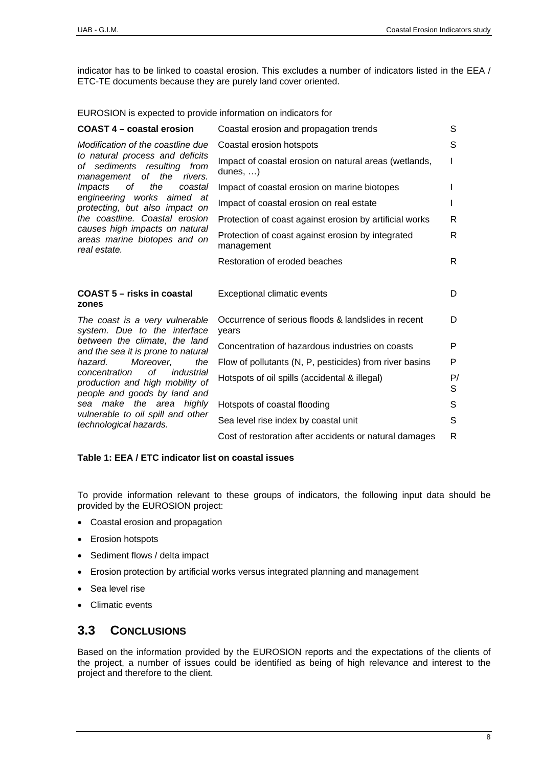indicator has to be linked to coastal erosion. This excludes a number of indicators listed in the EEA / ETC-TE documents because they are purely land cover oriented.

EUROSION is expected to provide information on indicators for

| | | |
|---|---|---|
| **COAST 4 – coastal erosion** | Coastal erosion and propagation trends | S |
| *Modification of the coastline due to natural process and deficits of sediments resulting from management of the rivers. Impacts of the coastal engineering works aimed at protecting, but also impact on the coastline. Coastal erosion causes high impacts on natural areas marine biotopes and on real estate.* | Coastal erosion hotspots | S |
| | Impact of coastal erosion on natural areas (wetlands, dunes, …) | I |
| | Impact of coastal erosion on marine biotopes | I |
| | Impact of coastal erosion on real estate | I |
| | Protection of coast against erosion by artificial works | R |
| | Protection of coast against erosion by integrated management | R |
| | Restoration of eroded beaches | R |
| **COAST 5 – risks in coastal zones** | Exceptional climatic events | D |
| *The coast is a very vulnerable system. Due to the interface between the climate, the land and the sea it is prone to natural hazard. Moreover, the concentration of industrial production and high mobility of people and goods by land and sea make the area highly vulnerable to oil spill and other technological hazards.* | Occurrence of serious floods & landslides in recent years | D |
| | Concentration of hazardous industries on coasts | P |
| | Flow of pollutants (N, P, pesticides) from river basins | P |
| | Hotspots of oil spills (accidental & illegal) | P/S |
| | Hotspots of coastal flooding | S |
| | Sea level rise index by coastal unit | S |
| | Cost of restoration after accidents or natural damages | R |

**Table 1: EEA / ETC indicator list on coastal issues**

To provide information relevant to these groups of indicators, the following input data should be provided by the EUROSION project:

- Coastal erosion and propagation
- Erosion hotspots
- Sediment flows / delta impact
- Erosion protection by artificial works versus integrated planning and management
- Sea level rise
- Climatic events

## 3.3 CONCLUSIONS

Based on the information provided by the EUROSION reports and the expectations of the clients of the project, a number of issues could be identified as being of high relevance and interest to the project and therefore to the client.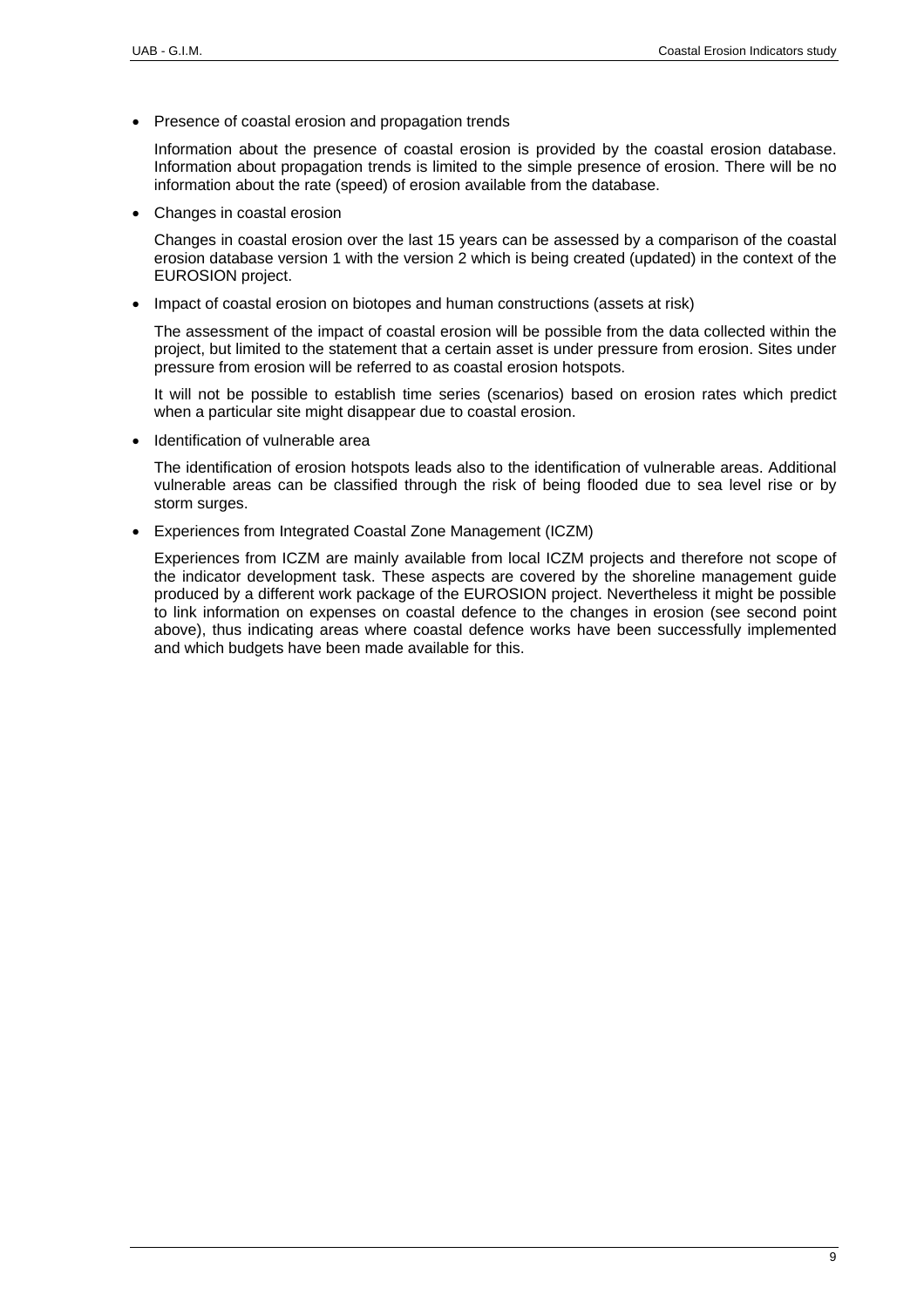- Presence of coastal erosion and propagation trends

  Information about the presence of coastal erosion is provided by the coastal erosion database. Information about propagation trends is limited to the simple presence of erosion. There will be no information about the rate (speed) of erosion available from the database.

- Changes in coastal erosion

  Changes in coastal erosion over the last 15 years can be assessed by a comparison of the coastal erosion database version 1 with the version 2 which is being created (updated) in the context of the EUROSION project.

- Impact of coastal erosion on biotopes and human constructions (assets at risk)

  The assessment of the impact of coastal erosion will be possible from the data collected within the project, but limited to the statement that a certain asset is under pressure from erosion. Sites under pressure from erosion will be referred to as coastal erosion hotspots.

  It will not be possible to establish time series (scenarios) based on erosion rates which predict when a particular site might disappear due to coastal erosion.

- Identification of vulnerable area

  The identification of erosion hotspots leads also to the identification of vulnerable areas. Additional vulnerable areas can be classified through the risk of being flooded due to sea level rise or by storm surges.

- Experiences from Integrated Coastal Zone Management (ICZM)

  Experiences from ICZM are mainly available from local ICZM projects and therefore not scope of the indicator development task. These aspects are covered by the shoreline management guide produced by a different work package of the EUROSION project. Nevertheless it might be possible to link information on expenses on coastal defence to the changes in erosion (see second point above), thus indicating areas where coastal defence works have been successfully implemented and which budgets have been made available for this.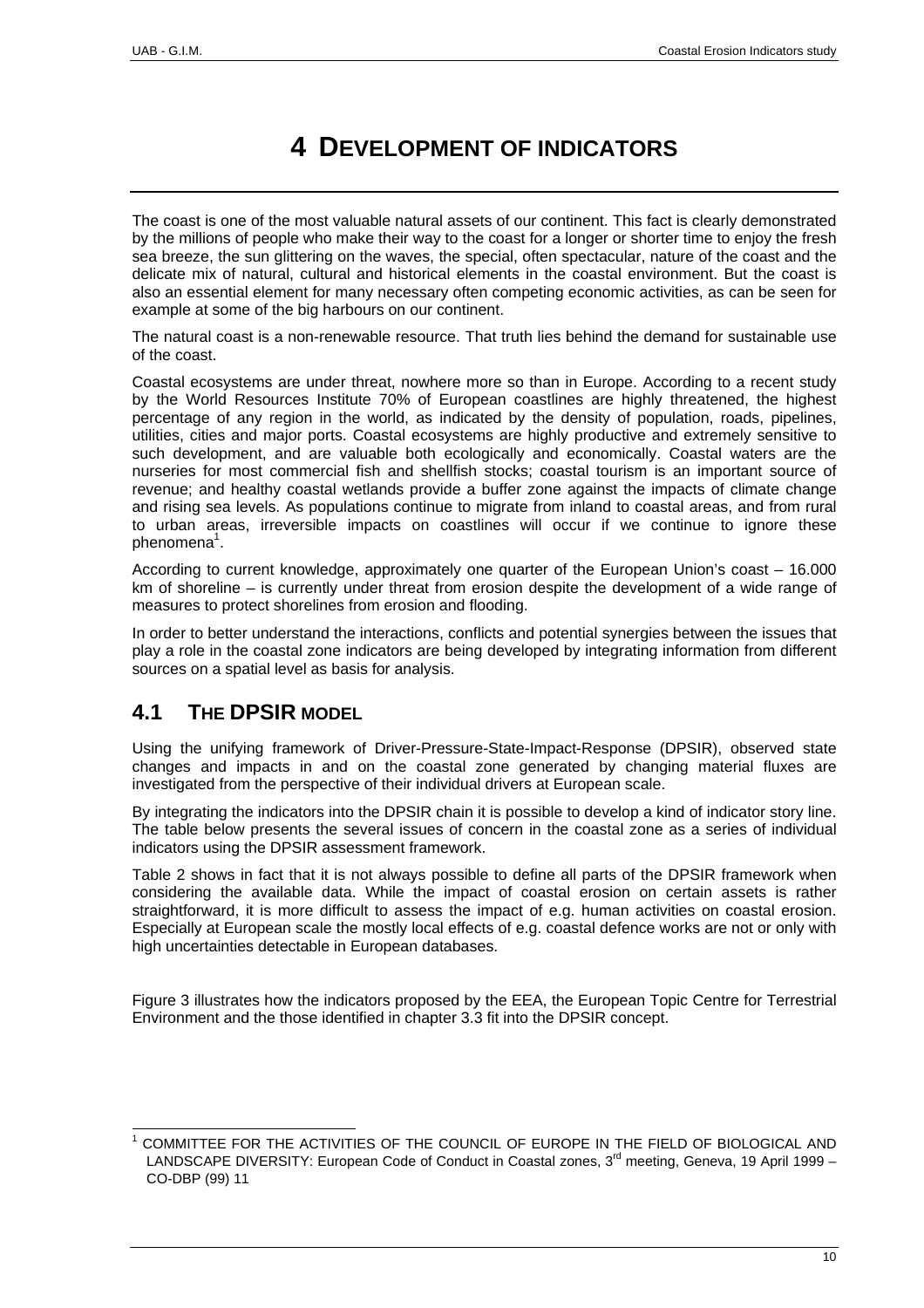// Document: 3724acc62a0d — page 12 of 52

# 4 DEVELOPMENT OF INDICATORS

The coast is one of the most valuable natural assets of our continent. This fact is clearly demonstrated by the millions of people who make their way to the coast for a longer or shorter time to enjoy the fresh sea breeze, the sun glittering on the waves, the special, often spectacular, nature of the coast and the delicate mix of natural, cultural and historical elements in the coastal environment. But the coast is also an essential element for many necessary often competing economic activities, as can be seen for example at some of the big harbours on our continent.

The natural coast is a non-renewable resource. That truth lies behind the demand for sustainable use of the coast.

Coastal ecosystems are under threat, nowhere more so than in Europe. According to a recent study by the World Resources Institute 70% of European coastlines are highly threatened, the highest percentage of any region in the world, as indicated by the density of population, roads, pipelines, utilities, cities and major ports. Coastal ecosystems are highly productive and extremely sensitive to such development, and are valuable both ecologically and economically. Coastal waters are the nurseries for most commercial fish and shellfish stocks; coastal tourism is an important source of revenue; and healthy coastal wetlands provide a buffer zone against the impacts of climate change and rising sea levels. As populations continue to migrate from inland to coastal areas, and from rural to urban areas, irreversible impacts on coastlines will occur if we continue to ignore these phenomena[1].

According to current knowledge, approximately one quarter of the European Union's coast – 16.000 km of shoreline – is currently under threat from erosion despite the development of a wide range of measures to protect shorelines from erosion and flooding.

In order to better understand the interactions, conflicts and potential synergies between the issues that play a role in the coastal zone indicators are being developed by integrating information from different sources on a spatial level as basis for analysis.

## 4.1 THE DPSIR MODEL

Using the unifying framework of Driver-Pressure-State-Impact-Response (DPSIR), observed state changes and impacts in and on the coastal zone generated by changing material fluxes are investigated from the perspective of their individual drivers at European scale.

By integrating the indicators into the DPSIR chain it is possible to develop a kind of indicator story line. The table below presents the several issues of concern in the coastal zone as a series of individual indicators using the DPSIR assessment framework.

Table 2 shows in fact that it is not always possible to define all parts of the DPSIR framework when considering the available data. While the impact of coastal erosion on certain assets is rather straightforward, it is more difficult to assess the impact of e.g. human activities on coastal erosion. Especially at European scale the mostly local effects of e.g. coastal defence works are not or only with high uncertainties detectable in European databases.

Figure 3 illustrates how the indicators proposed by the EEA, the European Topic Centre for Terrestrial Environment and the those identified in chapter 3.3 fit into the DPSIR concept.

[1] COMMITTEE FOR THE ACTIVITIES OF THE COUNCIL OF EUROPE IN THE FIELD OF BIOLOGICAL AND LANDSCAPE DIVERSITY: European Code of Conduct in Coastal zones, 3rd meeting, Geneva, 19 April 1999 – CO-DBP (99) 11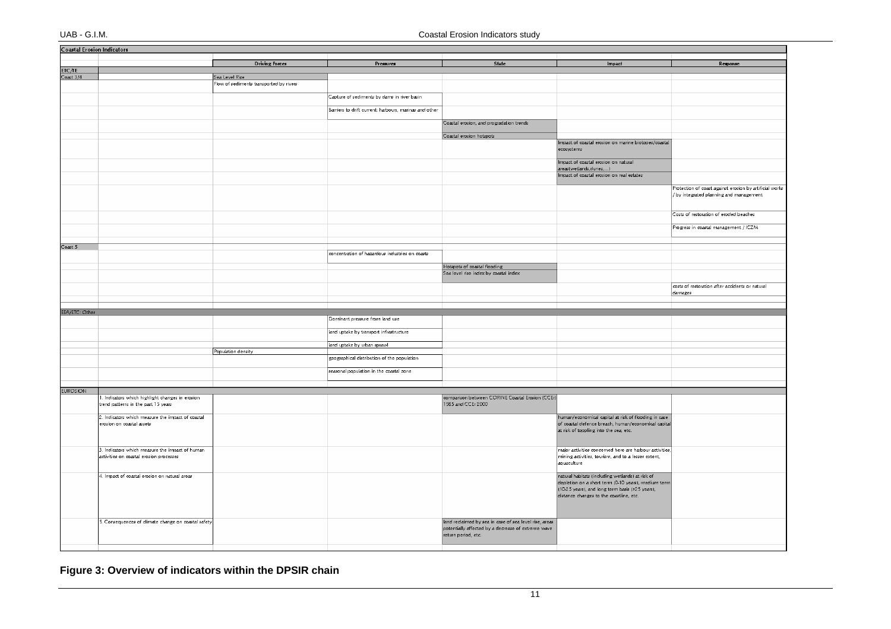**Coastal Erosion Indicators**

| | | Driving Forces | Pressures | State | Impact | Response |
|---|---|---|---|---|---|---|
| ETC/TE | | | | | | |
| Coast 3/4 | | Sea Level Rise | | | | |
| | | Flow of sediments transported by rivers | | | | |
| | | | Capture of sediments by dams in river basin | | | |
| | | | Barriers to drift current: harbours, marinas and other | | | |
| | | | | Coastal erosion, and progradation trends | | |
| | | | | Coastal erosion hotspots | | |
| | | | | | Impact of coastal erosion on marine biotopes/coastal ecosystems | |
| | | | | | Impact of coastal erosion on natural areas(wetlands,dunes,....) | |
| | | | | | Impact of coastal erosion on real estates | |
| | | | | | | Protection of coast against erosion by artificial works / by integrated planning and management |
| | | | | | | Costs of restoration of eroded beaches |
| | | | | | | Progress in coastal management / ICZM |
| Coast 5 | | | | | | |
| | | | concentration of hazardous industries on coasts | | | |
| | | | | Hotspots of coastal flooding | | |
| | | | | Sea level rise index by coastal index | | |
| | | | | | | costs of restoration after accidents or natural damages |
| EEA/ETC: Other | | | | | | |
| | | | Dominant pressure from land use | | | |
| | | | land uptake by transport infrastructure | | | |
| | | | land uptake by urban sprawl | | | |
| | | Population density | | | | |
| | | | geographical distribution of the population | | | |
| | | | seasonal population in the coastal zone | | | |
| EUROSION | | | | | | |
| | 1. Indicators which highlight changes in erosion trend patterns in the past 15 years | | | comparison between CORINE Coastal Erosion (CCEr) 1985 and CCEr 2000 | | |
| | 2. Indicators which measure the impact of coastal erosion on coastal assets | | | | human/economical capital at risk of flooding in case of coastal defence breach, human/economical capital at risk of toppling into the sea, etc. | |
| | 3. Indicators which measure the impact of human activities on coastal erosion processes | | | | major activities concerned here are harbour activities, mining activities, tourism, and to a lesser extent, aquaculture | |
| | 4. Impact of coastal erosion on natural areas | | | | natural habitats (including wetlands) at risk of depletion on a short term (0-10 years), medium term (10-25 years), and long term basis (>25 years), distance changes to the coastline, etc. | |
| | 5. Consequences of climate change on coastal safety | | | land reclaimed by sea in case of sea level rise, areas potentially affected by a decrease of extreme wave return period, etc. | | |

**Figure 3: Overview of indicators within the DPSIR chain**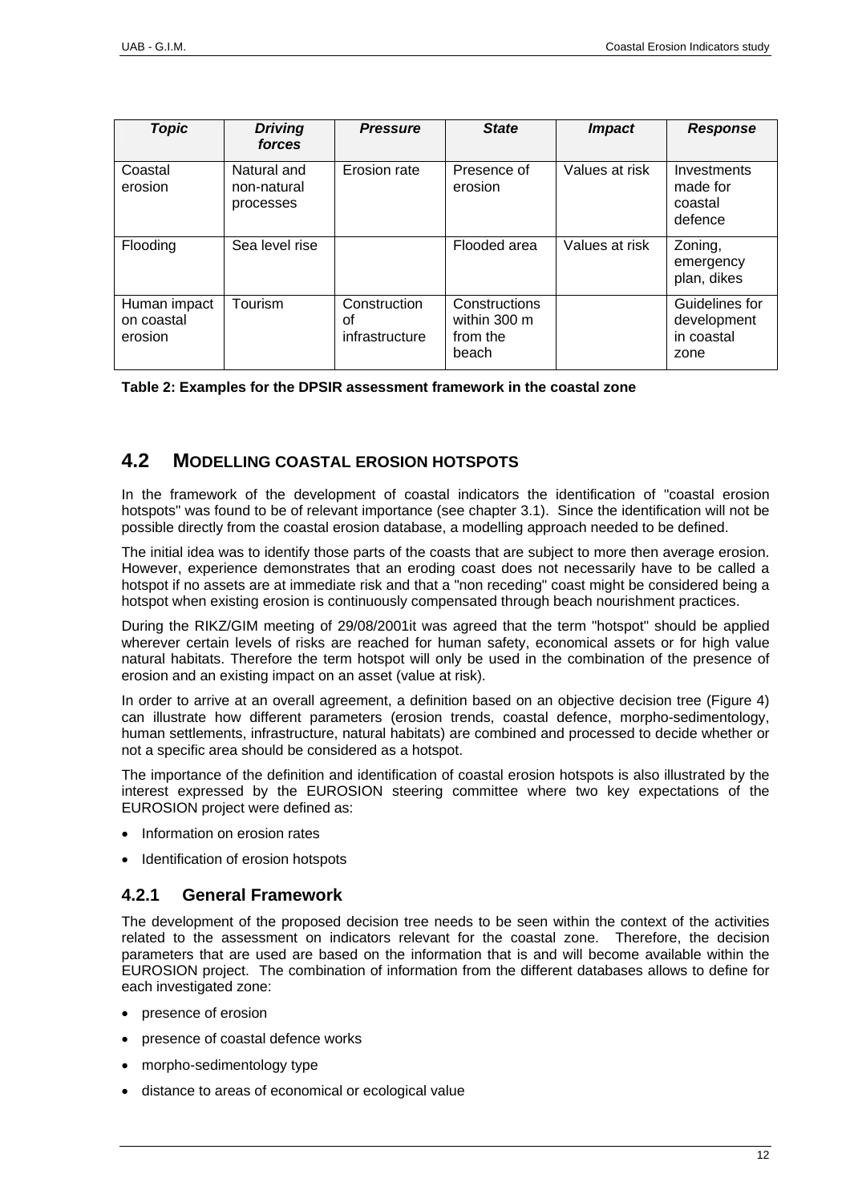| *Topic* | *Driving forces* | *Pressure* | *State* | *Impact* | *Response* |
|---|---|---|---|---|---|
| Coastal erosion | Natural and non-natural processes | Erosion rate | Presence of erosion | Values at risk | Investments made for coastal defence |
| Flooding | Sea level rise | | Flooded area | Values at risk | Zoning, emergency plan, dikes |
| Human impact on coastal erosion | Tourism | Construction of infrastructure | Constructions within 300 m from the beach | | Guidelines for development in coastal zone |

**Table 2: Examples for the DPSIR assessment framework in the coastal zone**

## 4.2 MODELLING COASTAL EROSION HOTSPOTS

In the framework of the development of coastal indicators the identification of "coastal erosion hotspots" was found to be of relevant importance (see chapter 3.1). Since the identification will not be possible directly from the coastal erosion database, a modelling approach needed to be defined.

The initial idea was to identify those parts of the coasts that are subject to more then average erosion. However, experience demonstrates that an eroding coast does not necessarily have to be called a hotspot if no assets are at immediate risk and that a "non receding" coast might be considered being a hotspot when existing erosion is continuously compensated through beach nourishment practices.

During the RIKZ/GIM meeting of 29/08/2001it was agreed that the term "hotspot" should be applied wherever certain levels of risks are reached for human safety, economical assets or for high value natural habitats. Therefore the term hotspot will only be used in the combination of the presence of erosion and an existing impact on an asset (value at risk).

In order to arrive at an overall agreement, a definition based on an objective decision tree (Figure 4) can illustrate how different parameters (erosion trends, coastal defence, morpho-sedimentology, human settlements, infrastructure, natural habitats) are combined and processed to decide whether or not a specific area should be considered as a hotspot.

The importance of the definition and identification of coastal erosion hotspots is also illustrated by the interest expressed by the EUROSION steering committee where two key expectations of the EUROSION project were defined as:

- Information on erosion rates
- Identification of erosion hotspots

### 4.2.1 General Framework

The development of the proposed decision tree needs to be seen within the context of the activities related to the assessment on indicators relevant for the coastal zone. Therefore, the decision parameters that are used are based on the information that is and will become available within the EUROSION project. The combination of information from the different databases allows to define for each investigated zone:

- presence of erosion
- presence of coastal defence works
- morpho-sedimentology type
- distance to areas of economical or ecological value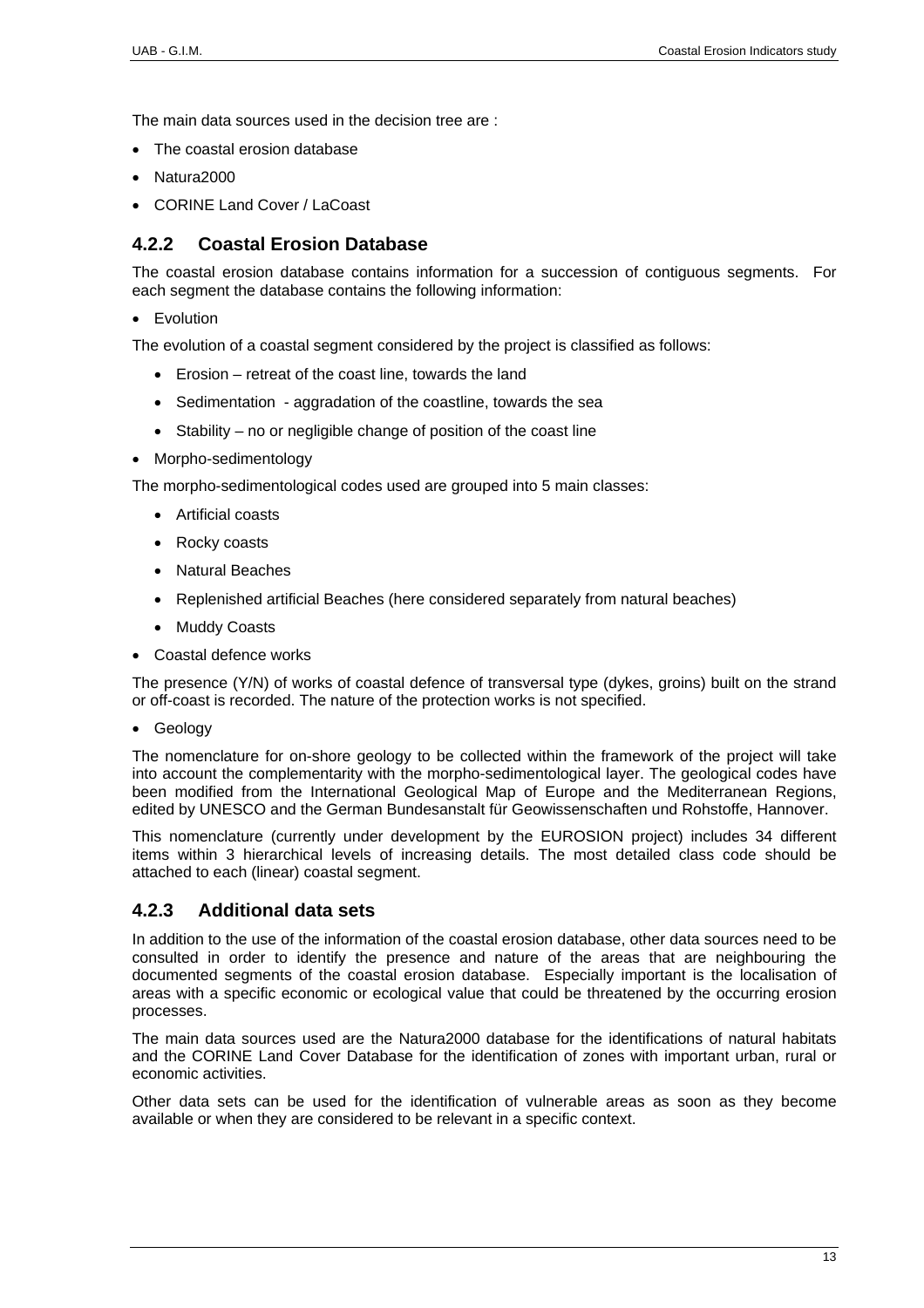The main data sources used in the decision tree are :

- The coastal erosion database
- Natura2000
- CORINE Land Cover / LaCoast

### 4.2.2 Coastal Erosion Database

The coastal erosion database contains information for a succession of contiguous segments. For each segment the database contains the following information:

- Evolution

The evolution of a coastal segment considered by the project is classified as follows:

  - Erosion – retreat of the coast line, towards the land
  - Sedimentation - aggradation of the coastline, towards the sea
  - Stability – no or negligible change of position of the coast line

- Morpho-sedimentology

The morpho-sedimentological codes used are grouped into 5 main classes:

  - Artificial coasts
  - Rocky coasts
  - Natural Beaches
  - Replenished artificial Beaches (here considered separately from natural beaches)
  - Muddy Coasts

- Coastal defence works

The presence (Y/N) of works of coastal defence of transversal type (dykes, groins) built on the strand or off-coast is recorded. The nature of the protection works is not specified.

- Geology

The nomenclature for on-shore geology to be collected within the framework of the project will take into account the complementarity with the morpho-sedimentological layer. The geological codes have been modified from the International Geological Map of Europe and the Mediterranean Regions, edited by UNESCO and the German Bundesanstalt für Geowissenschaften und Rohstoffe, Hannover.

This nomenclature (currently under development by the EUROSION project) includes 34 different items within 3 hierarchical levels of increasing details. The most detailed class code should be attached to each (linear) coastal segment.

### 4.2.3 Additional data sets

In addition to the use of the information of the coastal erosion database, other data sources need to be consulted in order to identify the presence and nature of the areas that are neighbouring the documented segments of the coastal erosion database. Especially important is the localisation of areas with a specific economic or ecological value that could be threatened by the occurring erosion processes.

The main data sources used are the Natura2000 database for the identifications of natural habitats and the CORINE Land Cover Database for the identification of zones with important urban, rural or economic activities.

Other data sets can be used for the identification of vulnerable areas as soon as they become available or when they are considered to be relevant in a specific context.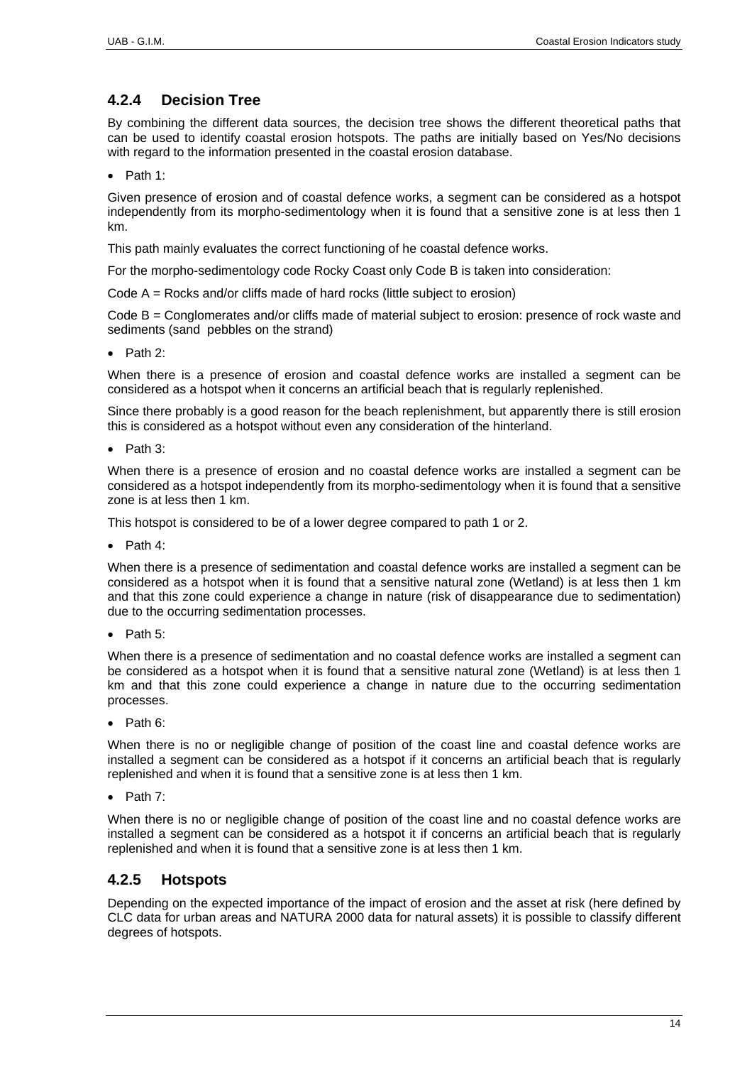### 4.2.4 Decision Tree

By combining the different data sources, the decision tree shows the different theoretical paths that can be used to identify coastal erosion hotspots. The paths are initially based on Yes/No decisions with regard to the information presented in the coastal erosion database.

- Path 1:

Given presence of erosion and of coastal defence works, a segment can be considered as a hotspot independently from its morpho-sedimentology when it is found that a sensitive zone is at less then 1 km.

This path mainly evaluates the correct functioning of he coastal defence works.

For the morpho-sedimentology code Rocky Coast only Code B is taken into consideration:

Code A = Rocks and/or cliffs made of hard rocks (little subject to erosion)

Code B = Conglomerates and/or cliffs made of material subject to erosion: presence of rock waste and sediments (sand  pebbles on the strand)

- Path 2:

When there is a presence of erosion and coastal defence works are installed a segment can be considered as a hotspot when it concerns an artificial beach that is regularly replenished.

Since there probably is a good reason for the beach replenishment, but apparently there is still erosion this is considered as a hotspot without even any consideration of the hinterland.

- Path 3:

When there is a presence of erosion and no coastal defence works are installed a segment can be considered as a hotspot independently from its morpho-sedimentology when it is found that a sensitive zone is at less then 1 km.

This hotspot is considered to be of a lower degree compared to path 1 or 2.

- Path 4:

When there is a presence of sedimentation and coastal defence works are installed a segment can be considered as a hotspot when it is found that a sensitive natural zone (Wetland) is at less then 1 km and that this zone could experience a change in nature (risk of disappearance due to sedimentation) due to the occurring sedimentation processes.

- Path 5:

When there is a presence of sedimentation and no coastal defence works are installed a segment can be considered as a hotspot when it is found that a sensitive natural zone (Wetland) is at less then 1 km and that this zone could experience a change in nature due to the occurring sedimentation processes.

- Path 6:

When there is no or negligible change of position of the coast line and coastal defence works are installed a segment can be considered as a hotspot if it concerns an artificial beach that is regularly replenished and when it is found that a sensitive zone is at less then 1 km.

- Path 7:

When there is no or negligible change of position of the coast line and no coastal defence works are installed a segment can be considered as a hotspot it if concerns an artificial beach that is regularly replenished and when it is found that a sensitive zone is at less then 1 km.

### 4.2.5 Hotspots

Depending on the expected importance of the impact of erosion and the asset at risk (here defined by CLC data for urban areas and NATURA 2000 data for natural assets) it is possible to classify different degrees of hotspots.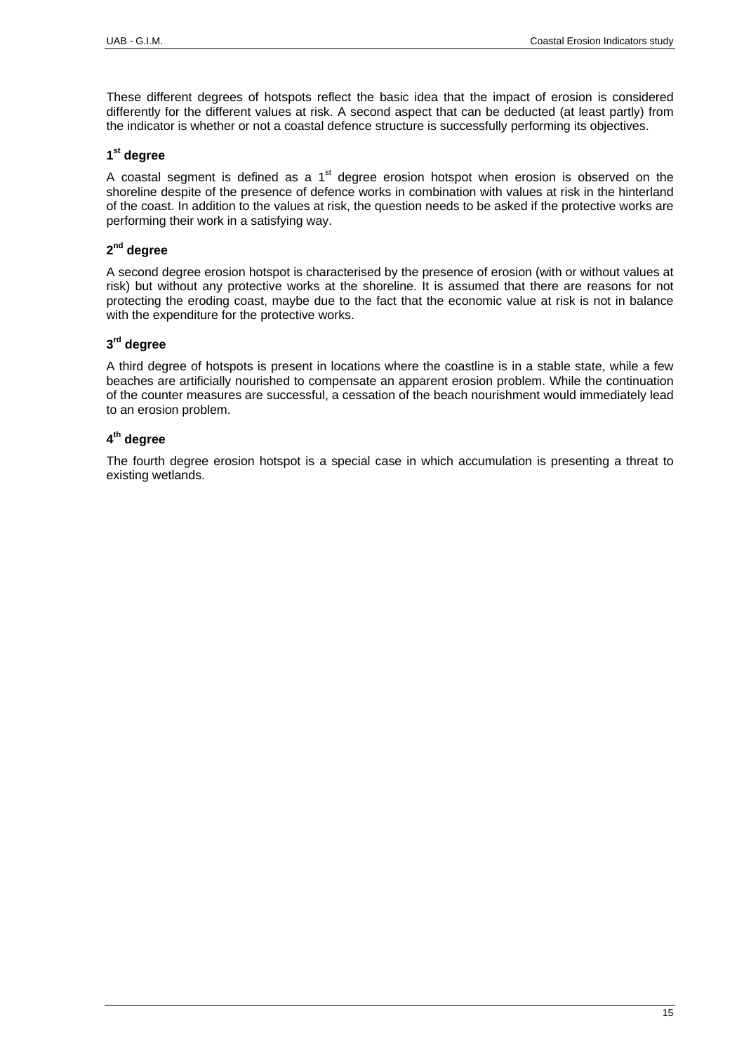These different degrees of hotspots reflect the basic idea that the impact of erosion is considered differently for the different values at risk. A second aspect that can be deducted (at least partly) from the indicator is whether or not a coastal defence structure is successfully performing its objectives.

#### 1st degree

A coastal segment is defined as a 1st degree erosion hotspot when erosion is observed on the shoreline despite of the presence of defence works in combination with values at risk in the hinterland of the coast. In addition to the values at risk, the question needs to be asked if the protective works are performing their work in a satisfying way.

#### 2nd degree

A second degree erosion hotspot is characterised by the presence of erosion (with or without values at risk) but without any protective works at the shoreline. It is assumed that there are reasons for not protecting the eroding coast, maybe due to the fact that the economic value at risk is not in balance with the expenditure for the protective works.

#### 3rd degree

A third degree of hotspots is present in locations where the coastline is in a stable state, while a few beaches are artificially nourished to compensate an apparent erosion problem. While the continuation of the counter measures are successful, a cessation of the beach nourishment would immediately lead to an erosion problem.

#### 4th degree

The fourth degree erosion hotspot is a special case in which accumulation is presenting a threat to existing wetlands.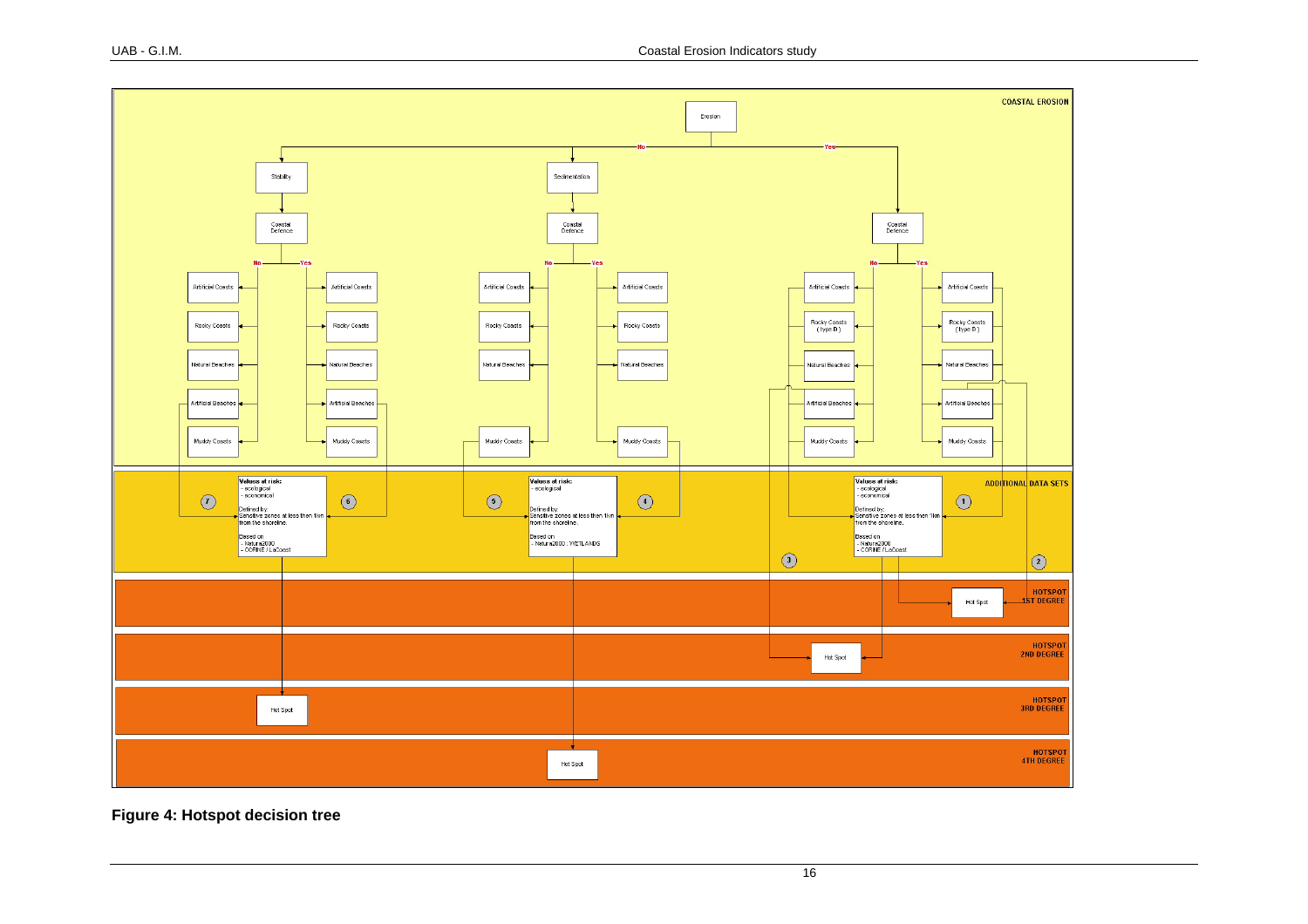**COASTAL EROSION**

- Erosion
  - No
    - Stability
      - Coastal Defence
        - No: Artificial Coasts; Rocky Coasts; Natural Beaches; Artificial Beaches; Muddy Coasts
        - Yes: Artificial Coasts; Rocky Coasts; Natural Beaches; Artificial Beaches; Muddy Coasts
    - Sedimentation
      - Coastal Defence
        - No: Artificial Coasts; Rocky Coasts; Natural Beaches; Muddy Coasts
        - Yes: Artificial Coasts; Rocky Coasts; Natural Beaches; Muddy Coasts
  - Yes
    - Coastal Defence
      - No: Artificial Coasts; Rocky Coasts (type B); Natural Beaches; Artificial Beaches; Muddy Coasts
      - Yes: Artificial Coasts; Rocky Coasts (type B); Natural Beaches; Artificial Beaches; Muddy Coasts

**ADDITIONAL DATA SETS**

(7), (6) → Values at risk:
- ecological
- economical

Defined by:
Sensitive zones at less then 1km from the shoreline.

Based on
- Natura2000
- CORINE / LaCoast

(5), (4) → Values at risk:
- ecological

Defined by:
Sensitive zones at less then 1km from the shoreline.

Based on
- Natura2000 : WETLANDS

(1) → Values at risk:
- ecological
- economical

Defined by:
Sensitive zones at less then 1km from the shoreline.

Based on
- Natura2000
- CORINE / LaCoast

(3) (2)

**HOTSPOT 1ST DEGREE**: Hot Spot

**HOTSPOT 2ND DEGREE**: Hot Spot

**HOTSPOT 3RD DEGREE**: Hot Spot

**HOTSPOT 4TH DEGREE**: Hot Spot

**Figure 4: Hotspot decision tree**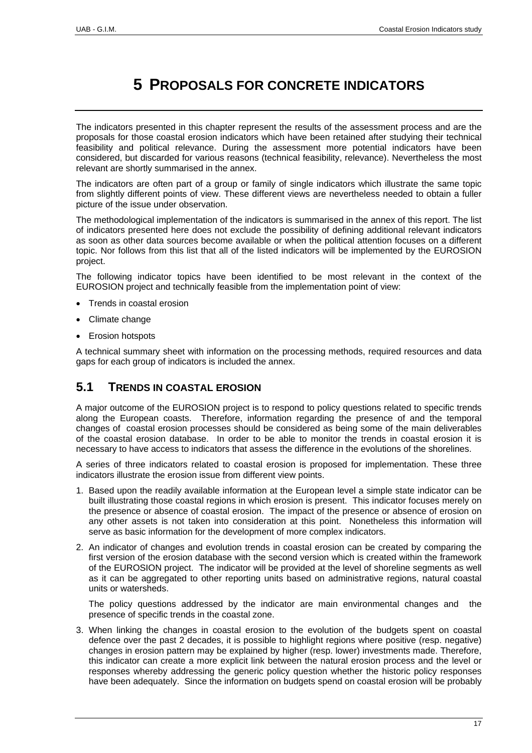# 5 PROPOSALS FOR CONCRETE INDICATORS

The indicators presented in this chapter represent the results of the assessment process and are the proposals for those coastal erosion indicators which have been retained after studying their technical feasibility and political relevance. During the assessment more potential indicators have been considered, but discarded for various reasons (technical feasibility, relevance). Nevertheless the most relevant are shortly summarised in the annex.

The indicators are often part of a group or family of single indicators which illustrate the same topic from slightly different points of view. These different views are nevertheless needed to obtain a fuller picture of the issue under observation.

The methodological implementation of the indicators is summarised in the annex of this report. The list of indicators presented here does not exclude the possibility of defining additional relevant indicators as soon as other data sources become available or when the political attention focuses on a different topic. Nor follows from this list that all of the listed indicators will be implemented by the EUROSION project.

The following indicator topics have been identified to be most relevant in the context of the EUROSION project and technically feasible from the implementation point of view:

- Trends in coastal erosion
- Climate change
- Erosion hotspots

A technical summary sheet with information on the processing methods, required resources and data gaps for each group of indicators is included the annex.

## 5.1 TRENDS IN COASTAL EROSION

A major outcome of the EUROSION project is to respond to policy questions related to specific trends along the European coasts. Therefore, information regarding the presence of and the temporal changes of coastal erosion processes should be considered as being some of the main deliverables of the coastal erosion database. In order to be able to monitor the trends in coastal erosion it is necessary to have access to indicators that assess the difference in the evolutions of the shorelines.

A series of three indicators related to coastal erosion is proposed for implementation. These three indicators illustrate the erosion issue from different view points.

1. Based upon the readily available information at the European level a simple state indicator can be built illustrating those coastal regions in which erosion is present. This indicator focuses merely on the presence or absence of coastal erosion. The impact of the presence or absence of erosion on any other assets is not taken into consideration at this point. Nonetheless this information will serve as basic information for the development of more complex indicators.
2. An indicator of changes and evolution trends in coastal erosion can be created by comparing the first version of the erosion database with the second version which is created within the framework of the EUROSION project. The indicator will be provided at the level of shoreline segments as well as it can be aggregated to other reporting units based on administrative regions, natural coastal units or watersheds.

   The policy questions addressed by the indicator are main environmental changes and the presence of specific trends in the coastal zone.
3. When linking the changes in coastal erosion to the evolution of the budgets spent on coastal defence over the past 2 decades, it is possible to highlight regions where positive (resp. negative) changes in erosion pattern may be explained by higher (resp. lower) investments made. Therefore, this indicator can create a more explicit link between the natural erosion process and the level or responses whereby addressing the generic policy question whether the historic policy responses have been adequately. Since the information on budgets spend on coastal erosion will be probably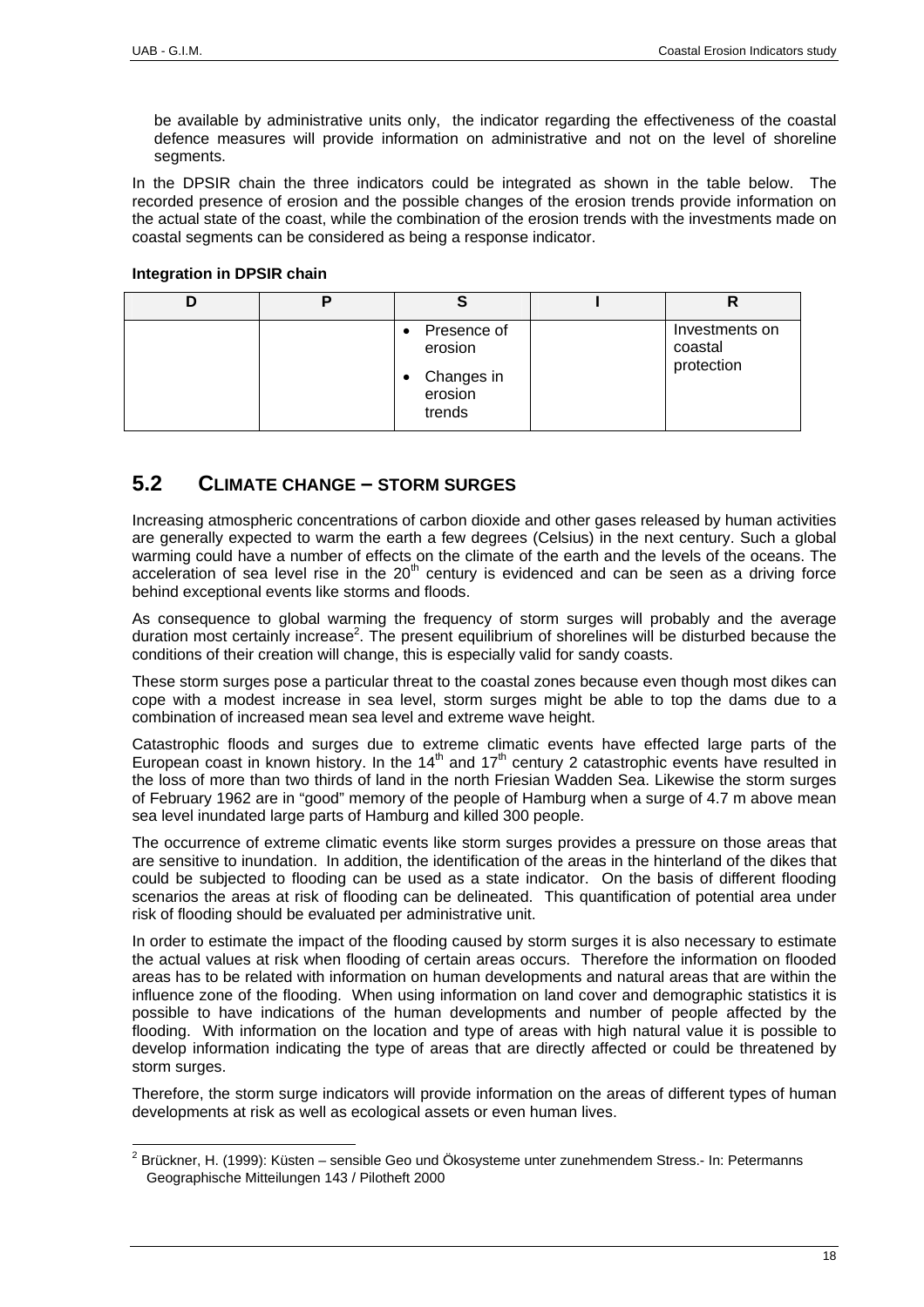be available by administrative units only, the indicator regarding the effectiveness of the coastal defence measures will provide information on administrative and not on the level of shoreline segments.

In the DPSIR chain the three indicators could be integrated as shown in the table below. The recorded presence of erosion and the possible changes of the erosion trends provide information on the actual state of the coast, while the combination of the erosion trends with the investments made on coastal segments can be considered as being a response indicator.

**Integration in DPSIR chain**

| D | P | S | I | R |
|---|---|---|---|---|
| | | • Presence of erosion<br>• Changes in erosion trends | | Investments on coastal protection |

## 5.2 CLIMATE CHANGE – STORM SURGES

Increasing atmospheric concentrations of carbon dioxide and other gases released by human activities are generally expected to warm the earth a few degrees (Celsius) in the next century. Such a global warming could have a number of effects on the climate of the earth and the levels of the oceans. The acceleration of sea level rise in the 20th century is evidenced and can be seen as a driving force behind exceptional events like storms and floods.

As consequence to global warming the frequency of storm surges will probably and the average duration most certainly increase[2]. The present equilibrium of shorelines will be disturbed because the conditions of their creation will change, this is especially valid for sandy coasts.

These storm surges pose a particular threat to the coastal zones because even though most dikes can cope with a modest increase in sea level, storm surges might be able to top the dams due to a combination of increased mean sea level and extreme wave height.

Catastrophic floods and surges due to extreme climatic events have effected large parts of the European coast in known history. In the 14th and 17th century 2 catastrophic events have resulted in the loss of more than two thirds of land in the north Friesian Wadden Sea. Likewise the storm surges of February 1962 are in "good" memory of the people of Hamburg when a surge of 4.7 m above mean sea level inundated large parts of Hamburg and killed 300 people.

The occurrence of extreme climatic events like storm surges provides a pressure on those areas that are sensitive to inundation. In addition, the identification of the areas in the hinterland of the dikes that could be subjected to flooding can be used as a state indicator. On the basis of different flooding scenarios the areas at risk of flooding can be delineated. This quantification of potential area under risk of flooding should be evaluated per administrative unit.

In order to estimate the impact of the flooding caused by storm surges it is also necessary to estimate the actual values at risk when flooding of certain areas occurs. Therefore the information on flooded areas has to be related with information on human developments and natural areas that are within the influence zone of the flooding. When using information on land cover and demographic statistics it is possible to have indications of the human developments and number of people affected by the flooding. With information on the location and type of areas with high natural value it is possible to develop information indicating the type of areas that are directly affected or could be threatened by storm surges.

Therefore, the storm surge indicators will provide information on the areas of different types of human developments at risk as well as ecological assets or even human lives.

[2] Brückner, H. (1999): Küsten – sensible Geo und Ökosysteme unter zunehmendem Stress.- In: Petermanns Geographische Mitteilungen 143 / Pilotheft 2000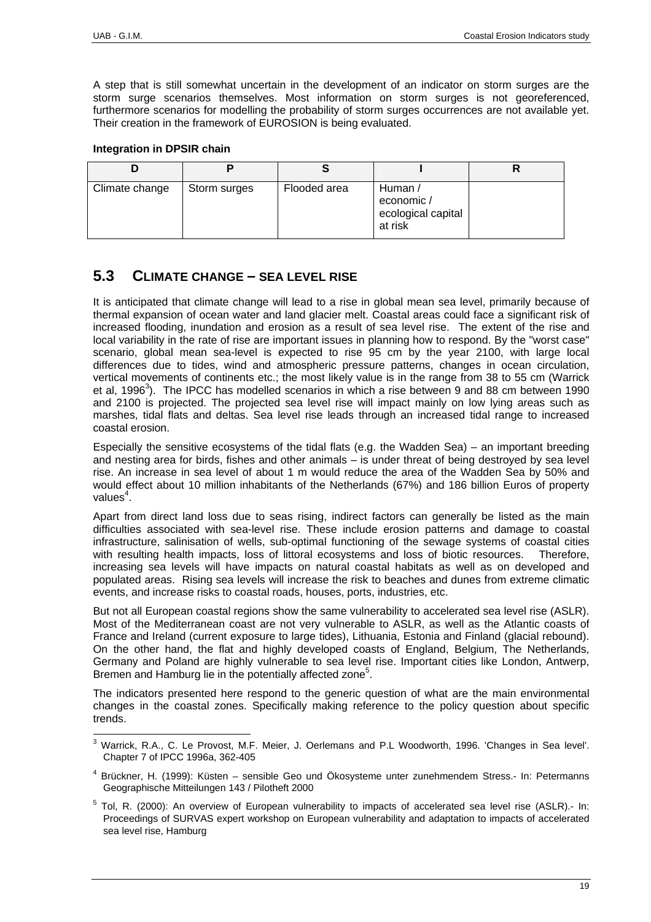A step that is still somewhat uncertain in the development of an indicator on storm surges are the storm surge scenarios themselves. Most information on storm surges is not georeferenced, furthermore scenarios for modelling the probability of storm surges occurrences are not available yet. Their creation in the framework of EUROSION is being evaluated.

**Integration in DPSIR chain**

| D | P | S | I | R |
|---|---|---|---|---|
| Climate change | Storm surges | Flooded area | Human / economic / ecological capital at risk | |

## 5.3 CLIMATE CHANGE – SEA LEVEL RISE

It is anticipated that climate change will lead to a rise in global mean sea level, primarily because of thermal expansion of ocean water and land glacier melt. Coastal areas could face a significant risk of increased flooding, inundation and erosion as a result of sea level rise. The extent of the rise and local variability in the rate of rise are important issues in planning how to respond. By the "worst case" scenario, global mean sea-level is expected to rise 95 cm by the year 2100, with large local differences due to tides, wind and atmospheric pressure patterns, changes in ocean circulation, vertical movements of continents etc.; the most likely value is in the range from 38 to 55 cm (Warrick et al, 1996[3]). The IPCC has modelled scenarios in which a rise between 9 and 88 cm between 1990 and 2100 is projected. The projected sea level rise will impact mainly on low lying areas such as marshes, tidal flats and deltas. Sea level rise leads through an increased tidal range to increased coastal erosion.

Especially the sensitive ecosystems of the tidal flats (e.g. the Wadden Sea) – an important breeding and nesting area for birds, fishes and other animals – is under threat of being destroyed by sea level rise. An increase in sea level of about 1 m would reduce the area of the Wadden Sea by 50% and would effect about 10 million inhabitants of the Netherlands (67%) and 186 billion Euros of property values[4].

Apart from direct land loss due to seas rising, indirect factors can generally be listed as the main difficulties associated with sea-level rise. These include erosion patterns and damage to coastal infrastructure, salinisation of wells, sub-optimal functioning of the sewage systems of coastal cities with resulting health impacts, loss of littoral ecosystems and loss of biotic resources. Therefore, increasing sea levels will have impacts on natural coastal habitats as well as on developed and populated areas. Rising sea levels will increase the risk to beaches and dunes from extreme climatic events, and increase risks to coastal roads, houses, ports, industries, etc.

But not all European coastal regions show the same vulnerability to accelerated sea level rise (ASLR). Most of the Mediterranean coast are not very vulnerable to ASLR, as well as the Atlantic coasts of France and Ireland (current exposure to large tides), Lithuania, Estonia and Finland (glacial rebound). On the other hand, the flat and highly developed coasts of England, Belgium, The Netherlands, Germany and Poland are highly vulnerable to sea level rise. Important cities like London, Antwerp, Bremen and Hamburg lie in the potentially affected zone[5].

The indicators presented here respond to the generic question of what are the main environmental changes in the coastal zones. Specifically making reference to the policy question about specific trends.

---

[3] Warrick, R.A., C. Le Provost, M.F. Meier, J. Oerlemans and P.L Woodworth, 1996. 'Changes in Sea level'. Chapter 7 of IPCC 1996a, 362-405

[4] Brückner, H. (1999): Küsten – sensible Geo und Ökosysteme unter zunehmendem Stress.- In: Petermanns Geographische Mitteilungen 143 / Pilotheft 2000

[5] Tol, R. (2000): An overview of European vulnerability to impacts of accelerated sea level rise (ASLR).- In: Proceedings of SURVAS expert workshop on European vulnerability and adaptation to impacts of accelerated sea level rise, Hamburg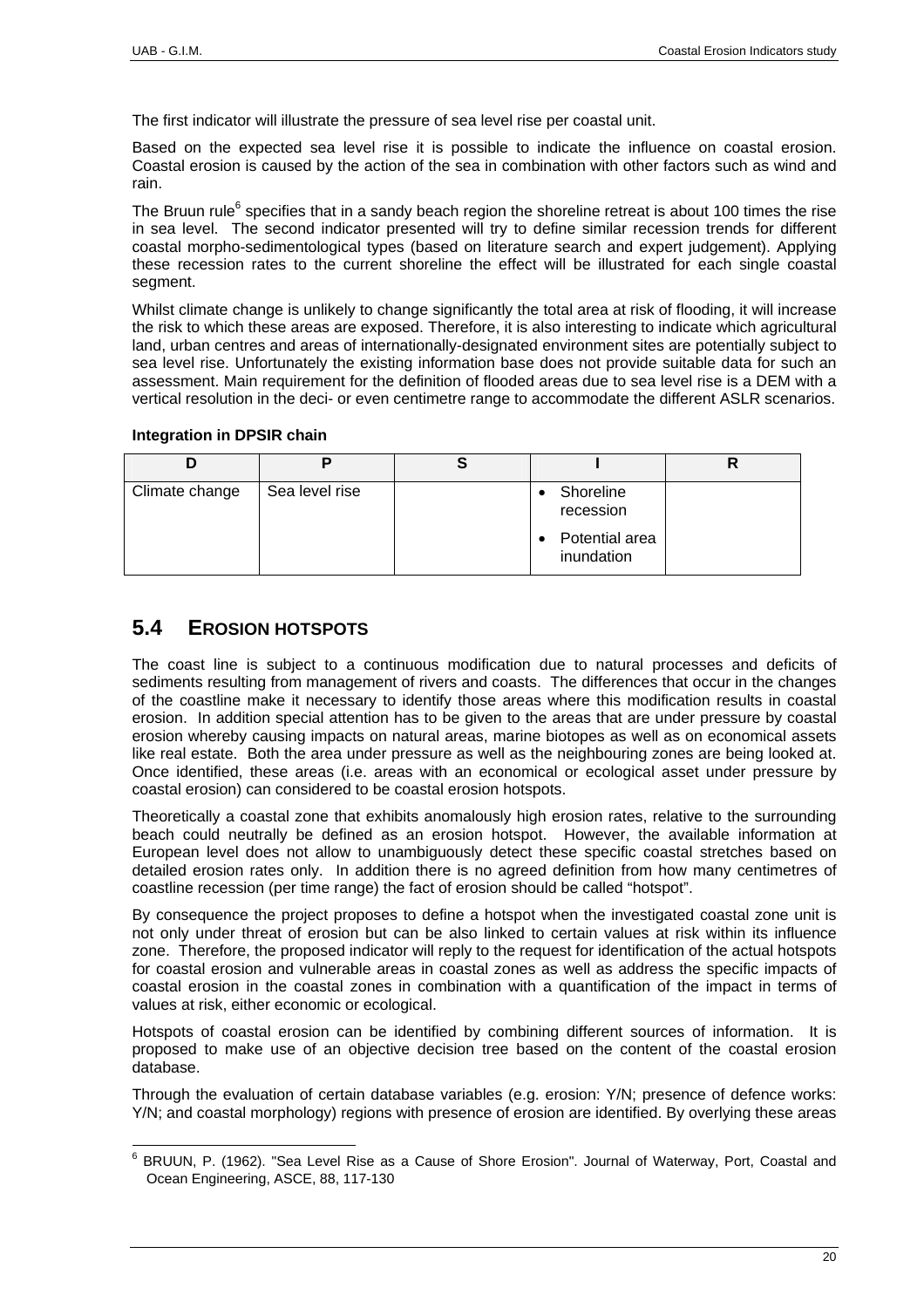The first indicator will illustrate the pressure of sea level rise per coastal unit.

Based on the expected sea level rise it is possible to indicate the influence on coastal erosion. Coastal erosion is caused by the action of the sea in combination with other factors such as wind and rain.

The Bruun rule[6] specifies that in a sandy beach region the shoreline retreat is about 100 times the rise in sea level. The second indicator presented will try to define similar recession trends for different coastal morpho-sedimentological types (based on literature search and expert judgement). Applying these recession rates to the current shoreline the effect will be illustrated for each single coastal segment.

Whilst climate change is unlikely to change significantly the total area at risk of flooding, it will increase the risk to which these areas are exposed. Therefore, it is also interesting to indicate which agricultural land, urban centres and areas of internationally-designated environment sites are potentially subject to sea level rise. Unfortunately the existing information base does not provide suitable data for such an assessment. Main requirement for the definition of flooded areas due to sea level rise is a DEM with a vertical resolution in the deci- or even centimetre range to accommodate the different ASLR scenarios.

**Integration in DPSIR chain**

| D | P | S | I | R |
|---|---|---|---|---|
| Climate change | Sea level rise | | • Shoreline recession<br>• Potential area inundation | |

## 5.4 EROSION HOTSPOTS

The coast line is subject to a continuous modification due to natural processes and deficits of sediments resulting from management of rivers and coasts. The differences that occur in the changes of the coastline make it necessary to identify those areas where this modification results in coastal erosion. In addition special attention has to be given to the areas that are under pressure by coastal erosion whereby causing impacts on natural areas, marine biotopes as well as on economical assets like real estate. Both the area under pressure as well as the neighbouring zones are being looked at. Once identified, these areas (i.e. areas with an economical or ecological asset under pressure by coastal erosion) can considered to be coastal erosion hotspots.

Theoretically a coastal zone that exhibits anomalously high erosion rates, relative to the surrounding beach could neutrally be defined as an erosion hotspot. However, the available information at European level does not allow to unambiguously detect these specific coastal stretches based on detailed erosion rates only. In addition there is no agreed definition from how many centimetres of coastline recession (per time range) the fact of erosion should be called "hotspot".

By consequence the project proposes to define a hotspot when the investigated coastal zone unit is not only under threat of erosion but can be also linked to certain values at risk within its influence zone. Therefore, the proposed indicator will reply to the request for identification of the actual hotspots for coastal erosion and vulnerable areas in coastal zones as well as address the specific impacts of coastal erosion in the coastal zones in combination with a quantification of the impact in terms of values at risk, either economic or ecological.

Hotspots of coastal erosion can be identified by combining different sources of information. It is proposed to make use of an objective decision tree based on the content of the coastal erosion database.

Through the evaluation of certain database variables (e.g. erosion: Y/N; presence of defence works: Y/N; and coastal morphology) regions with presence of erosion are identified. By overlying these areas

[6] BRUUN, P. (1962). "Sea Level Rise as a Cause of Shore Erosion". Journal of Waterway, Port, Coastal and Ocean Engineering, ASCE, 88, 117-130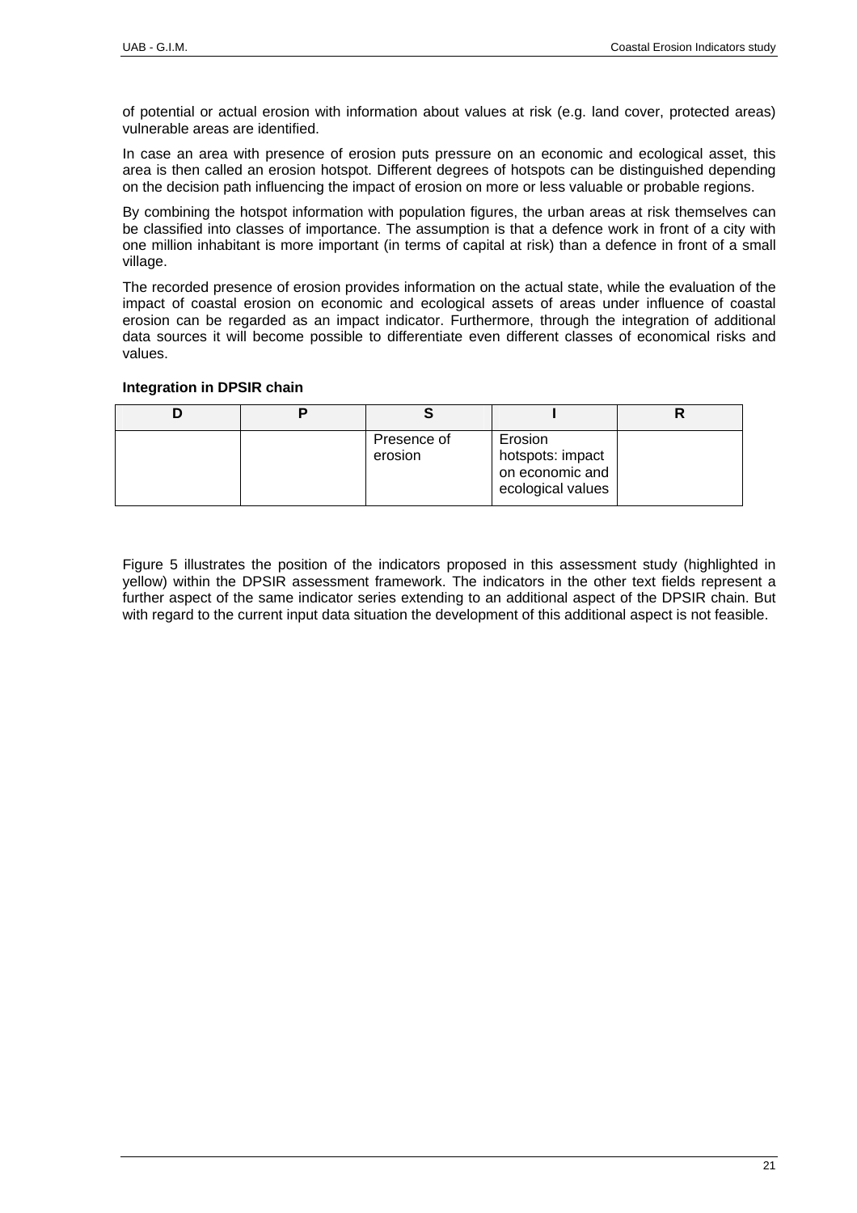of potential or actual erosion with information about values at risk (e.g. land cover, protected areas) vulnerable areas are identified.

In case an area with presence of erosion puts pressure on an economic and ecological asset, this area is then called an erosion hotspot. Different degrees of hotspots can be distinguished depending on the decision path influencing the impact of erosion on more or less valuable or probable regions.

By combining the hotspot information with population figures, the urban areas at risk themselves can be classified into classes of importance. The assumption is that a defence work in front of a city with one million inhabitant is more important (in terms of capital at risk) than a defence in front of a small village.

The recorded presence of erosion provides information on the actual state, while the evaluation of the impact of coastal erosion on economic and ecological assets of areas under influence of coastal erosion can be regarded as an impact indicator. Furthermore, through the integration of additional data sources it will become possible to differentiate even different classes of economical risks and values.

**Integration in DPSIR chain**

| D | P | S | I | R |
|---|---|---|---|---|
| | | Presence of erosion | Erosion hotspots: impact on economic and ecological values | |

Figure 5 illustrates the position of the indicators proposed in this assessment study (highlighted in yellow) within the DPSIR assessment framework. The indicators in the other text fields represent a further aspect of the same indicator series extending to an additional aspect of the DPSIR chain. But with regard to the current input data situation the development of this additional aspect is not feasible.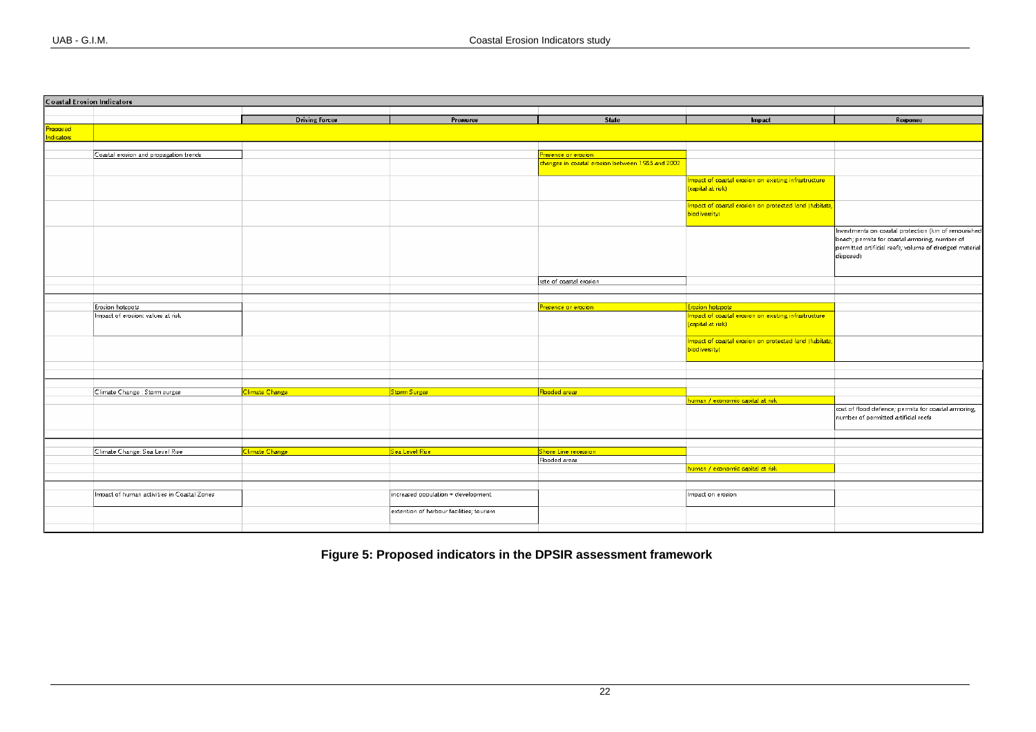| Coastal Erosion Indicators | | | | | | |
|---|---|---|---|---|---|---|
| | | Driving Forces | Pressures | State | Impact | Response |
| Proposed Indicators | | | | | | |
| | Coastal erosion and propagation trends | | | Presence or erosion | | |
| | | | | changes in coastal erosion between 1985 and 2002 | | |
| | | | | | Impact of coastal erosion on existing infrastructure (capital at risk) | |
| | | | | | Impact of coastal erosion on protected land (habitats, biodiversity) | |
| | | | | | | Investments on coastal protection (km of renourished beach; permits for coastal armoring, number of permitted artificial reefs; volume of dredged material disposed) |
| | | | | rate of coastal erosion | | |
| | Erosion hotspots | | | Presence or erosion | Erosion hotspots | |
| | Impact of erosion: values at risk | | | | Impact of coastal erosion on existing infrastructure (capital at risk) | |
| | | | | | Impact of coastal erosion on protected land (habitats, biodiversity) | |
| | Climate Change : Storm surges | Climate Change | Storm Surges | Flooded areas | | |
| | | | | | human / economic capital at risk | |
| | | | | | | cost of flood defence; permits for coastal armoring, number of permitted artificial reefs |
| | Climate Change: Sea Level Rise | Climate Change | Sea Level Rise | Shore Line recession | | |
| | | | | Flooded areas | | |
| | | | | | human / economic capital at risk | |
| | Impact of human activities in Coastal Zones | | increased population + development | | Impact on erosion | |
| | | | extention of harbour facilities; tourism | | | |

**Figure 5: Proposed indicators in the DPSIR assessment framework**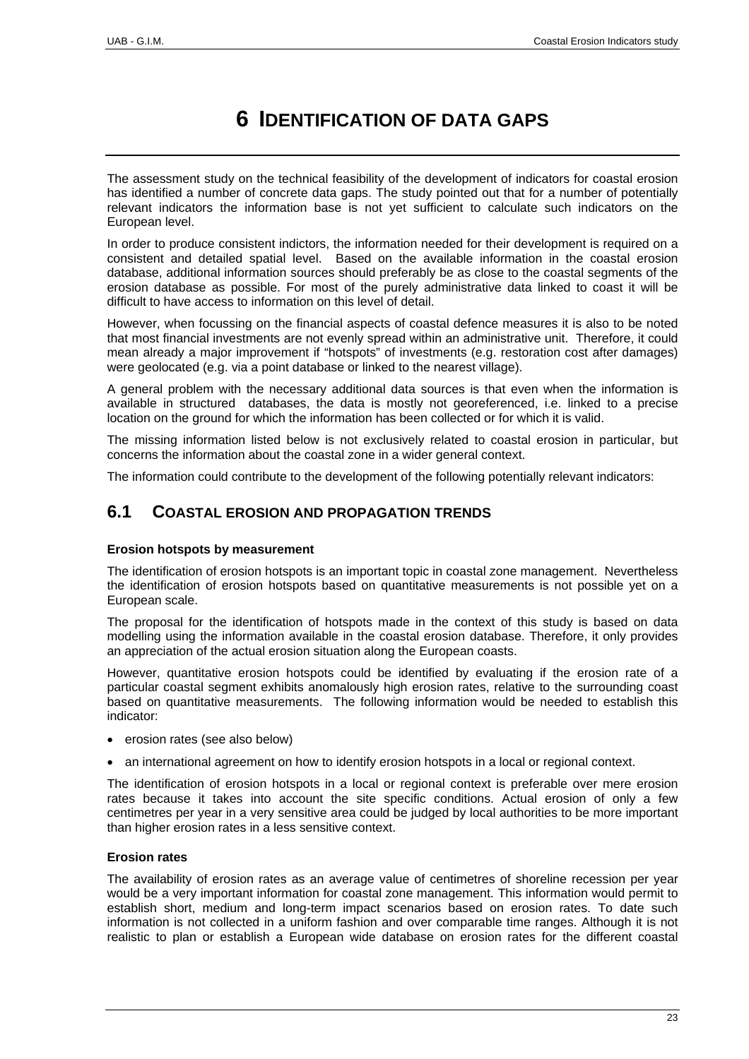# 6 IDENTIFICATION OF DATA GAPS

The assessment study on the technical feasibility of the development of indicators for coastal erosion has identified a number of concrete data gaps. The study pointed out that for a number of potentially relevant indicators the information base is not yet sufficient to calculate such indicators on the European level.

In order to produce consistent indictors, the information needed for their development is required on a consistent and detailed spatial level. Based on the available information in the coastal erosion database, additional information sources should preferably be as close to the coastal segments of the erosion database as possible. For most of the purely administrative data linked to coast it will be difficult to have access to information on this level of detail.

However, when focussing on the financial aspects of coastal defence measures it is also to be noted that most financial investments are not evenly spread within an administrative unit. Therefore, it could mean already a major improvement if "hotspots" of investments (e.g. restoration cost after damages) were geolocated (e.g. via a point database or linked to the nearest village).

A general problem with the necessary additional data sources is that even when the information is available in structured databases, the data is mostly not georeferenced, i.e. linked to a precise location on the ground for which the information has been collected or for which it is valid.

The missing information listed below is not exclusively related to coastal erosion in particular, but concerns the information about the coastal zone in a wider general context.

The information could contribute to the development of the following potentially relevant indicators:

## 6.1 COASTAL EROSION AND PROPAGATION TRENDS

**Erosion hotspots by measurement**

The identification of erosion hotspots is an important topic in coastal zone management. Nevertheless the identification of erosion hotspots based on quantitative measurements is not possible yet on a European scale.

The proposal for the identification of hotspots made in the context of this study is based on data modelling using the information available in the coastal erosion database. Therefore, it only provides an appreciation of the actual erosion situation along the European coasts.

However, quantitative erosion hotspots could be identified by evaluating if the erosion rate of a particular coastal segment exhibits anomalously high erosion rates, relative to the surrounding coast based on quantitative measurements. The following information would be needed to establish this indicator:

- erosion rates (see also below)
- an international agreement on how to identify erosion hotspots in a local or regional context.

The identification of erosion hotspots in a local or regional context is preferable over mere erosion rates because it takes into account the site specific conditions. Actual erosion of only a few centimetres per year in a very sensitive area could be judged by local authorities to be more important than higher erosion rates in a less sensitive context.

**Erosion rates**

The availability of erosion rates as an average value of centimetres of shoreline recession per year would be a very important information for coastal zone management. This information would permit to establish short, medium and long-term impact scenarios based on erosion rates. To date such information is not collected in a uniform fashion and over comparable time ranges. Although it is not realistic to plan or establish a European wide database on erosion rates for the different coastal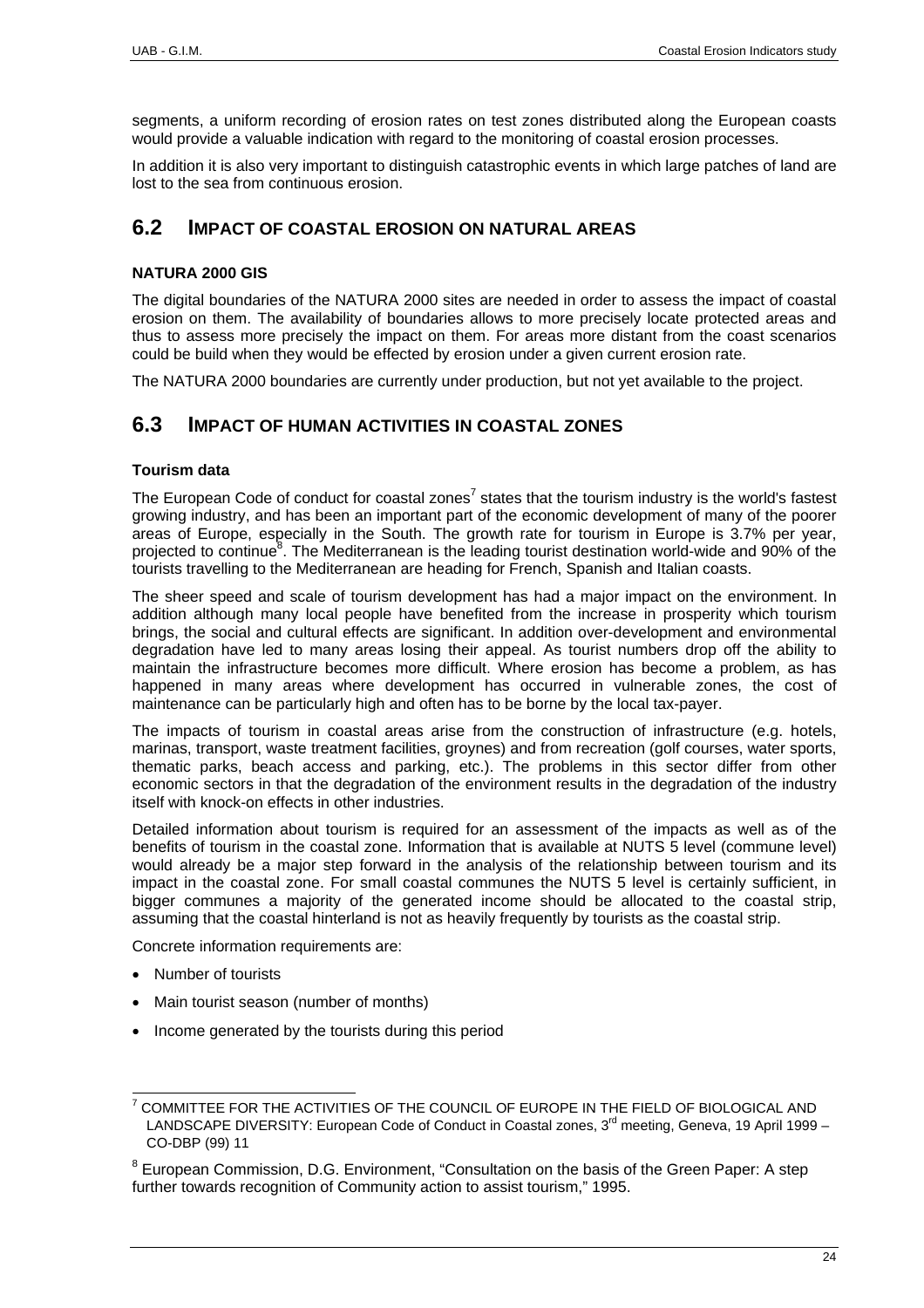segments, a uniform recording of erosion rates on test zones distributed along the European coasts would provide a valuable indication with regard to the monitoring of coastal erosion processes.

In addition it is also very important to distinguish catastrophic events in which large patches of land are lost to the sea from continuous erosion.

## 6.2 IMPACT OF COASTAL EROSION ON NATURAL AREAS

### NATURA 2000 GIS

The digital boundaries of the NATURA 2000 sites are needed in order to assess the impact of coastal erosion on them. The availability of boundaries allows to more precisely locate protected areas and thus to assess more precisely the impact on them. For areas more distant from the coast scenarios could be build when they would be effected by erosion under a given current erosion rate.

The NATURA 2000 boundaries are currently under production, but not yet available to the project.

## 6.3 IMPACT OF HUMAN ACTIVITIES IN COASTAL ZONES

### Tourism data

The European Code of conduct for coastal zones[7] states that the tourism industry is the world's fastest growing industry, and has been an important part of the economic development of many of the poorer areas of Europe, especially in the South. The growth rate for tourism in Europe is 3.7% per year, projected to continue[8]. The Mediterranean is the leading tourist destination world-wide and 90% of the tourists travelling to the Mediterranean are heading for French, Spanish and Italian coasts.

The sheer speed and scale of tourism development has had a major impact on the environment. In addition although many local people have benefited from the increase in prosperity which tourism brings, the social and cultural effects are significant. In addition over-development and environmental degradation have led to many areas losing their appeal. As tourist numbers drop off the ability to maintain the infrastructure becomes more difficult. Where erosion has become a problem, as has happened in many areas where development has occurred in vulnerable zones, the cost of maintenance can be particularly high and often has to be borne by the local tax-payer.

The impacts of tourism in coastal areas arise from the construction of infrastructure (e.g. hotels, marinas, transport, waste treatment facilities, groynes) and from recreation (golf courses, water sports, thematic parks, beach access and parking, etc.). The problems in this sector differ from other economic sectors in that the degradation of the environment results in the degradation of the industry itself with knock-on effects in other industries.

Detailed information about tourism is required for an assessment of the impacts as well as of the benefits of tourism in the coastal zone. Information that is available at NUTS 5 level (commune level) would already be a major step forward in the analysis of the relationship between tourism and its impact in the coastal zone. For small coastal communes the NUTS 5 level is certainly sufficient, in bigger communes a majority of the generated income should be allocated to the coastal strip, assuming that the coastal hinterland is not as heavily frequently by tourists as the coastal strip.

Concrete information requirements are:

- Number of tourists
- Main tourist season (number of months)
- Income generated by the tourists during this period

---

[7] COMMITTEE FOR THE ACTIVITIES OF THE COUNCIL OF EUROPE IN THE FIELD OF BIOLOGICAL AND LANDSCAPE DIVERSITY: European Code of Conduct in Coastal zones, 3rd meeting, Geneva, 19 April 1999 – CO-DBP (99) 11

[8] European Commission, D.G. Environment, "Consultation on the basis of the Green Paper: A step further towards recognition of Community action to assist tourism," 1995.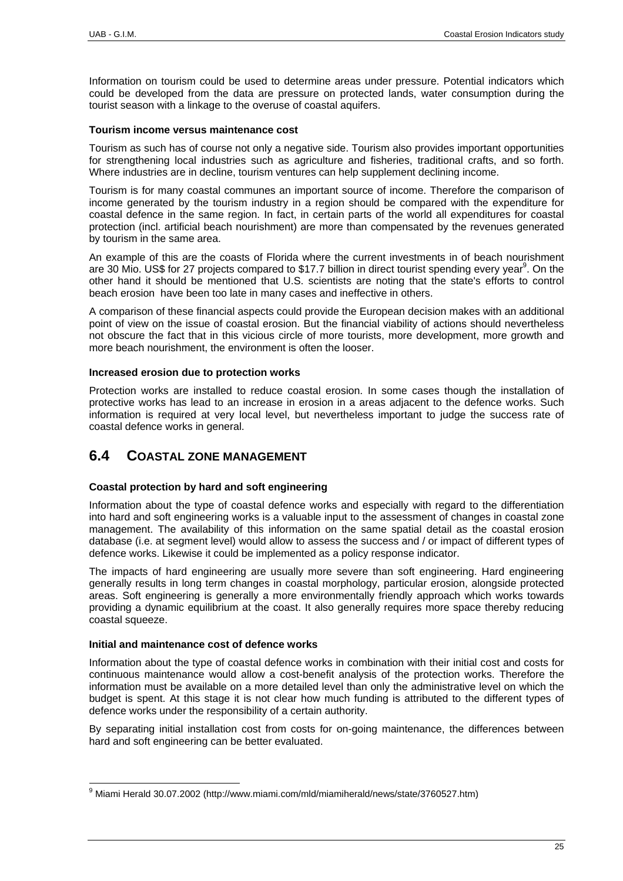Information on tourism could be used to determine areas under pressure. Potential indicators which could be developed from the data are pressure on protected lands, water consumption during the tourist season with a linkage to the overuse of coastal aquifers.

**Tourism income versus maintenance cost**

Tourism as such has of course not only a negative side. Tourism also provides important opportunities for strengthening local industries such as agriculture and fisheries, traditional crafts, and so forth. Where industries are in decline, tourism ventures can help supplement declining income.

Tourism is for many coastal communes an important source of income. Therefore the comparison of income generated by the tourism industry in a region should be compared with the expenditure for coastal defence in the same region. In fact, in certain parts of the world all expenditures for coastal protection (incl. artificial beach nourishment) are more than compensated by the revenues generated by tourism in the same area.

An example of this are the coasts of Florida where the current investments in of beach nourishment are 30 Mio. US$ for 27 projects compared to $17.7 billion in direct tourist spending every year[9]. On the other hand it should be mentioned that U.S. scientists are noting that the state's efforts to control beach erosion have been too late in many cases and ineffective in others.

A comparison of these financial aspects could provide the European decision makes with an additional point of view on the issue of coastal erosion. But the financial viability of actions should nevertheless not obscure the fact that in this vicious circle of more tourists, more development, more growth and more beach nourishment, the environment is often the looser.

**Increased erosion due to protection works**

Protection works are installed to reduce coastal erosion. In some cases though the installation of protective works has lead to an increase in erosion in a areas adjacent to the defence works. Such information is required at very local level, but nevertheless important to judge the success rate of coastal defence works in general.

## 6.4 COASTAL ZONE MANAGEMENT

**Coastal protection by hard and soft engineering**

Information about the type of coastal defence works and especially with regard to the differentiation into hard and soft engineering works is a valuable input to the assessment of changes in coastal zone management. The availability of this information on the same spatial detail as the coastal erosion database (i.e. at segment level) would allow to assess the success and / or impact of different types of defence works. Likewise it could be implemented as a policy response indicator.

The impacts of hard engineering are usually more severe than soft engineering. Hard engineering generally results in long term changes in coastal morphology, particular erosion, alongside protected areas. Soft engineering is generally a more environmentally friendly approach which works towards providing a dynamic equilibrium at the coast. It also generally requires more space thereby reducing coastal squeeze.

**Initial and maintenance cost of defence works**

Information about the type of coastal defence works in combination with their initial cost and costs for continuous maintenance would allow a cost-benefit analysis of the protection works. Therefore the information must be available on a more detailed level than only the administrative level on which the budget is spent. At this stage it is not clear how much funding is attributed to the different types of defence works under the responsibility of a certain authority.

By separating initial installation cost from costs for on-going maintenance, the differences between hard and soft engineering can be better evaluated.

---

[9] Miami Herald 30.07.2002 (http://www.miami.com/mld/miamiherald/news/state/3760527.htm)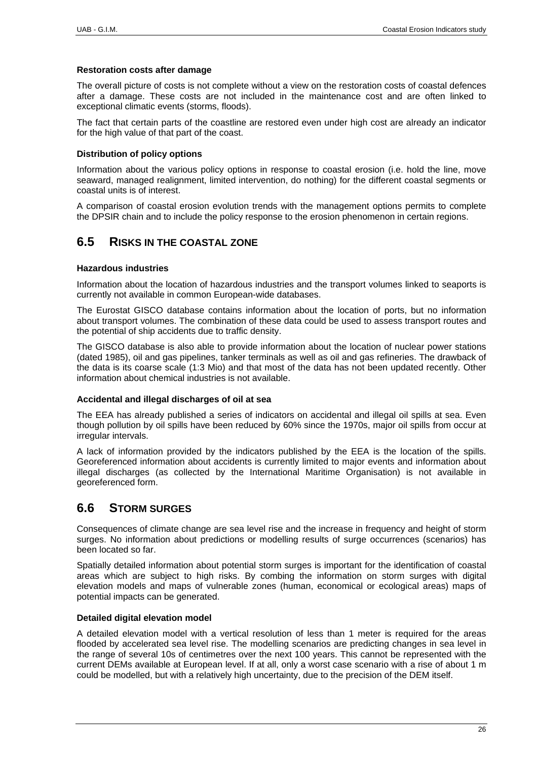**Restoration costs after damage**

The overall picture of costs is not complete without a view on the restoration costs of coastal defences after a damage. These costs are not included in the maintenance cost and are often linked to exceptional climatic events (storms, floods).

The fact that certain parts of the coastline are restored even under high cost are already an indicator for the high value of that part of the coast.

**Distribution of policy options**

Information about the various policy options in response to coastal erosion (i.e. hold the line, move seaward, managed realignment, limited intervention, do nothing) for the different coastal segments or coastal units is of interest.

A comparison of coastal erosion evolution trends with the management options permits to complete the DPSIR chain and to include the policy response to the erosion phenomenon in certain regions.

## 6.5 RISKS IN THE COASTAL ZONE

**Hazardous industries**

Information about the location of hazardous industries and the transport volumes linked to seaports is currently not available in common European-wide databases.

The Eurostat GISCO database contains information about the location of ports, but no information about transport volumes. The combination of these data could be used to assess transport routes and the potential of ship accidents due to traffic density.

The GISCO database is also able to provide information about the location of nuclear power stations (dated 1985), oil and gas pipelines, tanker terminals as well as oil and gas refineries. The drawback of the data is its coarse scale (1:3 Mio) and that most of the data has not been updated recently. Other information about chemical industries is not available.

**Accidental and illegal discharges of oil at sea**

The EEA has already published a series of indicators on accidental and illegal oil spills at sea. Even though pollution by oil spills have been reduced by 60% since the 1970s, major oil spills from occur at irregular intervals.

A lack of information provided by the indicators published by the EEA is the location of the spills. Georeferenced information about accidents is currently limited to major events and information about illegal discharges (as collected by the International Maritime Organisation) is not available in georeferenced form.

## 6.6 STORM SURGES

Consequences of climate change are sea level rise and the increase in frequency and height of storm surges. No information about predictions or modelling results of surge occurrences (scenarios) has been located so far.

Spatially detailed information about potential storm surges is important for the identification of coastal areas which are subject to high risks. By combing the information on storm surges with digital elevation models and maps of vulnerable zones (human, economical or ecological areas) maps of potential impacts can be generated.

**Detailed digital elevation model**

A detailed elevation model with a vertical resolution of less than 1 meter is required for the areas flooded by accelerated sea level rise. The modelling scenarios are predicting changes in sea level in the range of several 10s of centimetres over the next 100 years. This cannot be represented with the current DEMs available at European level. If at all, only a worst case scenario with a rise of about 1 m could be modelled, but with a relatively high uncertainty, due to the precision of the DEM itself.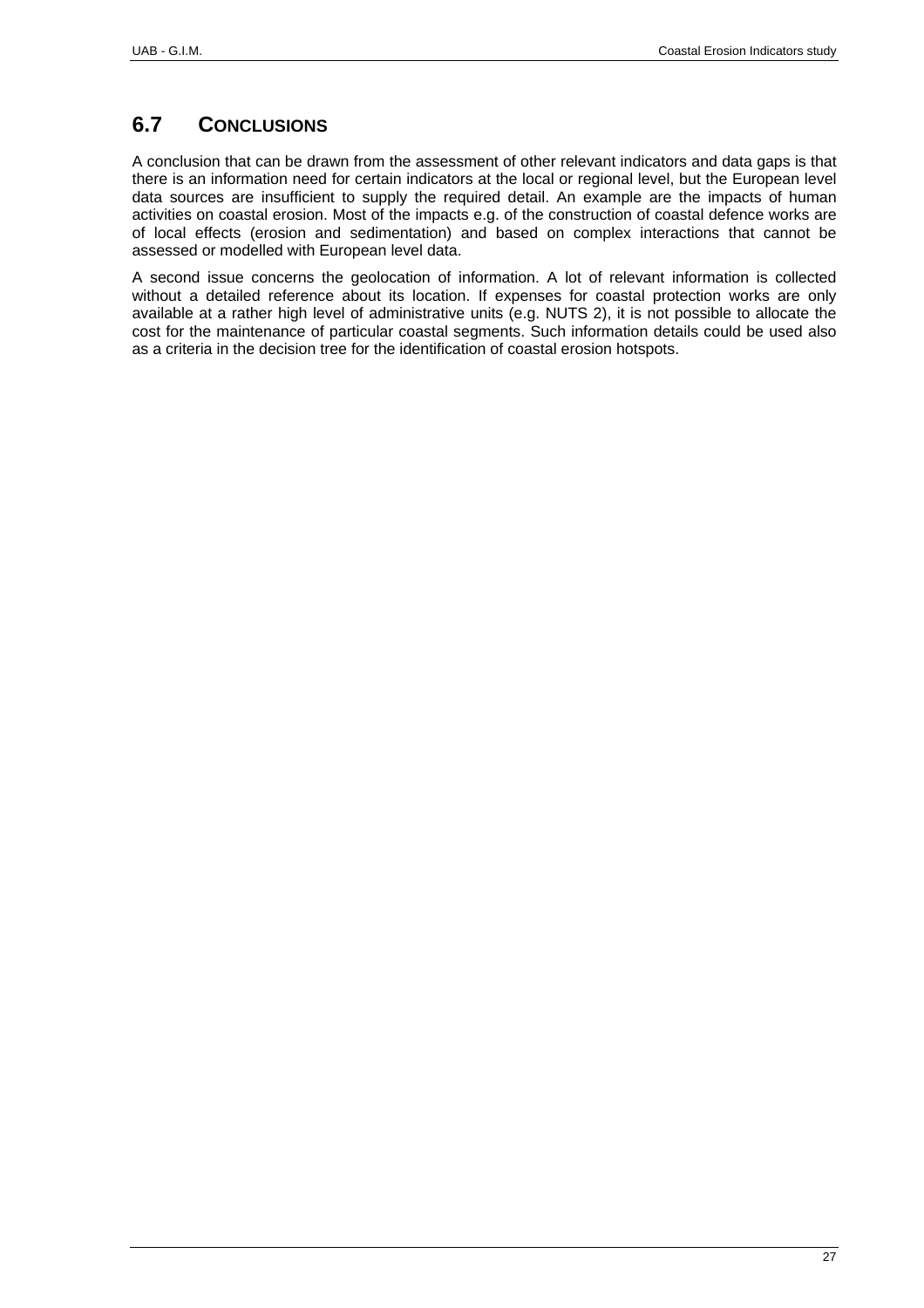## 6.7 CONCLUSIONS

A conclusion that can be drawn from the assessment of other relevant indicators and data gaps is that there is an information need for certain indicators at the local or regional level, but the European level data sources are insufficient to supply the required detail. An example are the impacts of human activities on coastal erosion. Most of the impacts e.g. of the construction of coastal defence works are of local effects (erosion and sedimentation) and based on complex interactions that cannot be assessed or modelled with European level data.

A second issue concerns the geolocation of information. A lot of relevant information is collected without a detailed reference about its location. If expenses for coastal protection works are only available at a rather high level of administrative units (e.g. NUTS 2), it is not possible to allocate the cost for the maintenance of particular coastal segments. Such information details could be used also as a criteria in the decision tree for the identification of coastal erosion hotspots.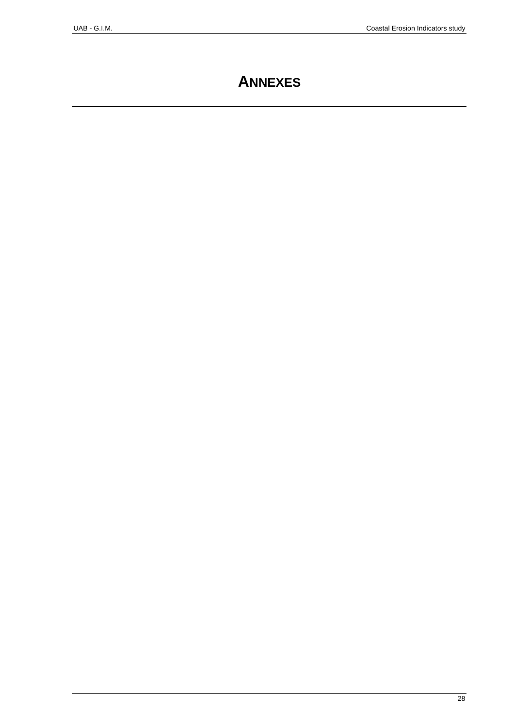# ANNEXES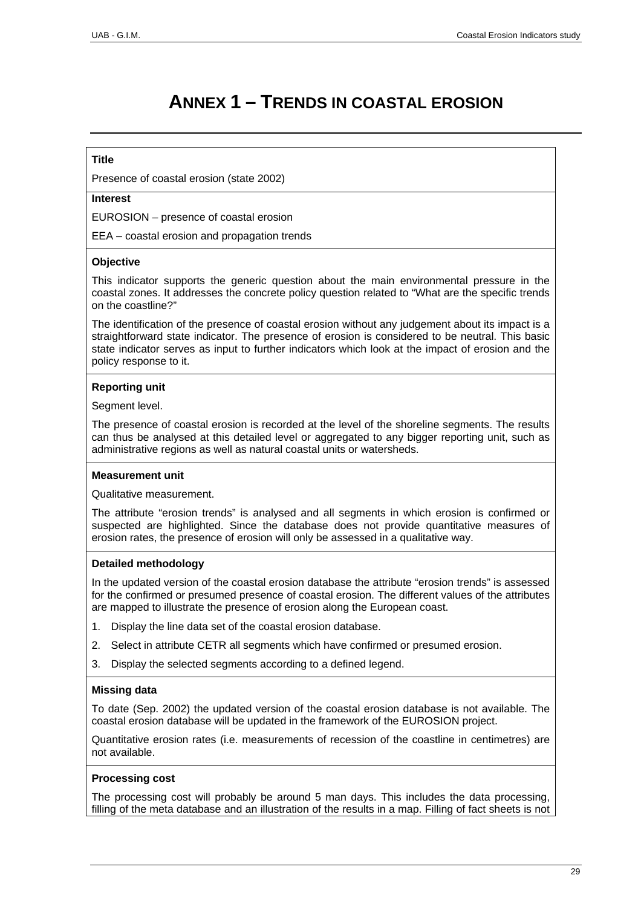# ANNEX 1 – TRENDS IN COASTAL EROSION

**Title**

Presence of coastal erosion (state 2002)

**Interest**

EUROSION – presence of coastal erosion

EEA – coastal erosion and propagation trends

**Objective**

This indicator supports the generic question about the main environmental pressure in the coastal zones. It addresses the concrete policy question related to "What are the specific trends on the coastline?"

The identification of the presence of coastal erosion without any judgement about its impact is a straightforward state indicator. The presence of erosion is considered to be neutral. This basic state indicator serves as input to further indicators which look at the impact of erosion and the policy response to it.

**Reporting unit**

Segment level.

The presence of coastal erosion is recorded at the level of the shoreline segments. The results can thus be analysed at this detailed level or aggregated to any bigger reporting unit, such as administrative regions as well as natural coastal units or watersheds.

**Measurement unit**

Qualitative measurement.

The attribute "erosion trends" is analysed and all segments in which erosion is confirmed or suspected are highlighted. Since the database does not provide quantitative measures of erosion rates, the presence of erosion will only be assessed in a qualitative way.

**Detailed methodology**

In the updated version of the coastal erosion database the attribute "erosion trends" is assessed for the confirmed or presumed presence of coastal erosion. The different values of the attributes are mapped to illustrate the presence of erosion along the European coast.

1. Display the line data set of the coastal erosion database.
2. Select in attribute CETR all segments which have confirmed or presumed erosion.
3. Display the selected segments according to a defined legend.

**Missing data**

To date (Sep. 2002) the updated version of the coastal erosion database is not available. The coastal erosion database will be updated in the framework of the EUROSION project.

Quantitative erosion rates (i.e. measurements of recession of the coastline in centimetres) are not available.

**Processing cost**

The processing cost will probably be around 5 man days. This includes the data processing, filling of the meta database and an illustration of the results in a map. Filling of fact sheets is not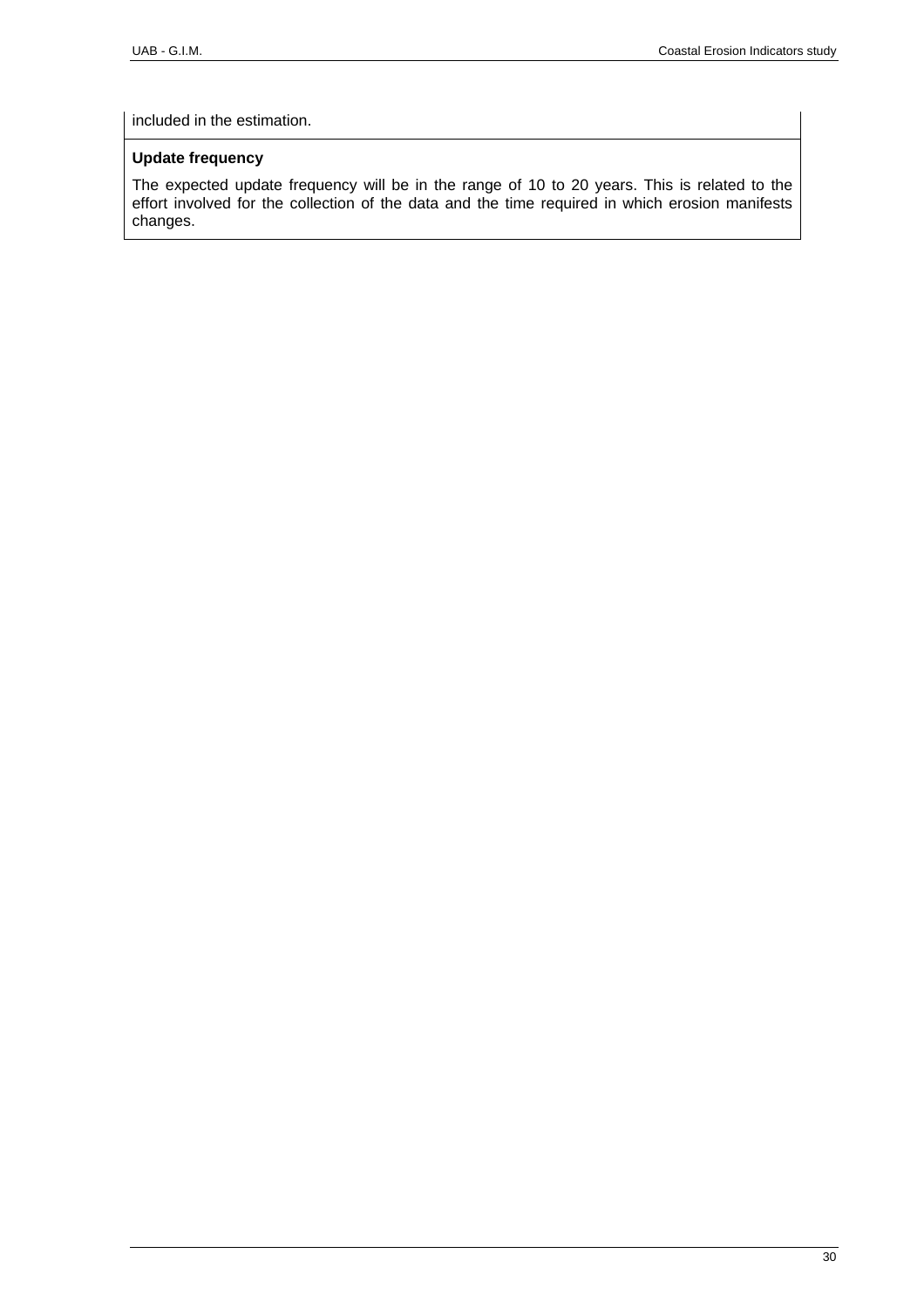included in the estimation.

**Update frequency**

The expected update frequency will be in the range of 10 to 20 years. This is related to the effort involved for the collection of the data and the time required in which erosion manifests changes.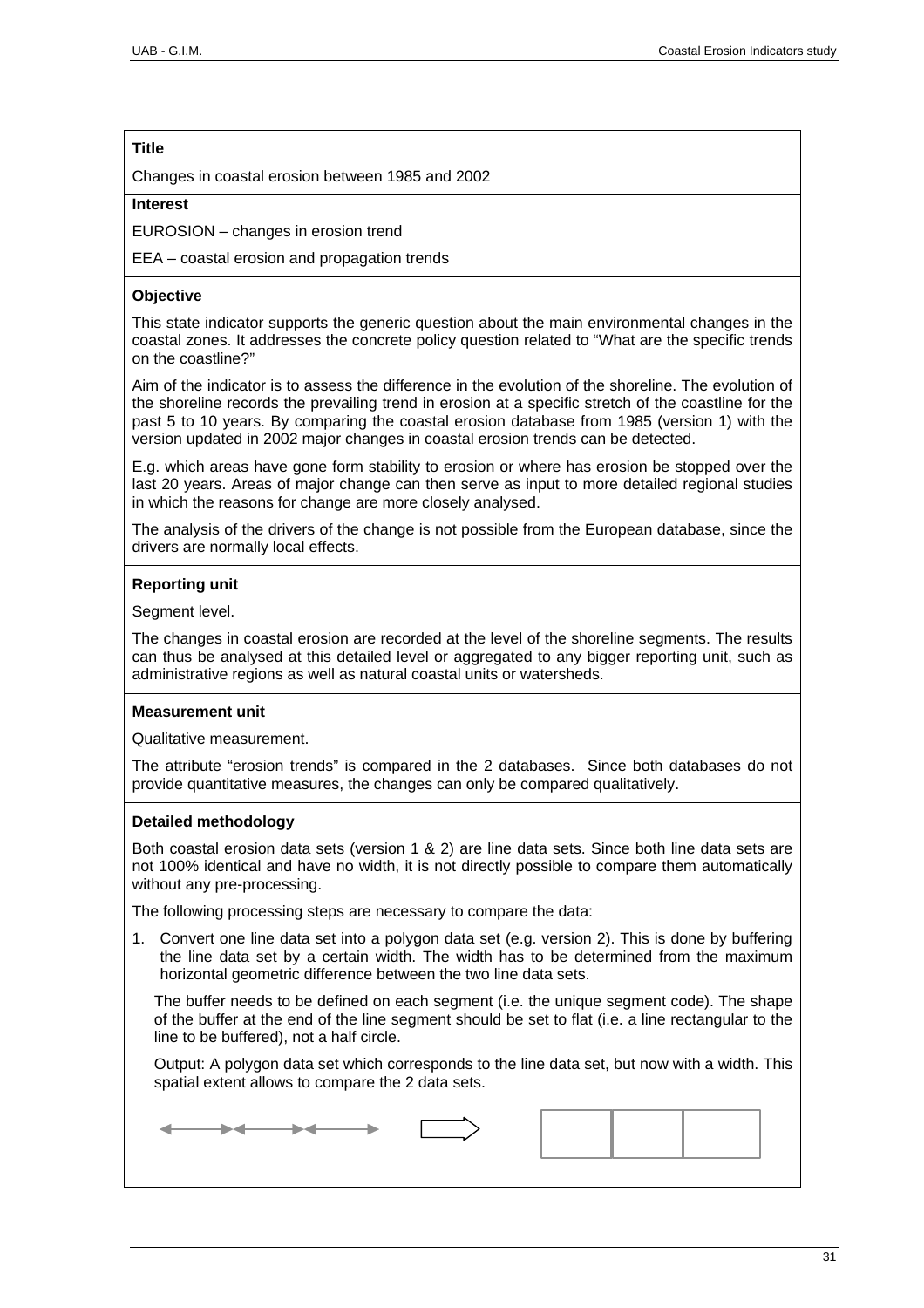**Title**

Changes in coastal erosion between 1985 and 2002

**Interest**

EUROSION – changes in erosion trend

EEA – coastal erosion and propagation trends

**Objective**

This state indicator supports the generic question about the main environmental changes in the coastal zones. It addresses the concrete policy question related to "What are the specific trends on the coastline?"

Aim of the indicator is to assess the difference in the evolution of the shoreline. The evolution of the shoreline records the prevailing trend in erosion at a specific stretch of the coastline for the past 5 to 10 years. By comparing the coastal erosion database from 1985 (version 1) with the version updated in 2002 major changes in coastal erosion trends can be detected.

E.g. which areas have gone form stability to erosion or where has erosion be stopped over the last 20 years. Areas of major change can then serve as input to more detailed regional studies in which the reasons for change are more closely analysed.

The analysis of the drivers of the change is not possible from the European database, since the drivers are normally local effects.

**Reporting unit**

Segment level.

The changes in coastal erosion are recorded at the level of the shoreline segments. The results can thus be analysed at this detailed level or aggregated to any bigger reporting unit, such as administrative regions as well as natural coastal units or watersheds.

**Measurement unit**

Qualitative measurement.

The attribute "erosion trends" is compared in the 2 databases. Since both databases do not provide quantitative measures, the changes can only be compared qualitatively.

**Detailed methodology**

Both coastal erosion data sets (version 1 & 2) are line data sets. Since both line data sets are not 100% identical and have no width, it is not directly possible to compare them automatically without any pre-processing.

The following processing steps are necessary to compare the data:

1. Convert one line data set into a polygon data set (e.g. version 2). This is done by buffering the line data set by a certain width. The width has to be determined from the maximum horizontal geometric difference between the two line data sets.

   The buffer needs to be defined on each segment (i.e. the unique segment code). The shape of the buffer at the end of the line segment should be set to flat (i.e. a line rectangular to the line to be buffered), not a half circle.

   Output: A polygon data set which corresponds to the line data set, but now with a width. This spatial extent allows to compare the 2 data sets.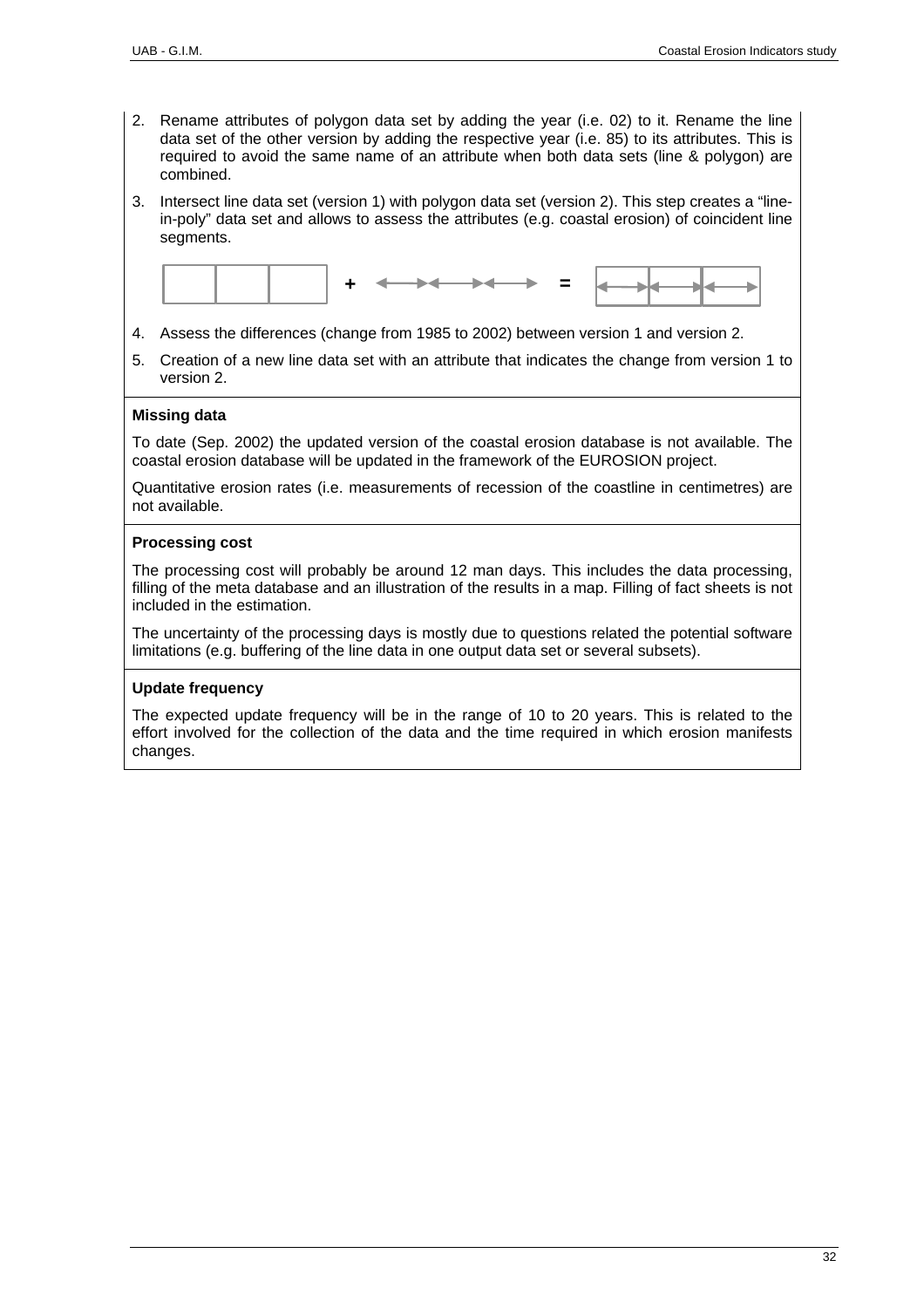2. Rename attributes of polygon data set by adding the year (i.e. 02) to it. Rename the line data set of the other version by adding the respective year (i.e. 85) to its attributes. This is required to avoid the same name of an attribute when both data sets (line & polygon) are combined.
3. Intersect line data set (version 1) with polygon data set (version 2). This step creates a "line-in-poly" data set and allows to assess the attributes (e.g. coastal erosion) of coincident line segments.

4. Assess the differences (change from 1985 to 2002) between version 1 and version 2.
5. Creation of a new line data set with an attribute that indicates the change from version 1 to version 2.

**Missing data**

To date (Sep. 2002) the updated version of the coastal erosion database is not available. The coastal erosion database will be updated in the framework of the EUROSION project.

Quantitative erosion rates (i.e. measurements of recession of the coastline in centimetres) are not available.

**Processing cost**

The processing cost will probably be around 12 man days. This includes the data processing, filling of the meta database and an illustration of the results in a map. Filling of fact sheets is not included in the estimation.

The uncertainty of the processing days is mostly due to questions related the potential software limitations (e.g. buffering of the line data in one output data set or several subsets).

**Update frequency**

The expected update frequency will be in the range of 10 to 20 years. This is related to the effort involved for the collection of the data and the time required in which erosion manifests changes.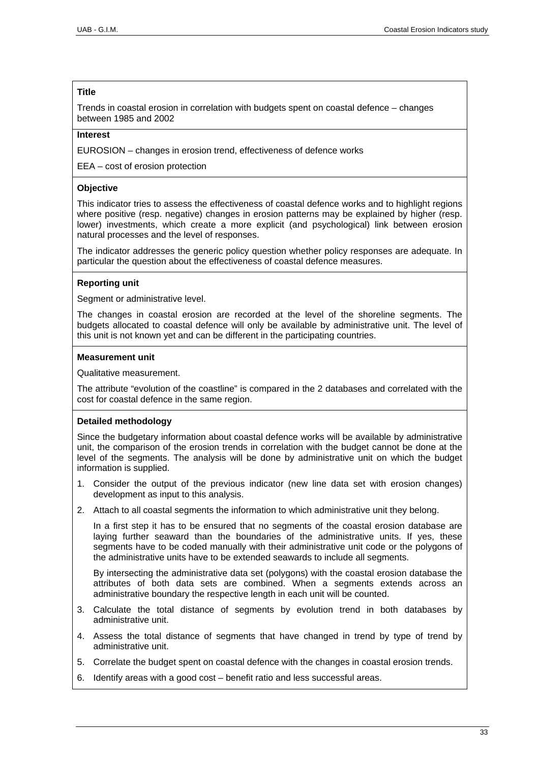**Title**

Trends in coastal erosion in correlation with budgets spent on coastal defence – changes between 1985 and 2002

**Interest**

EUROSION – changes in erosion trend, effectiveness of defence works

EEA – cost of erosion protection

**Objective**

This indicator tries to assess the effectiveness of coastal defence works and to highlight regions where positive (resp. negative) changes in erosion patterns may be explained by higher (resp. lower) investments, which create a more explicit (and psychological) link between erosion natural processes and the level of responses.

The indicator addresses the generic policy question whether policy responses are adequate. In particular the question about the effectiveness of coastal defence measures.

**Reporting unit**

Segment or administrative level.

The changes in coastal erosion are recorded at the level of the shoreline segments. The budgets allocated to coastal defence will only be available by administrative unit. The level of this unit is not known yet and can be different in the participating countries.

**Measurement unit**

Qualitative measurement.

The attribute "evolution of the coastline" is compared in the 2 databases and correlated with the cost for coastal defence in the same region.

**Detailed methodology**

Since the budgetary information about coastal defence works will be available by administrative unit, the comparison of the erosion trends in correlation with the budget cannot be done at the level of the segments. The analysis will be done by administrative unit on which the budget information is supplied.

1. Consider the output of the previous indicator (new line data set with erosion changes) development as input to this analysis.
2. Attach to all coastal segments the information to which administrative unit they belong.

   In a first step it has to be ensured that no segments of the coastal erosion database are laying further seaward than the boundaries of the administrative units. If yes, these segments have to be coded manually with their administrative unit code or the polygons of the administrative units have to be extended seawards to include all segments.

   By intersecting the administrative data set (polygons) with the coastal erosion database the attributes of both data sets are combined. When a segments extends across an administrative boundary the respective length in each unit will be counted.
3. Calculate the total distance of segments by evolution trend in both databases by administrative unit.
4. Assess the total distance of segments that have changed in trend by type of trend by administrative unit.
5. Correlate the budget spent on coastal defence with the changes in coastal erosion trends.
6. Identify areas with a good cost – benefit ratio and less successful areas.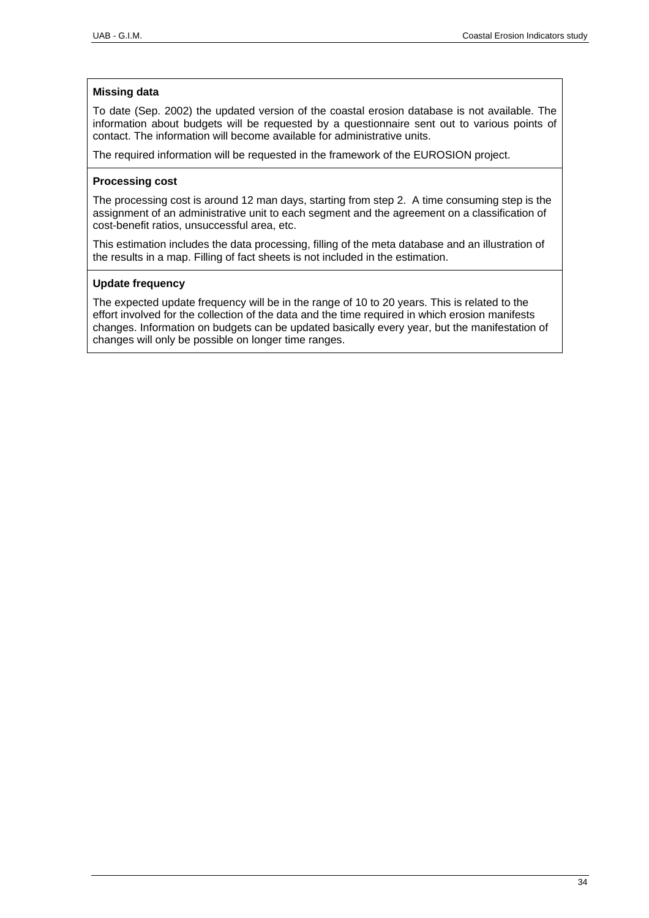**Missing data**

To date (Sep. 2002) the updated version of the coastal erosion database is not available. The information about budgets will be requested by a questionnaire sent out to various points of contact. The information will become available for administrative units.

The required information will be requested in the framework of the EUROSION project.

**Processing cost**

The processing cost is around 12 man days, starting from step 2. A time consuming step is the assignment of an administrative unit to each segment and the agreement on a classification of cost-benefit ratios, unsuccessful area, etc.

This estimation includes the data processing, filling of the meta database and an illustration of the results in a map. Filling of fact sheets is not included in the estimation.

**Update frequency**

The expected update frequency will be in the range of 10 to 20 years. This is related to the effort involved for the collection of the data and the time required in which erosion manifests changes. Information on budgets can be updated basically every year, but the manifestation of changes will only be possible on longer time ranges.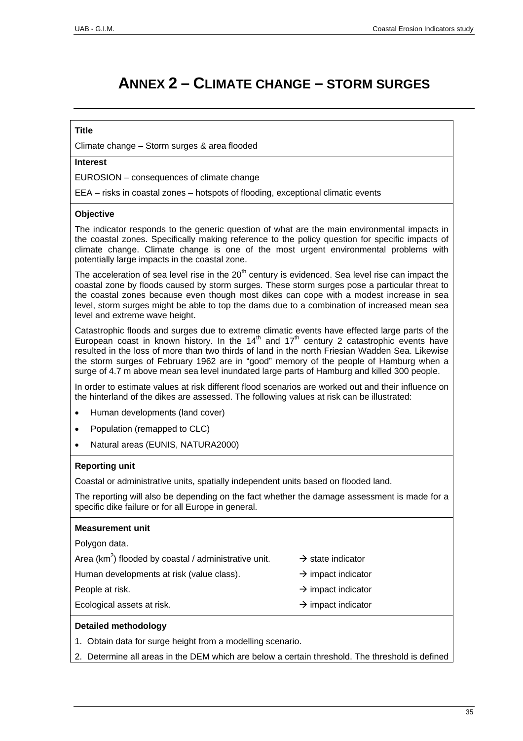# ANNEX 2 – CLIMATE CHANGE – STORM SURGES

**Title**

Climate change – Storm surges & area flooded

**Interest**

EUROSION – consequences of climate change

EEA – risks in coastal zones – hotspots of flooding, exceptional climatic events

**Objective**

The indicator responds to the generic question of what are the main environmental impacts in the coastal zones. Specifically making reference to the policy question for specific impacts of climate change. Climate change is one of the most urgent environmental problems with potentially large impacts in the coastal zone.

The acceleration of sea level rise in the 20th century is evidenced. Sea level rise can impact the coastal zone by floods caused by storm surges. These storm surges pose a particular threat to the coastal zones because even though most dikes can cope with a modest increase in sea level, storm surges might be able to top the dams due to a combination of increased mean sea level and extreme wave height.

Catastrophic floods and surges due to extreme climatic events have effected large parts of the European coast in known history. In the 14th and 17th century 2 catastrophic events have resulted in the loss of more than two thirds of land in the north Friesian Wadden Sea. Likewise the storm surges of February 1962 are in "good" memory of the people of Hamburg when a surge of 4.7 m above mean sea level inundated large parts of Hamburg and killed 300 people.

In order to estimate values at risk different flood scenarios are worked out and their influence on the hinterland of the dikes are assessed. The following values at risk can be illustrated:

- Human developments (land cover)
- Population (remapped to CLC)
- Natural areas (EUNIS, NATURA2000)

**Reporting unit**

Coastal or administrative units, spatially independent units based on flooded land.

The reporting will also be depending on the fact whether the damage assessment is made for a specific dike failure or for all Europe in general.

**Measurement unit**

Polygon data.

| | |
|---|---|
| Area ($km^2$) flooded by coastal / administrative unit. | → state indicator |
| Human developments at risk (value class). | → impact indicator |
| People at risk. | → impact indicator |
| Ecological assets at risk. | → impact indicator |

**Detailed methodology**

1. Obtain data for surge height from a modelling scenario.
2. Determine all areas in the DEM which are below a certain threshold. The threshold is defined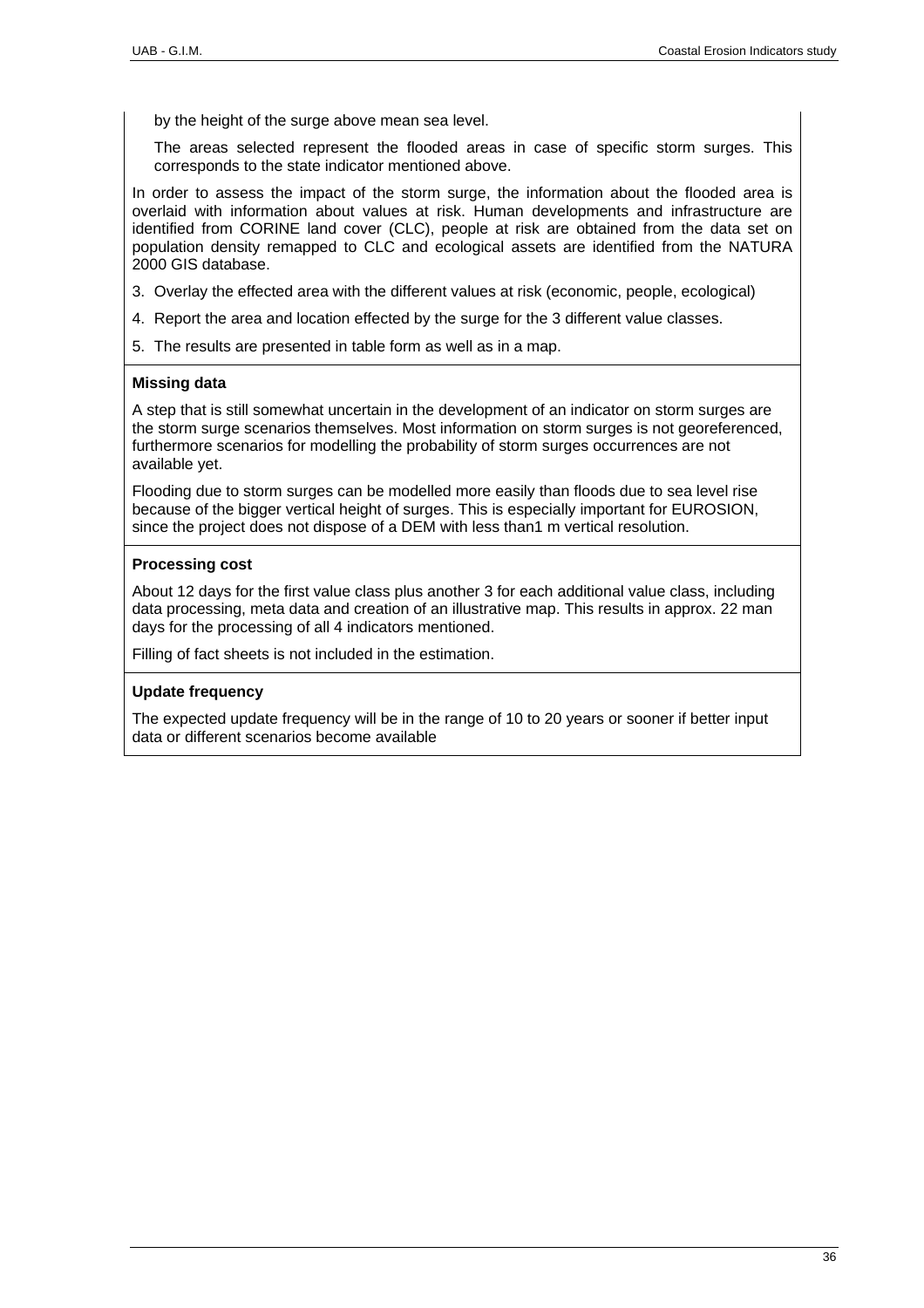by the height of the surge above mean sea level.

The areas selected represent the flooded areas in case of specific storm surges. This corresponds to the state indicator mentioned above.

In order to assess the impact of the storm surge, the information about the flooded area is overlaid with information about values at risk. Human developments and infrastructure are identified from CORINE land cover (CLC), people at risk are obtained from the data set on population density remapped to CLC and ecological assets are identified from the NATURA 2000 GIS database.

3. Overlay the effected area with the different values at risk (economic, people, ecological)
4. Report the area and location effected by the surge for the 3 different value classes.
5. The results are presented in table form as well as in a map.

**Missing data**

A step that is still somewhat uncertain in the development of an indicator on storm surges are the storm surge scenarios themselves. Most information on storm surges is not georeferenced, furthermore scenarios for modelling the probability of storm surges occurrences are not available yet.

Flooding due to storm surges can be modelled more easily than floods due to sea level rise because of the bigger vertical height of surges. This is especially important for EUROSION, since the project does not dispose of a DEM with less than1 m vertical resolution.

**Processing cost**

About 12 days for the first value class plus another 3 for each additional value class, including data processing, meta data and creation of an illustrative map. This results in approx. 22 man days for the processing of all 4 indicators mentioned.

Filling of fact sheets is not included in the estimation.

**Update frequency**

The expected update frequency will be in the range of 10 to 20 years or sooner if better input data or different scenarios become available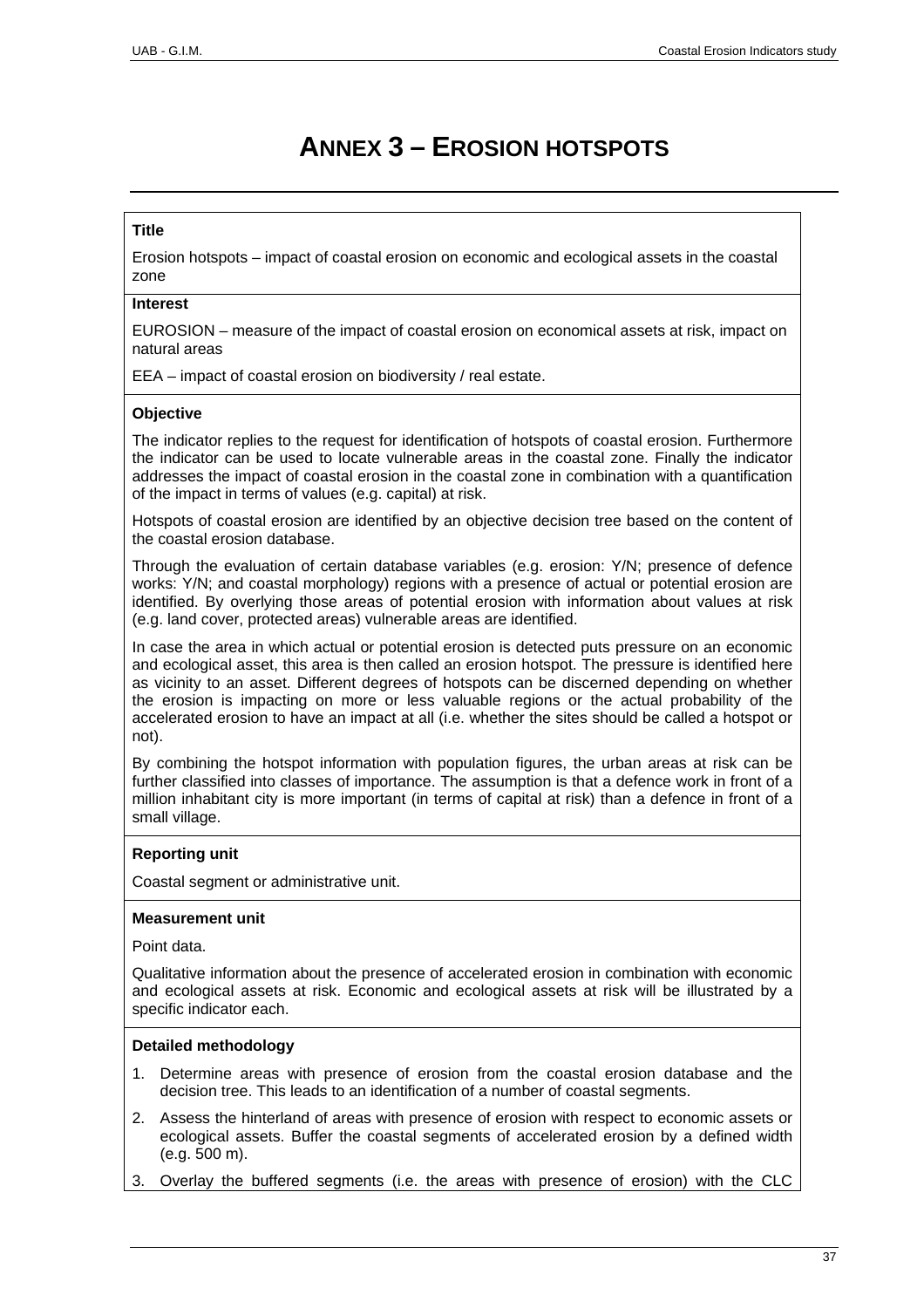# Annex 3 – Erosion hotspots

**Title**

Erosion hotspots – impact of coastal erosion on economic and ecological assets in the coastal zone

**Interest**

EUROSION – measure of the impact of coastal erosion on economical assets at risk, impact on natural areas

EEA – impact of coastal erosion on biodiversity / real estate.

**Objective**

The indicator replies to the request for identification of hotspots of coastal erosion. Furthermore the indicator can be used to locate vulnerable areas in the coastal zone. Finally the indicator addresses the impact of coastal erosion in the coastal zone in combination with a quantification of the impact in terms of values (e.g. capital) at risk.

Hotspots of coastal erosion are identified by an objective decision tree based on the content of the coastal erosion database.

Through the evaluation of certain database variables (e.g. erosion: Y/N; presence of defence works: Y/N; and coastal morphology) regions with a presence of actual or potential erosion are identified. By overlying those areas of potential erosion with information about values at risk (e.g. land cover, protected areas) vulnerable areas are identified.

In case the area in which actual or potential erosion is detected puts pressure on an economic and ecological asset, this area is then called an erosion hotspot. The pressure is identified here as vicinity to an asset. Different degrees of hotspots can be discerned depending on whether the erosion is impacting on more or less valuable regions or the actual probability of the accelerated erosion to have an impact at all (i.e. whether the sites should be called a hotspot or not).

By combining the hotspot information with population figures, the urban areas at risk can be further classified into classes of importance. The assumption is that a defence work in front of a million inhabitant city is more important (in terms of capital at risk) than a defence in front of a small village.

**Reporting unit**

Coastal segment or administrative unit.

**Measurement unit**

Point data.

Qualitative information about the presence of accelerated erosion in combination with economic and ecological assets at risk. Economic and ecological assets at risk will be illustrated by a specific indicator each.

**Detailed methodology**

1. Determine areas with presence of erosion from the coastal erosion database and the decision tree. This leads to an identification of a number of coastal segments.
2. Assess the hinterland of areas with presence of erosion with respect to economic assets or ecological assets. Buffer the coastal segments of accelerated erosion by a defined width (e.g. 500 m).
3. Overlay the buffered segments (i.e. the areas with presence of erosion) with the CLC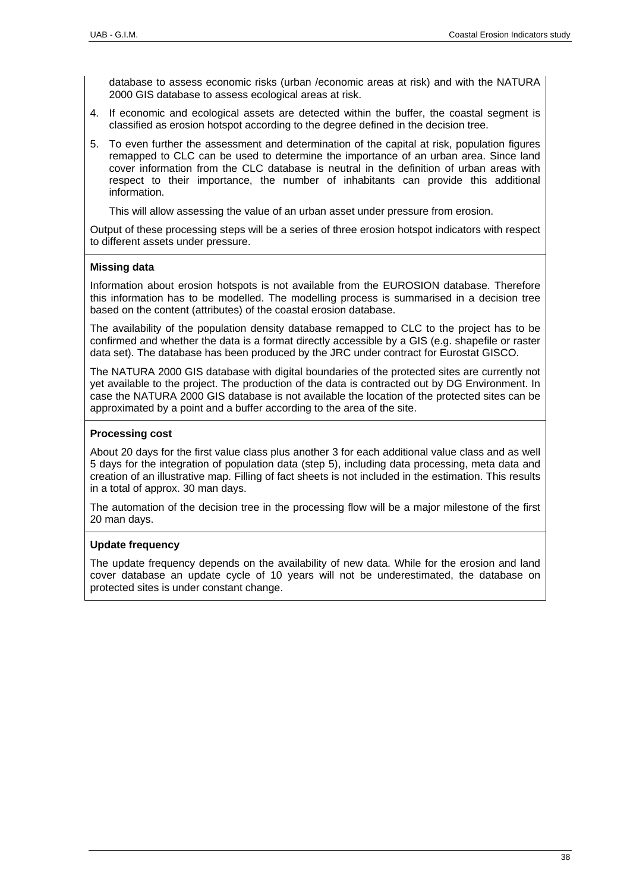database to assess economic risks (urban /economic areas at risk) and with the NATURA 2000 GIS database to assess ecological areas at risk.

4. If economic and ecological assets are detected within the buffer, the coastal segment is classified as erosion hotspot according to the degree defined in the decision tree.
5. To even further the assessment and determination of the capital at risk, population figures remapped to CLC can be used to determine the importance of an urban area. Since land cover information from the CLC database is neutral in the definition of urban areas with respect to their importance, the number of inhabitants can provide this additional information.

   This will allow assessing the value of an urban asset under pressure from erosion.

Output of these processing steps will be a series of three erosion hotspot indicators with respect to different assets under pressure.

**Missing data**

Information about erosion hotspots is not available from the EUROSION database. Therefore this information has to be modelled. The modelling process is summarised in a decision tree based on the content (attributes) of the coastal erosion database.

The availability of the population density database remapped to CLC to the project has to be confirmed and whether the data is a format directly accessible by a GIS (e.g. shapefile or raster data set). The database has been produced by the JRC under contract for Eurostat GISCO.

The NATURA 2000 GIS database with digital boundaries of the protected sites are currently not yet available to the project. The production of the data is contracted out by DG Environment. In case the NATURA 2000 GIS database is not available the location of the protected sites can be approximated by a point and a buffer according to the area of the site.

**Processing cost**

About 20 days for the first value class plus another 3 for each additional value class and as well 5 days for the integration of population data (step 5), including data processing, meta data and creation of an illustrative map. Filling of fact sheets is not included in the estimation. This results in a total of approx. 30 man days.

The automation of the decision tree in the processing flow will be a major milestone of the first 20 man days.

**Update frequency**

The update frequency depends on the availability of new data. While for the erosion and land cover database an update cycle of 10 years will not be underestimated, the database on protected sites is under constant change.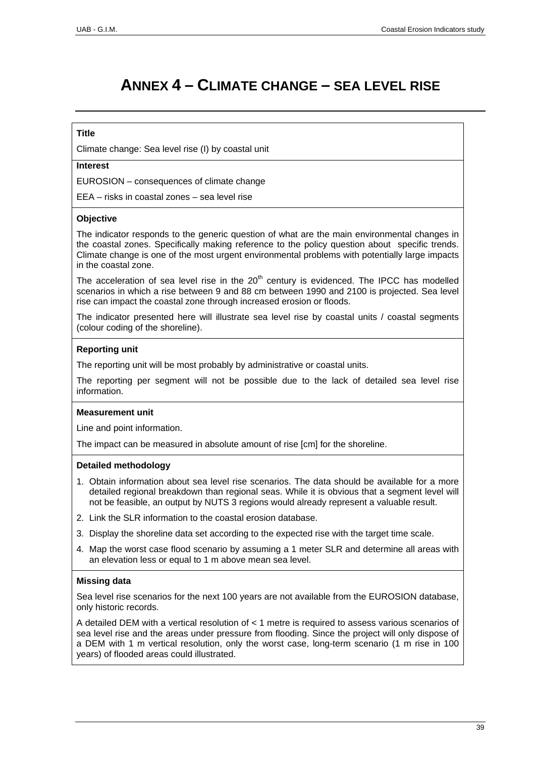# ANNEX 4 – CLIMATE CHANGE – SEA LEVEL RISE

**Title**

Climate change: Sea level rise (I) by coastal unit

**Interest**

EUROSION – consequences of climate change

EEA – risks in coastal zones – sea level rise

**Objective**

The indicator responds to the generic question of what are the main environmental changes in the coastal zones. Specifically making reference to the policy question about specific trends. Climate change is one of the most urgent environmental problems with potentially large impacts in the coastal zone.

The acceleration of sea level rise in the 20th century is evidenced. The IPCC has modelled scenarios in which a rise between 9 and 88 cm between 1990 and 2100 is projected. Sea level rise can impact the coastal zone through increased erosion or floods.

The indicator presented here will illustrate sea level rise by coastal units / coastal segments (colour coding of the shoreline).

**Reporting unit**

The reporting unit will be most probably by administrative or coastal units.

The reporting per segment will not be possible due to the lack of detailed sea level rise information.

**Measurement unit**

Line and point information.

The impact can be measured in absolute amount of rise [cm] for the shoreline.

**Detailed methodology**

1. Obtain information about sea level rise scenarios. The data should be available for a more detailed regional breakdown than regional seas. While it is obvious that a segment level will not be feasible, an output by NUTS 3 regions would already represent a valuable result.
2. Link the SLR information to the coastal erosion database.
3. Display the shoreline data set according to the expected rise with the target time scale.
4. Map the worst case flood scenario by assuming a 1 meter SLR and determine all areas with an elevation less or equal to 1 m above mean sea level.

**Missing data**

Sea level rise scenarios for the next 100 years are not available from the EUROSION database, only historic records.

A detailed DEM with a vertical resolution of < 1 metre is required to assess various scenarios of sea level rise and the areas under pressure from flooding. Since the project will only dispose of a DEM with 1 m vertical resolution, only the worst case, long-term scenario (1 m rise in 100 years) of flooded areas could illustrated.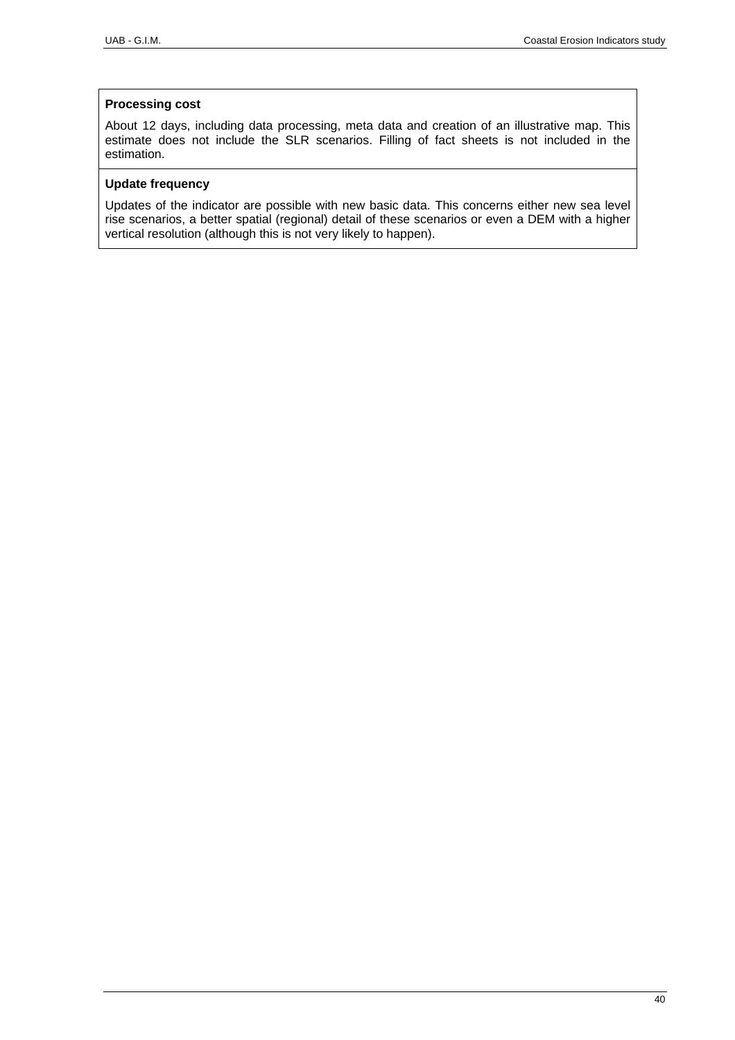**Processing cost**

About 12 days, including data processing, meta data and creation of an illustrative map. This estimate does not include the SLR scenarios. Filling of fact sheets is not included in the estimation.

**Update frequency**

Updates of the indicator are possible with new basic data. This concerns either new sea level rise scenarios, a better spatial (regional) detail of these scenarios or even a DEM with a higher vertical resolution (although this is not very likely to happen).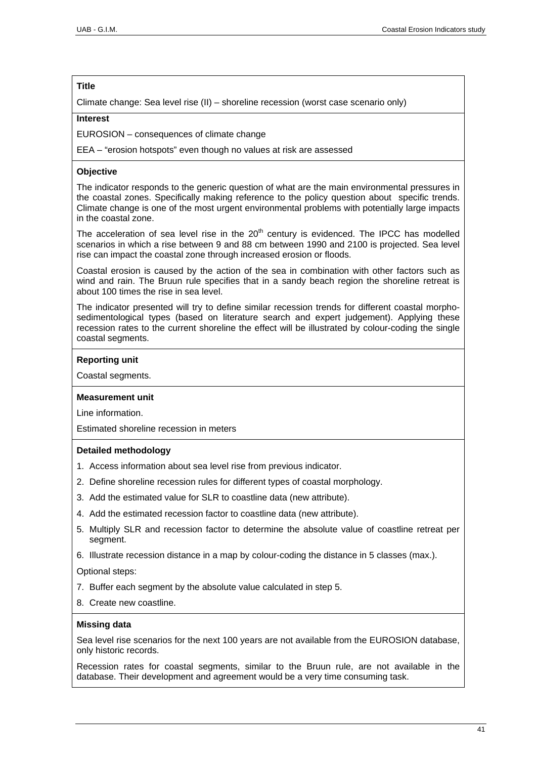**Title**

Climate change: Sea level rise (II) – shoreline recession (worst case scenario only)

**Interest**

EUROSION – consequences of climate change

EEA – "erosion hotspots" even though no values at risk are assessed

**Objective**

The indicator responds to the generic question of what are the main environmental pressures in the coastal zones. Specifically making reference to the policy question about specific trends. Climate change is one of the most urgent environmental problems with potentially large impacts in the coastal zone.

The acceleration of sea level rise in the 20$^{th}$ century is evidenced. The IPCC has modelled scenarios in which a rise between 9 and 88 cm between 1990 and 2100 is projected. Sea level rise can impact the coastal zone through increased erosion or floods.

Coastal erosion is caused by the action of the sea in combination with other factors such as wind and rain. The Bruun rule specifies that in a sandy beach region the shoreline retreat is about 100 times the rise in sea level.

The indicator presented will try to define similar recession trends for different coastal morpho-sedimentological types (based on literature search and expert judgement). Applying these recession rates to the current shoreline the effect will be illustrated by colour-coding the single coastal segments.

**Reporting unit**

Coastal segments.

**Measurement unit**

Line information.

Estimated shoreline recession in meters

**Detailed methodology**

1. Access information about sea level rise from previous indicator.
2. Define shoreline recession rules for different types of coastal morphology.
3. Add the estimated value for SLR to coastline data (new attribute).
4. Add the estimated recession factor to coastline data (new attribute).
5. Multiply SLR and recession factor to determine the absolute value of coastline retreat per segment.
6. Illustrate recession distance in a map by colour-coding the distance in 5 classes (max.).

Optional steps:

7. Buffer each segment by the absolute value calculated in step 5.
8. Create new coastline.

**Missing data**

Sea level rise scenarios for the next 100 years are not available from the EUROSION database, only historic records.

Recession rates for coastal segments, similar to the Bruun rule, are not available in the database. Their development and agreement would be a very time consuming task.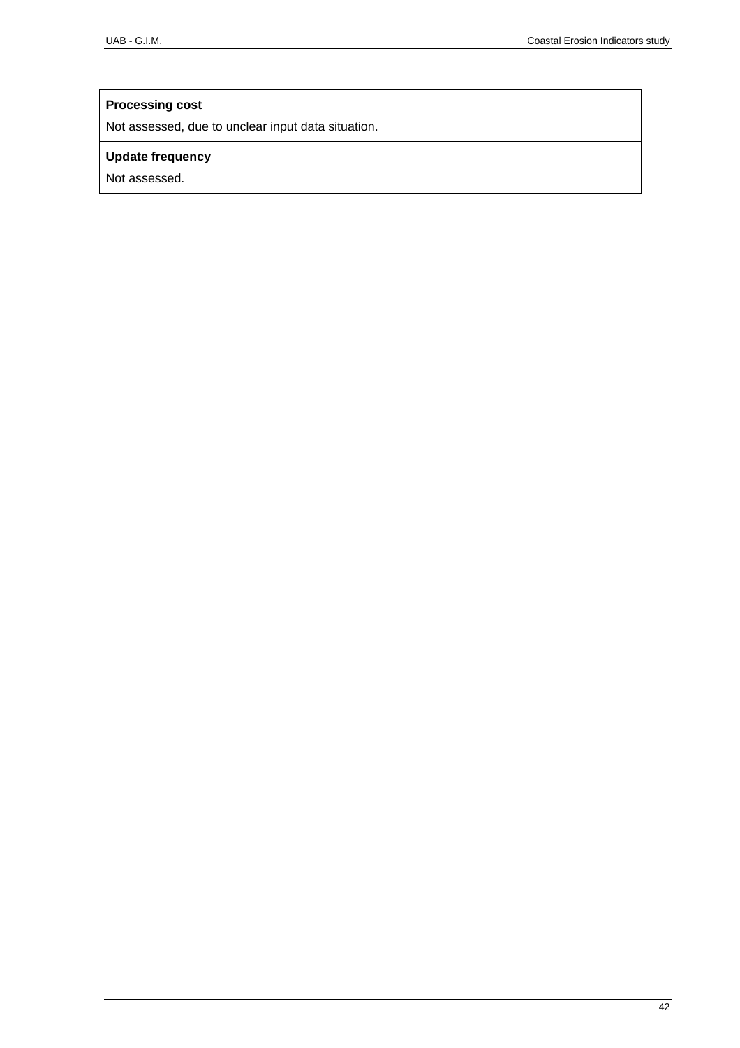**Processing cost**

Not assessed, due to unclear input data situation.

**Update frequency**

Not assessed.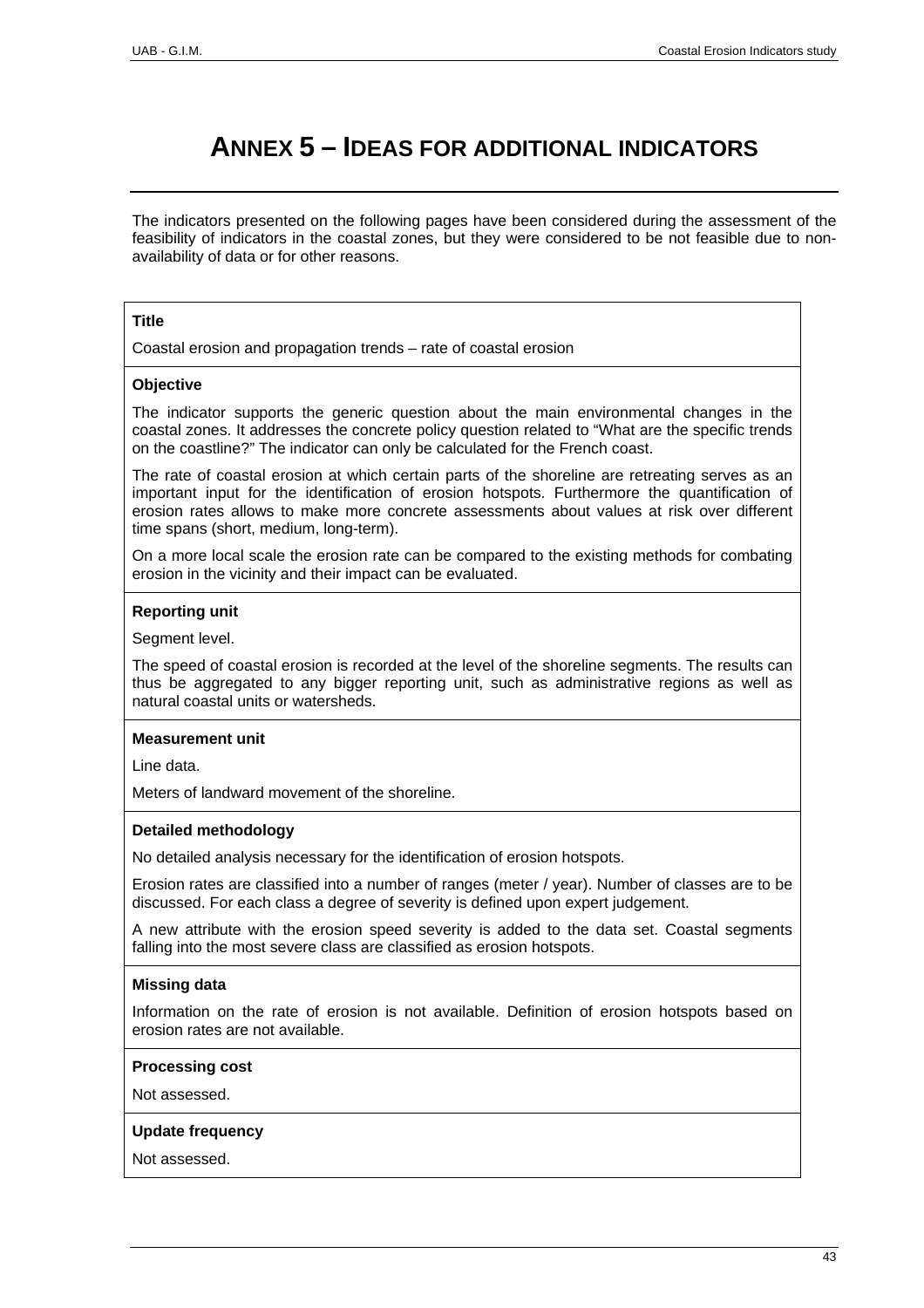# ANNEX 5 – IDEAS FOR ADDITIONAL INDICATORS

The indicators presented on the following pages have been considered during the assessment of the feasibility of indicators in the coastal zones, but they were considered to be not feasible due to non-availability of data or for other reasons.

| **Title** |
|---|
| Coastal erosion and propagation trends – rate of coastal erosion |
| **Objective** |
| The indicator supports the generic question about the main environmental changes in the coastal zones. It addresses the concrete policy question related to "What are the specific trends on the coastline?" The indicator can only be calculated for the French coast.<br><br>The rate of coastal erosion at which certain parts of the shoreline are retreating serves as an important input for the identification of erosion hotspots. Furthermore the quantification of erosion rates allows to make more concrete assessments about values at risk over different time spans (short, medium, long-term).<br><br>On a more local scale the erosion rate can be compared to the existing methods for combating erosion in the vicinity and their impact can be evaluated. |
| **Reporting unit** |
| Segment level.<br><br>The speed of coastal erosion is recorded at the level of the shoreline segments. The results can thus be aggregated to any bigger reporting unit, such as administrative regions as well as natural coastal units or watersheds. |
| **Measurement unit** |
| Line data.<br><br>Meters of landward movement of the shoreline. |
| **Detailed methodology** |
| No detailed analysis necessary for the identification of erosion hotspots.<br><br>Erosion rates are classified into a number of ranges (meter / year). Number of classes are to be discussed. For each class a degree of severity is defined upon expert judgement.<br><br>A new attribute with the erosion speed severity is added to the data set. Coastal segments falling into the most severe class are classified as erosion hotspots. |
| **Missing data** |
| Information on the rate of erosion is not available. Definition of erosion hotspots based on erosion rates are not available. |
| **Processing cost** |
| Not assessed. |
| **Update frequency** |
| Not assessed. |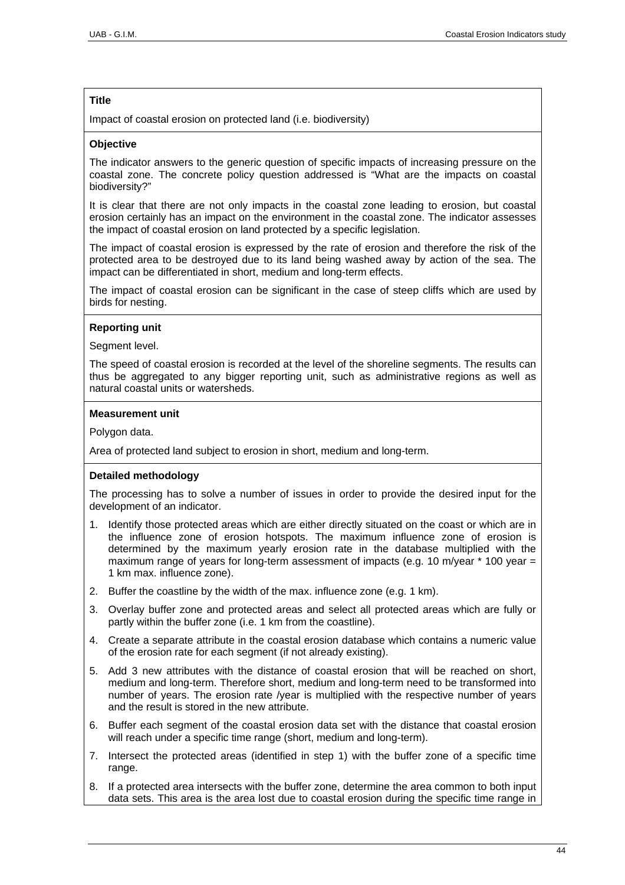**Title**

Impact of coastal erosion on protected land (i.e. biodiversity)

**Objective**

The indicator answers to the generic question of specific impacts of increasing pressure on the coastal zone. The concrete policy question addressed is “What are the impacts on coastal biodiversity?”

It is clear that there are not only impacts in the coastal zone leading to erosion, but coastal erosion certainly has an impact on the environment in the coastal zone. The indicator assesses the impact of coastal erosion on land protected by a specific legislation.

The impact of coastal erosion is expressed by the rate of erosion and therefore the risk of the protected area to be destroyed due to its land being washed away by action of the sea. The impact can be differentiated in short, medium and long-term effects.

The impact of coastal erosion can be significant in the case of steep cliffs which are used by birds for nesting.

**Reporting unit**

Segment level.

The speed of coastal erosion is recorded at the level of the shoreline segments. The results can thus be aggregated to any bigger reporting unit, such as administrative regions as well as natural coastal units or watersheds.

**Measurement unit**

Polygon data.

Area of protected land subject to erosion in short, medium and long-term.

**Detailed methodology**

The processing has to solve a number of issues in order to provide the desired input for the development of an indicator.

1. Identify those protected areas which are either directly situated on the coast or which are in the influence zone of erosion hotspots. The maximum influence zone of erosion is determined by the maximum yearly erosion rate in the database multiplied with the maximum range of years for long-term assessment of impacts (e.g. 10 m/year * 100 year = 1 km max. influence zone).
2. Buffer the coastline by the width of the max. influence zone (e.g. 1 km).
3. Overlay buffer zone and protected areas and select all protected areas which are fully or partly within the buffer zone (i.e. 1 km from the coastline).
4. Create a separate attribute in the coastal erosion database which contains a numeric value of the erosion rate for each segment (if not already existing).
5. Add 3 new attributes with the distance of coastal erosion that will be reached on short, medium and long-term. Therefore short, medium and long-term need to be transformed into number of years. The erosion rate /year is multiplied with the respective number of years and the result is stored in the new attribute.
6. Buffer each segment of the coastal erosion data set with the distance that coastal erosion will reach under a specific time range (short, medium and long-term).
7. Intersect the protected areas (identified in step 1) with the buffer zone of a specific time range.
8. If a protected area intersects with the buffer zone, determine the area common to both input data sets. This area is the area lost due to coastal erosion during the specific time range in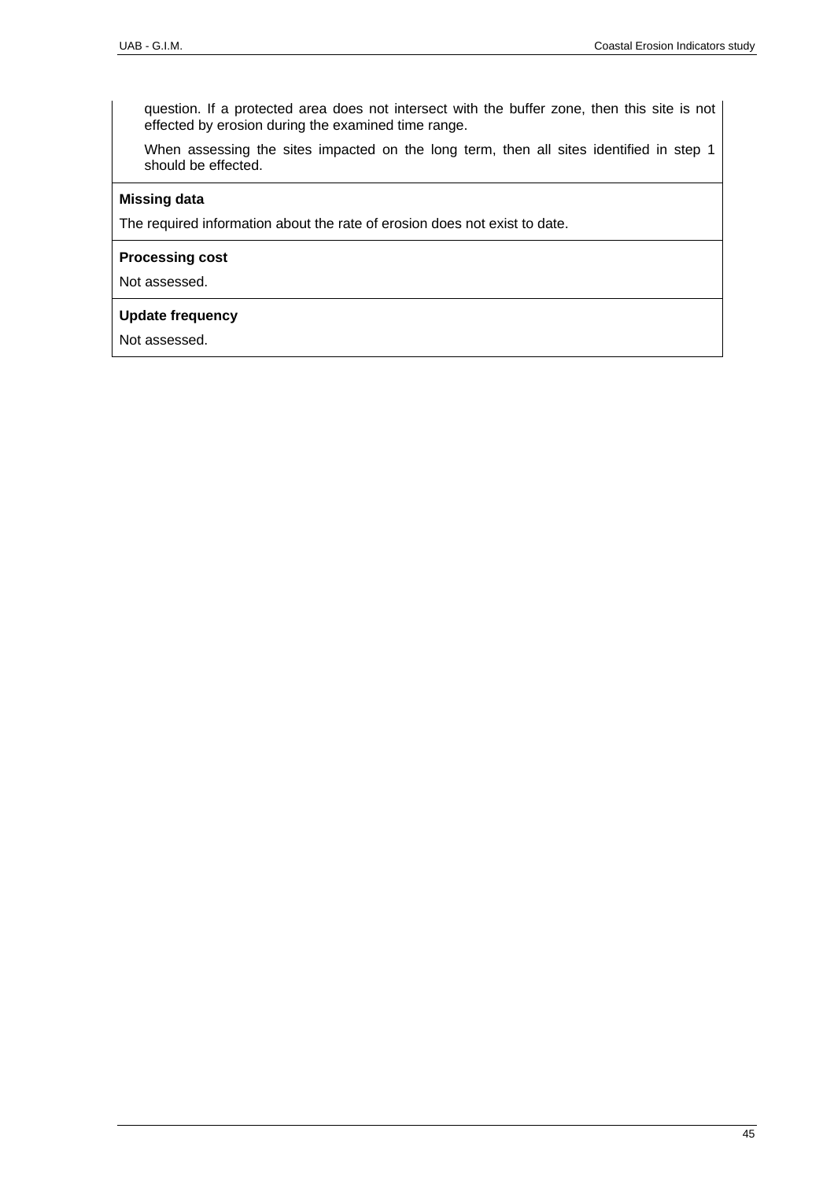question. If a protected area does not intersect with the buffer zone, then this site is not effected by erosion during the examined time range.

When assessing the sites impacted on the long term, then all sites identified in step 1 should be effected.

**Missing data**

The required information about the rate of erosion does not exist to date.

**Processing cost**

Not assessed.

**Update frequency**

Not assessed.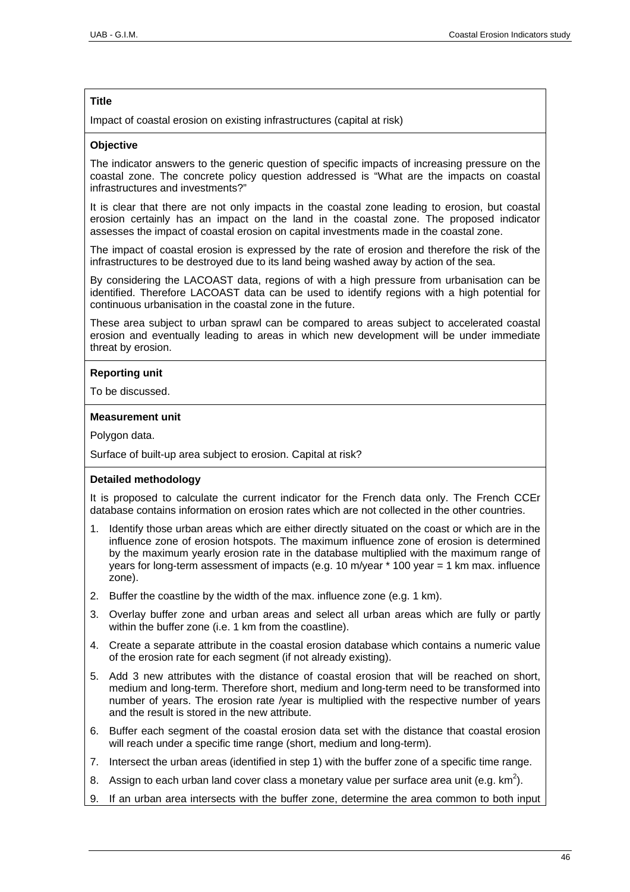**Title**

Impact of coastal erosion on existing infrastructures (capital at risk)

**Objective**

The indicator answers to the generic question of specific impacts of increasing pressure on the coastal zone. The concrete policy question addressed is "What are the impacts on coastal infrastructures and investments?"

It is clear that there are not only impacts in the coastal zone leading to erosion, but coastal erosion certainly has an impact on the land in the coastal zone. The proposed indicator assesses the impact of coastal erosion on capital investments made in the coastal zone.

The impact of coastal erosion is expressed by the rate of erosion and therefore the risk of the infrastructures to be destroyed due to its land being washed away by action of the sea.

By considering the LACOAST data, regions of with a high pressure from urbanisation can be identified. Therefore LACOAST data can be used to identify regions with a high potential for continuous urbanisation in the coastal zone in the future.

These area subject to urban sprawl can be compared to areas subject to accelerated coastal erosion and eventually leading to areas in which new development will be under immediate threat by erosion.

**Reporting unit**

To be discussed.

**Measurement unit**

Polygon data.

Surface of built-up area subject to erosion. Capital at risk?

**Detailed methodology**

It is proposed to calculate the current indicator for the French data only. The French CCEr database contains information on erosion rates which are not collected in the other countries.

1. Identify those urban areas which are either directly situated on the coast or which are in the influence zone of erosion hotspots. The maximum influence zone of erosion is determined by the maximum yearly erosion rate in the database multiplied with the maximum range of years for long-term assessment of impacts (e.g. 10 m/year * 100 year = 1 km max. influence zone).
2. Buffer the coastline by the width of the max. influence zone (e.g. 1 km).
3. Overlay buffer zone and urban areas and select all urban areas which are fully or partly within the buffer zone (i.e. 1 km from the coastline).
4. Create a separate attribute in the coastal erosion database which contains a numeric value of the erosion rate for each segment (if not already existing).
5. Add 3 new attributes with the distance of coastal erosion that will be reached on short, medium and long-term. Therefore short, medium and long-term need to be transformed into number of years. The erosion rate /year is multiplied with the respective number of years and the result is stored in the new attribute.
6. Buffer each segment of the coastal erosion data set with the distance that coastal erosion will reach under a specific time range (short, medium and long-term).
7. Intersect the urban areas (identified in step 1) with the buffer zone of a specific time range.
8. Assign to each urban land cover class a monetary value per surface area unit (e.g. $km^2$).
9. If an urban area intersects with the buffer zone, determine the area common to both input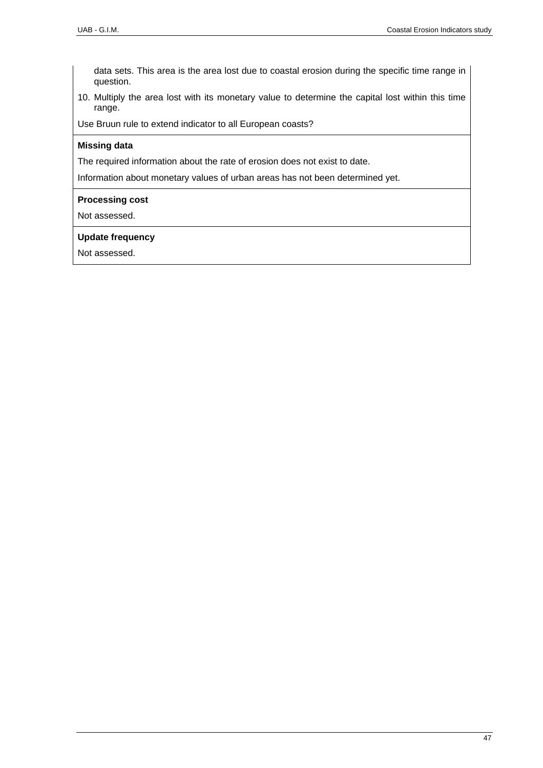data sets. This area is the area lost due to coastal erosion during the specific time range in question.

10. Multiply the area lost with its monetary value to determine the capital lost within this time range.

Use Bruun rule to extend indicator to all European coasts?

**Missing data**

The required information about the rate of erosion does not exist to date.

Information about monetary values of urban areas has not been determined yet.

**Processing cost**

Not assessed.

**Update frequency**

Not assessed.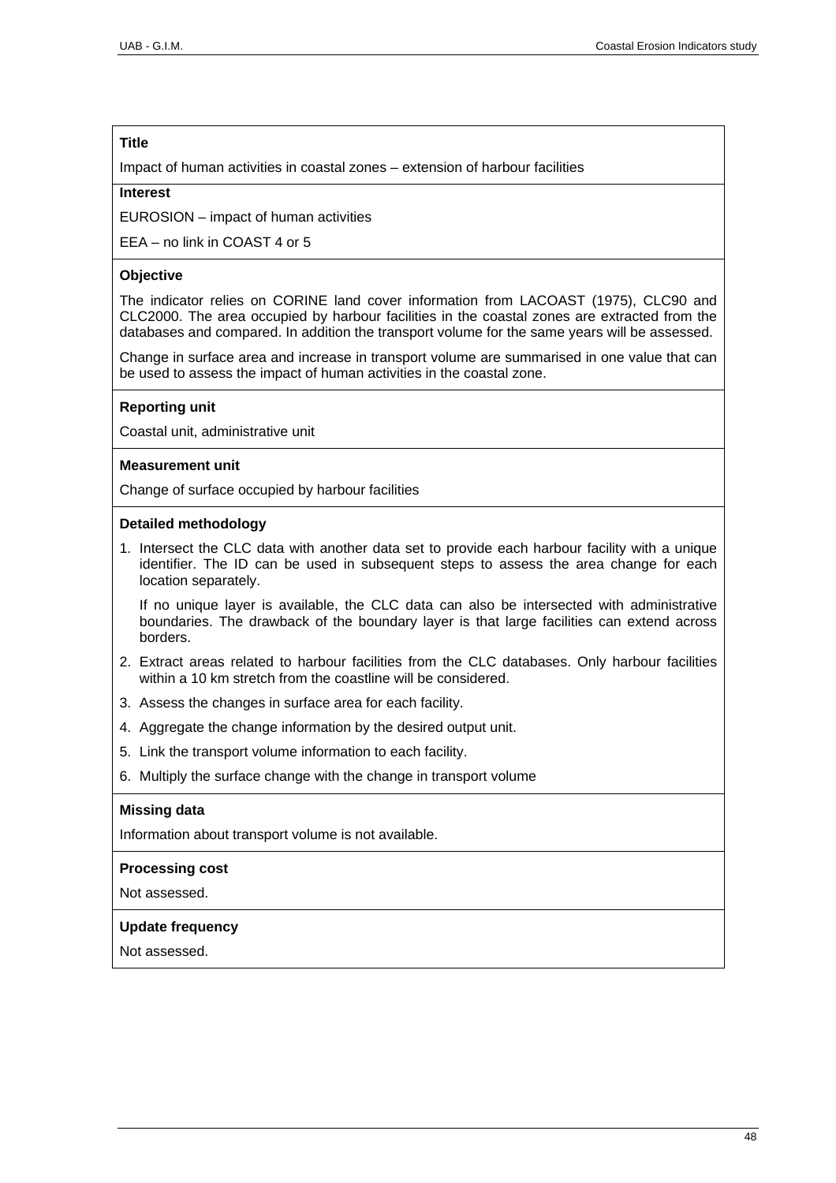**Title**

Impact of human activities in coastal zones – extension of harbour facilities

**Interest**

EUROSION – impact of human activities

EEA – no link in COAST 4 or 5

**Objective**

The indicator relies on CORINE land cover information from LACOAST (1975), CLC90 and CLC2000. The area occupied by harbour facilities in the coastal zones are extracted from the databases and compared. In addition the transport volume for the same years will be assessed.

Change in surface area and increase in transport volume are summarised in one value that can be used to assess the impact of human activities in the coastal zone.

**Reporting unit**

Coastal unit, administrative unit

**Measurement unit**

Change of surface occupied by harbour facilities

**Detailed methodology**

1. Intersect the CLC data with another data set to provide each harbour facility with a unique identifier. The ID can be used in subsequent steps to assess the area change for each location separately.

   If no unique layer is available, the CLC data can also be intersected with administrative boundaries. The drawback of the boundary layer is that large facilities can extend across borders.

2. Extract areas related to harbour facilities from the CLC databases. Only harbour facilities within a 10 km stretch from the coastline will be considered.
3. Assess the changes in surface area for each facility.
4. Aggregate the change information by the desired output unit.
5. Link the transport volume information to each facility.
6. Multiply the surface change with the change in transport volume

**Missing data**

Information about transport volume is not available.

**Processing cost**

Not assessed.

**Update frequency**

Not assessed.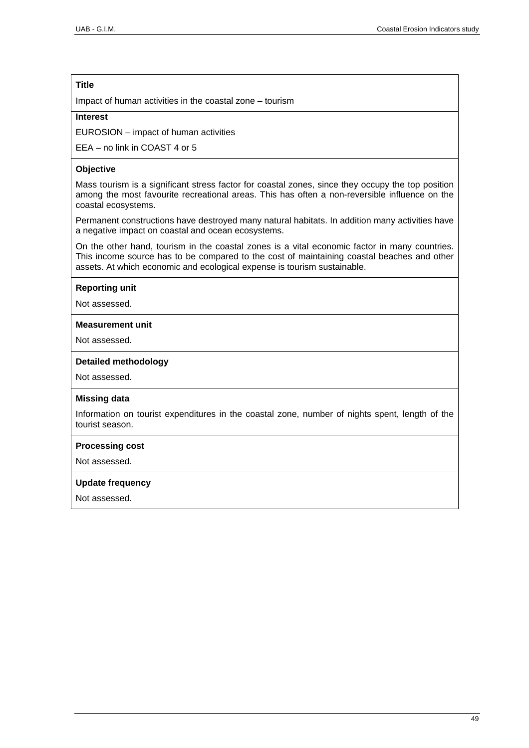**Title**

Impact of human activities in the coastal zone – tourism

**Interest**

EUROSION – impact of human activities

EEA – no link in COAST 4 or 5

**Objective**

Mass tourism is a significant stress factor for coastal zones, since they occupy the top position among the most favourite recreational areas. This has often a non-reversible influence on the coastal ecosystems.

Permanent constructions have destroyed many natural habitats. In addition many activities have a negative impact on coastal and ocean ecosystems.

On the other hand, tourism in the coastal zones is a vital economic factor in many countries. This income source has to be compared to the cost of maintaining coastal beaches and other assets. At which economic and ecological expense is tourism sustainable.

**Reporting unit**

Not assessed.

**Measurement unit**

Not assessed.

**Detailed methodology**

Not assessed.

**Missing data**

Information on tourist expenditures in the coastal zone, number of nights spent, length of the tourist season.

**Processing cost**

Not assessed.

**Update frequency**

Not assessed.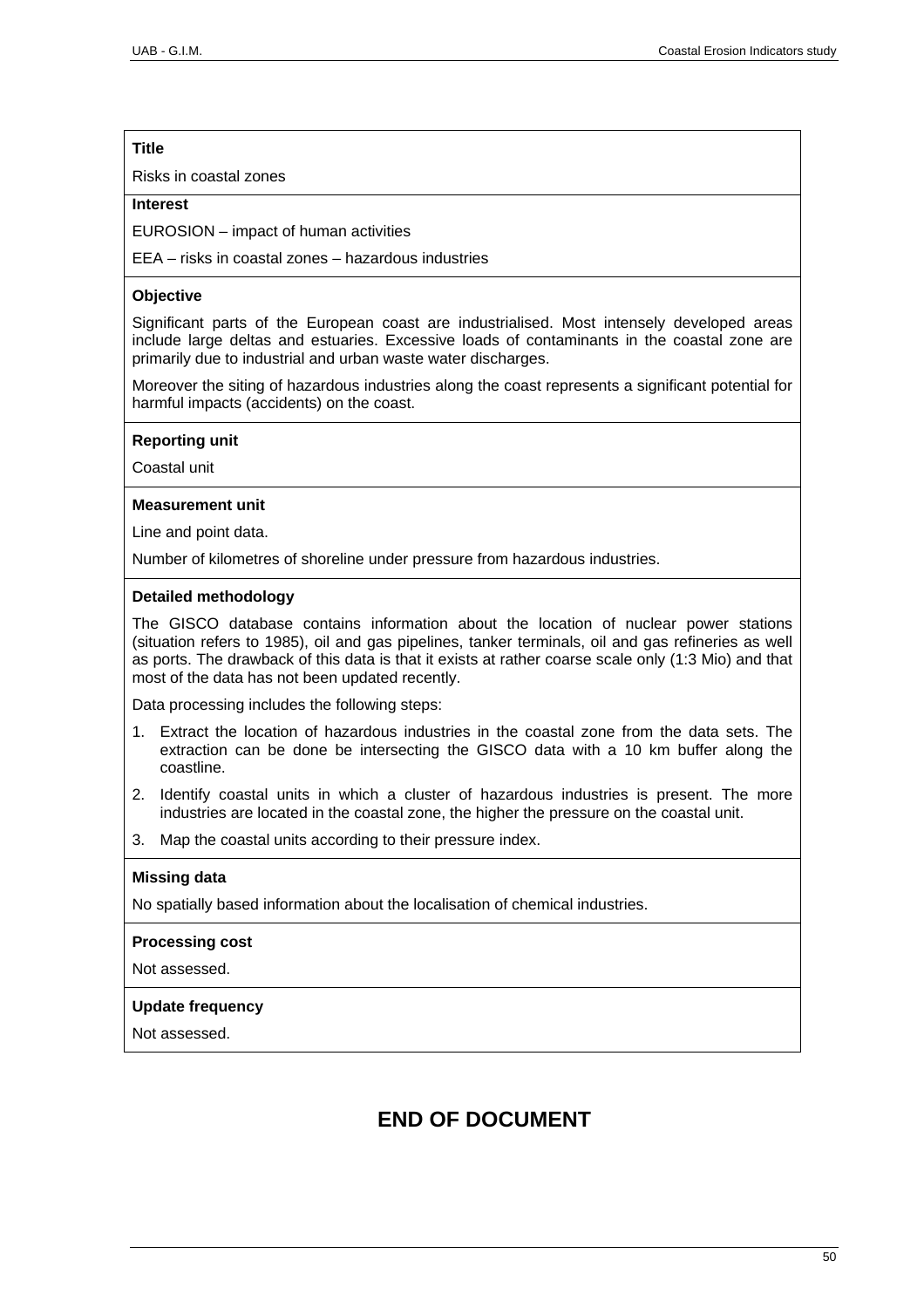**Title**

Risks in coastal zones

**Interest**

EUROSION – impact of human activities

EEA – risks in coastal zones – hazardous industries

**Objective**

Significant parts of the European coast are industrialised. Most intensely developed areas include large deltas and estuaries. Excessive loads of contaminants in the coastal zone are primarily due to industrial and urban waste water discharges.

Moreover the siting of hazardous industries along the coast represents a significant potential for harmful impacts (accidents) on the coast.

**Reporting unit**

Coastal unit

**Measurement unit**

Line and point data.

Number of kilometres of shoreline under pressure from hazardous industries.

**Detailed methodology**

The GISCO database contains information about the location of nuclear power stations (situation refers to 1985), oil and gas pipelines, tanker terminals, oil and gas refineries as well as ports. The drawback of this data is that it exists at rather coarse scale only (1:3 Mio) and that most of the data has not been updated recently.

Data processing includes the following steps:

1. Extract the location of hazardous industries in the coastal zone from the data sets. The extraction can be done be intersecting the GISCO data with a 10 km buffer along the coastline.
2. Identify coastal units in which a cluster of hazardous industries is present. The more industries are located in the coastal zone, the higher the pressure on the coastal unit.
3. Map the coastal units according to their pressure index.

**Missing data**

No spatially based information about the localisation of chemical industries.

**Processing cost**

Not assessed.

**Update frequency**

Not assessed.

## END OF DOCUMENT